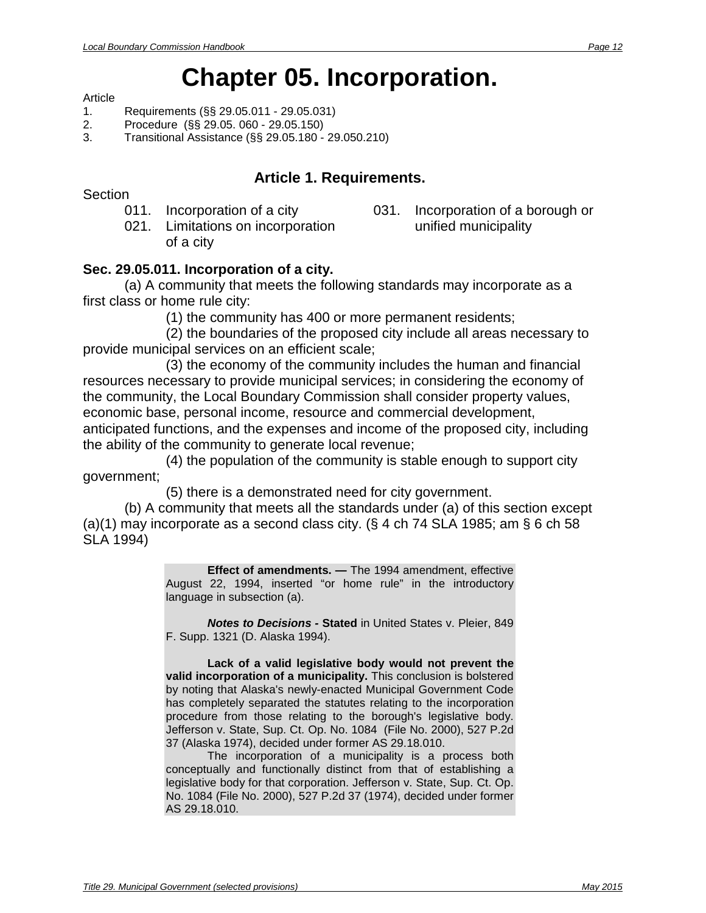# Chapter 05. Incorporation.

Article
1. Requirements (§§ 29.05.011 - 29.05.031)
2. Procedure (§§ 29.05. 060 - 29.05.150)
3. Transitional Assistance (§§ 29.05.180 - 29.050.210)

## Article 1. Requirements.

Section
- 011. Incorporation of a city
- 021. Limitations on incorporation of a city
- 031. Incorporation of a borough or unified municipality

**Sec. 29.05.011. Incorporation of a city.**

(a) A community that meets the following standards may incorporate as a first class or home rule city:

(1) the community has 400 or more permanent residents;

(2) the boundaries of the proposed city include all areas necessary to provide municipal services on an efficient scale;

(3) the economy of the community includes the human and financial resources necessary to provide municipal services; in considering the economy of the community, the Local Boundary Commission shall consider property values, economic base, personal income, resource and commercial development, anticipated functions, and the expenses and income of the proposed city, including the ability of the community to generate local revenue;

(4) the population of the community is stable enough to support city government;

(5) there is a demonstrated need for city government.

(b) A community that meets all the standards under (a) of this section except (a)(1) may incorporate as a second class city. (§ 4 ch 74 SLA 1985; am § 6 ch 58 SLA 1994)

**Effect of amendments. —** The 1994 amendment, effective August 22, 1994, inserted "or home rule" in the introductory language in subsection (a).

***Notes to Decisions* - Stated** in United States v. Pleier, 849 F. Supp. 1321 (D. Alaska 1994).

**Lack of a valid legislative body would not prevent the valid incorporation of a municipality.** This conclusion is bolstered by noting that Alaska's newly-enacted Municipal Government Code has completely separated the statutes relating to the incorporation procedure from those relating to the borough's legislative body. Jefferson v. State, Sup. Ct. Op. No. 1084 (File No. 2000), 527 P.2d 37 (Alaska 1974), decided under former AS 29.18.010.

The incorporation of a municipality is a process both conceptually and functionally distinct from that of establishing a legislative body for that corporation. Jefferson v. State, Sup. Ct. Op. No. 1084 (File No. 2000), 527 P.2d 37 (1974), decided under former AS 29.18.010.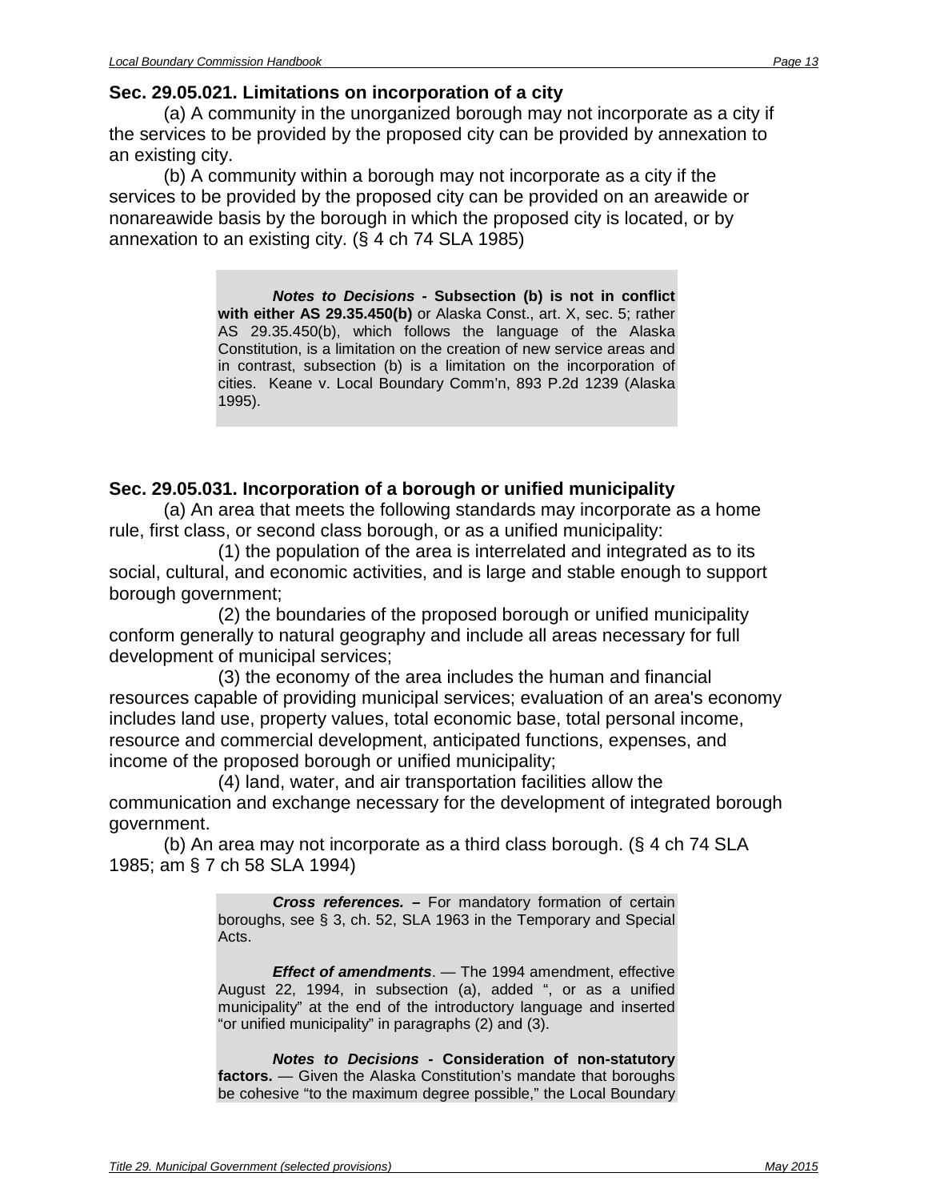### Sec. 29.05.021. Limitations on incorporation of a city

(a) A community in the unorganized borough may not incorporate as a city if the services to be provided by the proposed city can be provided by annexation to an existing city.

(b) A community within a borough may not incorporate as a city if the services to be provided by the proposed city can be provided on an areawide or nonareawide basis by the borough in which the proposed city is located, or by annexation to an existing city. (§ 4 ch 74 SLA 1985)

> ***Notes to Decisions* - Subsection (b) is not in conflict with either AS 29.35.450(b)** or Alaska Const., art. X, sec. 5; rather AS 29.35.450(b), which follows the language of the Alaska Constitution, is a limitation on the creation of new service areas and in contrast, subsection (b) is a limitation on the incorporation of cities. Keane v. Local Boundary Comm'n, 893 P.2d 1239 (Alaska 1995).

### Sec. 29.05.031. Incorporation of a borough or unified municipality

(a) An area that meets the following standards may incorporate as a home rule, first class, or second class borough, or as a unified municipality:

(1) the population of the area is interrelated and integrated as to its social, cultural, and economic activities, and is large and stable enough to support borough government;

(2) the boundaries of the proposed borough or unified municipality conform generally to natural geography and include all areas necessary for full development of municipal services;

(3) the economy of the area includes the human and financial resources capable of providing municipal services; evaluation of an area's economy includes land use, property values, total economic base, total personal income, resource and commercial development, anticipated functions, expenses, and income of the proposed borough or unified municipality;

(4) land, water, and air transportation facilities allow the communication and exchange necessary for the development of integrated borough government.

(b) An area may not incorporate as a third class borough. (§ 4 ch 74 SLA 1985; am § 7 ch 58 SLA 1994)

> ***Cross references.* –** For mandatory formation of certain boroughs, see § 3, ch. 52, SLA 1963 in the Temporary and Special Acts.
>
> ***Effect of amendments*.** — The 1994 amendment, effective August 22, 1994, in subsection (a), added ", or as a unified municipality" at the end of the introductory language and inserted "or unified municipality" in paragraphs (2) and (3).
>
> ***Notes to Decisions* - Consideration of non-statutory factors.** — Given the Alaska Constitution's mandate that boroughs be cohesive "to the maximum degree possible," the Local Boundary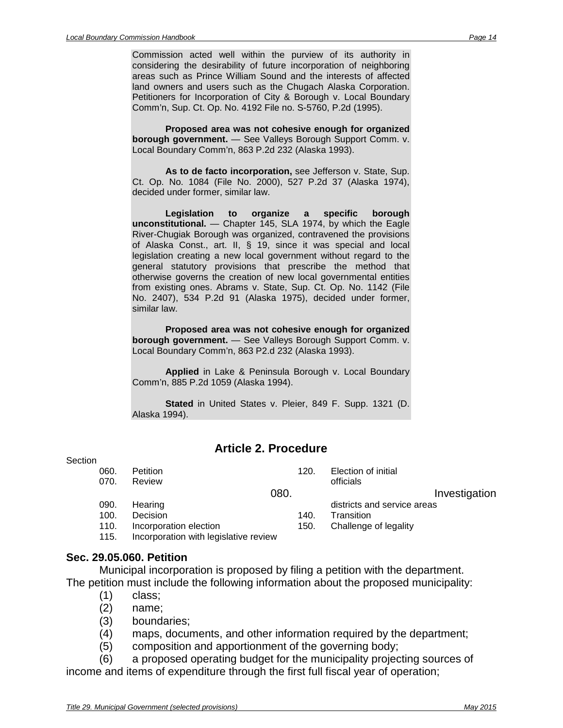Commission acted well within the purview of its authority in considering the desirability of future incorporation of neighboring areas such as Prince William Sound and the interests of affected land owners and users such as the Chugach Alaska Corporation. Petitioners for Incorporation of City & Borough v. Local Boundary Comm'n, Sup. Ct. Op. No. 4192 File no. S-5760, P.2d (1995).

**Proposed area was not cohesive enough for organized borough government.** — See Valleys Borough Support Comm. v. Local Boundary Comm'n, 863 P.2d 232 (Alaska 1993).

**As to de facto incorporation,** see Jefferson v. State, Sup. Ct. Op. No. 1084 (File No. 2000), 527 P.2d 37 (Alaska 1974), decided under former, similar law.

**Legislation to organize a specific borough unconstitutional.** — Chapter 145, SLA 1974, by which the Eagle River-Chugiak Borough was organized, contravened the provisions of Alaska Const., art. II, § 19, since it was special and local legislation creating a new local government without regard to the general statutory provisions that prescribe the method that otherwise governs the creation of new local governmental entities from existing ones. Abrams v. State, Sup. Ct. Op. No. 1142 (File No. 2407), 534 P.2d 91 (Alaska 1975), decided under former, similar law.

**Proposed area was not cohesive enough for organized borough government.** — See Valleys Borough Support Comm. v. Local Boundary Comm'n, 863 P2.d 232 (Alaska 1993).

**Applied** in Lake & Peninsula Borough v. Local Boundary Comm'n, 885 P.2d 1059 (Alaska 1994).

**Stated** in United States v. Pleier, 849 F. Supp. 1321 (D. Alaska 1994).

## Article 2. Procedure

Section

060. Petition
070. Review
080. Investigation
090. Hearing
100. Decision
110. Incorporation election
115. Incorporation with legislative review
120. Election of initial officials
districts and service areas
140. Transition
150. Challenge of legality

### Sec. 29.05.060. Petition

Municipal incorporation is proposed by filing a petition with the department. The petition must include the following information about the proposed municipality:

(1) class;
(2) name;
(3) boundaries;
(4) maps, documents, and other information required by the department;
(5) composition and apportionment of the governing body;
(6) a proposed operating budget for the municipality projecting sources of income and items of expenditure through the first full fiscal year of operation;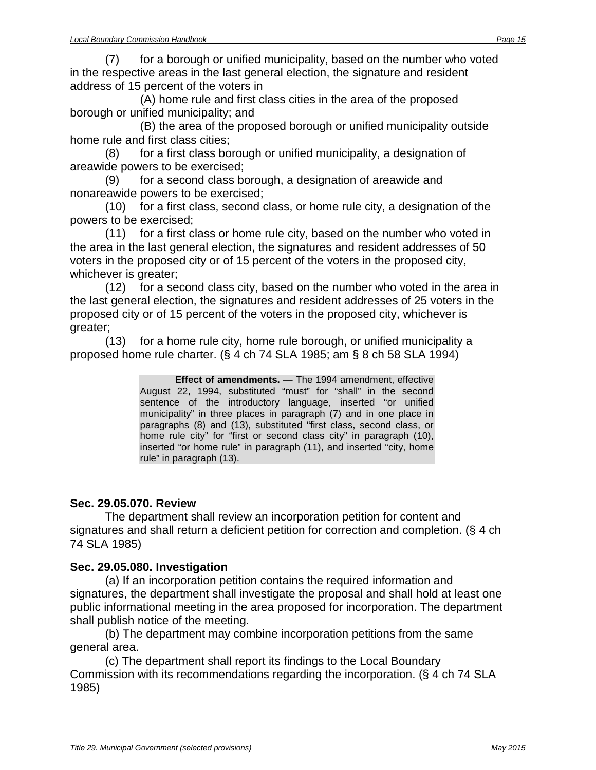(7) for a borough or unified municipality, based on the number who voted in the respective areas in the last general election, the signature and resident address of 15 percent of the voters in

(A) home rule and first class cities in the area of the proposed borough or unified municipality; and

(B) the area of the proposed borough or unified municipality outside home rule and first class cities;

(8) for a first class borough or unified municipality, a designation of areawide powers to be exercised;

(9) for a second class borough, a designation of areawide and nonareawide powers to be exercised;

(10) for a first class, second class, or home rule city, a designation of the powers to be exercised;

(11) for a first class or home rule city, based on the number who voted in the area in the last general election, the signatures and resident addresses of 50 voters in the proposed city or of 15 percent of the voters in the proposed city, whichever is greater;

(12) for a second class city, based on the number who voted in the area in the last general election, the signatures and resident addresses of 25 voters in the proposed city or of 15 percent of the voters in the proposed city, whichever is greater;

(13) for a home rule city, home rule borough, or unified municipality a proposed home rule charter. (§ 4 ch 74 SLA 1985; am § 8 ch 58 SLA 1994)

**Effect of amendments.** — The 1994 amendment, effective August 22, 1994, substituted "must" for "shall" in the second sentence of the introductory language, inserted "or unified municipality" in three places in paragraph (7) and in one place in paragraphs (8) and (13), substituted "first class, second class, or home rule city" for "first or second class city" in paragraph (10), inserted "or home rule" in paragraph (11), and inserted "city, home rule" in paragraph (13).

### Sec. 29.05.070. Review

The department shall review an incorporation petition for content and signatures and shall return a deficient petition for correction and completion. (§ 4 ch 74 SLA 1985)

### Sec. 29.05.080. Investigation

(a) If an incorporation petition contains the required information and signatures, the department shall investigate the proposal and shall hold at least one public informational meeting in the area proposed for incorporation. The department shall publish notice of the meeting.

(b) The department may combine incorporation petitions from the same general area.

(c) The department shall report its findings to the Local Boundary Commission with its recommendations regarding the incorporation. (§ 4 ch 74 SLA 1985)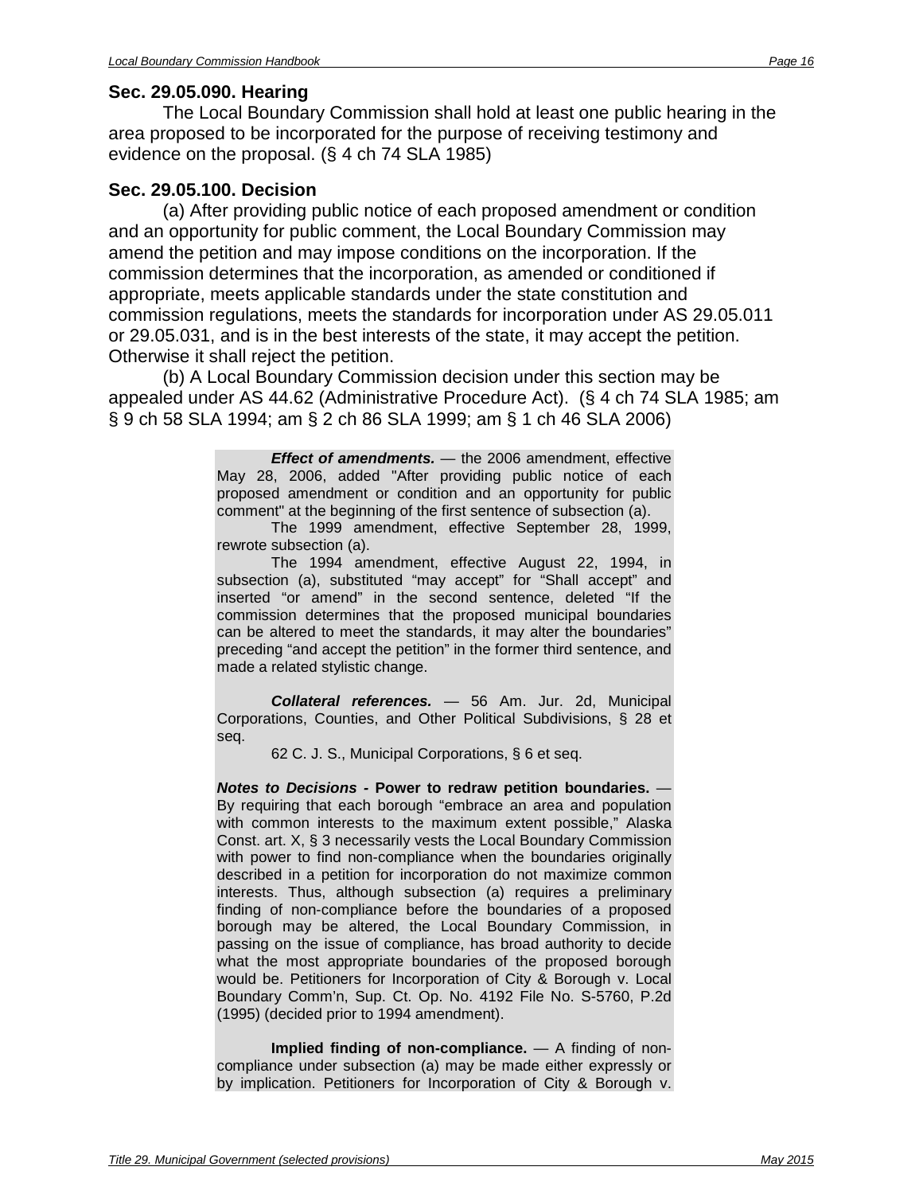**Sec. 29.05.090. Hearing**

The Local Boundary Commission shall hold at least one public hearing in the area proposed to be incorporated for the purpose of receiving testimony and evidence on the proposal. (§ 4 ch 74 SLA 1985)

**Sec. 29.05.100. Decision**

(a) After providing public notice of each proposed amendment or condition and an opportunity for public comment, the Local Boundary Commission may amend the petition and may impose conditions on the incorporation. If the commission determines that the incorporation, as amended or conditioned if appropriate, meets applicable standards under the state constitution and commission regulations, meets the standards for incorporation under AS 29.05.011 or 29.05.031, and is in the best interests of the state, it may accept the petition. Otherwise it shall reject the petition.

(b) A Local Boundary Commission decision under this section may be appealed under AS 44.62 (Administrative Procedure Act). (§ 4 ch 74 SLA 1985; am § 9 ch 58 SLA 1994; am § 2 ch 86 SLA 1999; am § 1 ch 46 SLA 2006)

***Effect of amendments.*** — the 2006 amendment, effective May 28, 2006, added "After providing public notice of each proposed amendment or condition and an opportunity for public comment" at the beginning of the first sentence of subsection (a).

The 1999 amendment, effective September 28, 1999, rewrote subsection (a).

The 1994 amendment, effective August 22, 1994, in subsection (a), substituted "may accept" for "Shall accept" and inserted "or amend" in the second sentence, deleted "If the commission determines that the proposed municipal boundaries can be altered to meet the standards, it may alter the boundaries" preceding "and accept the petition" in the former third sentence, and made a related stylistic change.

***Collateral references.*** — 56 Am. Jur. 2d, Municipal Corporations, Counties, and Other Political Subdivisions, § 28 et seq.

62 C. J. S., Municipal Corporations, § 6 et seq.

***Notes to Decisions*** **- Power to redraw petition boundaries.** — By requiring that each borough "embrace an area and population with common interests to the maximum extent possible," Alaska Const. art. X, § 3 necessarily vests the Local Boundary Commission with power to find non-compliance when the boundaries originally described in a petition for incorporation do not maximize common interests. Thus, although subsection (a) requires a preliminary finding of non-compliance before the boundaries of a proposed borough may be altered, the Local Boundary Commission, in passing on the issue of compliance, has broad authority to decide what the most appropriate boundaries of the proposed borough would be. Petitioners for Incorporation of City & Borough v. Local Boundary Comm'n, Sup. Ct. Op. No. 4192 File No. S-5760, P.2d (1995) (decided prior to 1994 amendment).

**Implied finding of non-compliance.** — A finding of non-compliance under subsection (a) may be made either expressly or by implication. Petitioners for Incorporation of City & Borough v.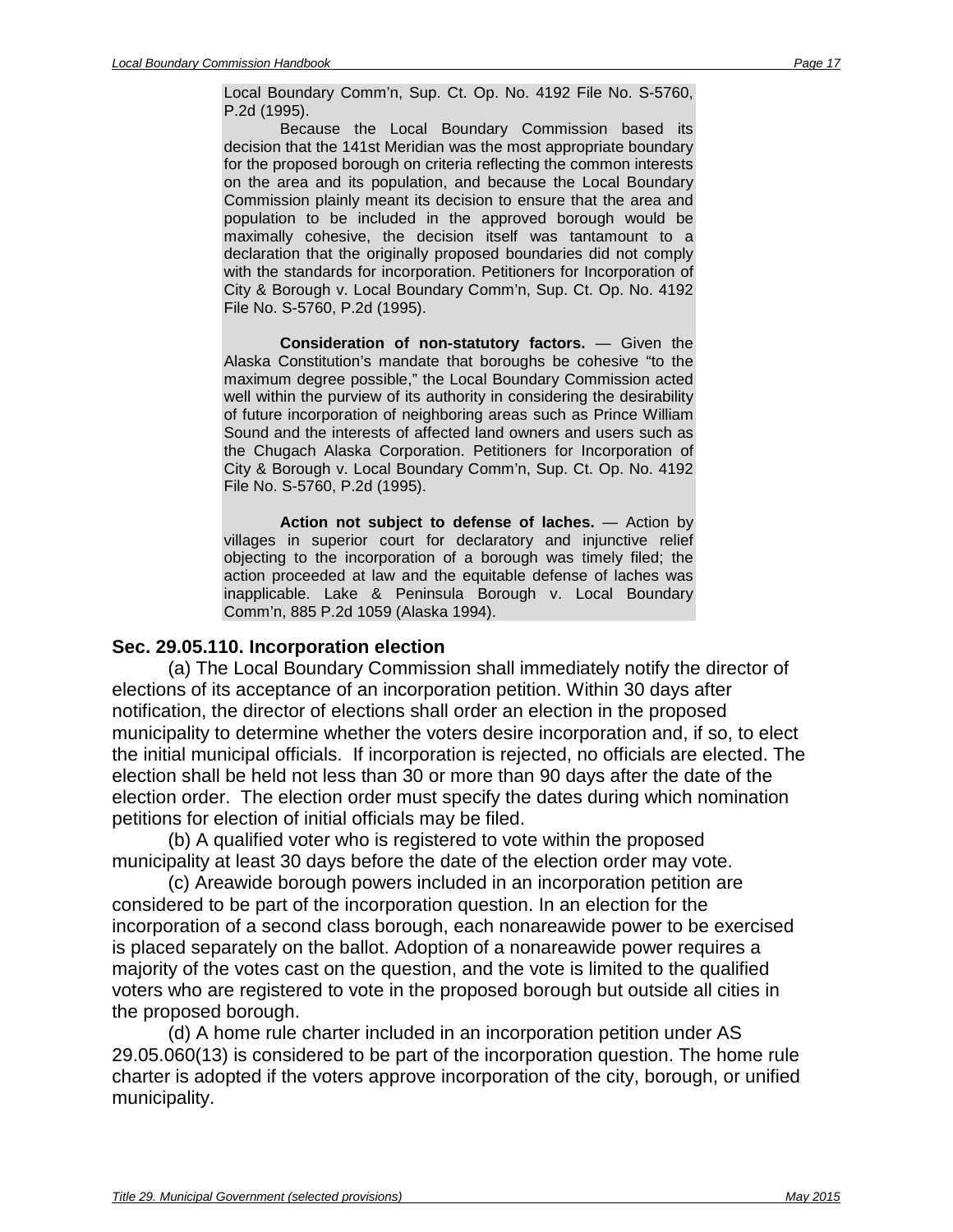Local Boundary Comm'n, Sup. Ct. Op. No. 4192 File No. S-5760, P.2d (1995).

Because the Local Boundary Commission based its decision that the 141st Meridian was the most appropriate boundary for the proposed borough on criteria reflecting the common interests on the area and its population, and because the Local Boundary Commission plainly meant its decision to ensure that the area and population to be included in the approved borough would be maximally cohesive, the decision itself was tantamount to a declaration that the originally proposed boundaries did not comply with the standards for incorporation. Petitioners for Incorporation of City & Borough v. Local Boundary Comm'n, Sup. Ct. Op. No. 4192 File No. S-5760, P.2d (1995).

**Consideration of non-statutory factors.** — Given the Alaska Constitution's mandate that boroughs be cohesive "to the maximum degree possible," the Local Boundary Commission acted well within the purview of its authority in considering the desirability of future incorporation of neighboring areas such as Prince William Sound and the interests of affected land owners and users such as the Chugach Alaska Corporation. Petitioners for Incorporation of City & Borough v. Local Boundary Comm'n, Sup. Ct. Op. No. 4192 File No. S-5760, P.2d (1995).

**Action not subject to defense of laches.** — Action by villages in superior court for declaratory and injunctive relief objecting to the incorporation of a borough was timely filed; the action proceeded at law and the equitable defense of laches was inapplicable. Lake & Peninsula Borough v. Local Boundary Comm'n, 885 P.2d 1059 (Alaska 1994).

### Sec. 29.05.110. Incorporation election

(a) The Local Boundary Commission shall immediately notify the director of elections of its acceptance of an incorporation petition. Within 30 days after notification, the director of elections shall order an election in the proposed municipality to determine whether the voters desire incorporation and, if so, to elect the initial municipal officials. If incorporation is rejected, no officials are elected. The election shall be held not less than 30 or more than 90 days after the date of the election order. The election order must specify the dates during which nomination petitions for election of initial officials may be filed.

(b) A qualified voter who is registered to vote within the proposed municipality at least 30 days before the date of the election order may vote.

(c) Areawide borough powers included in an incorporation petition are considered to be part of the incorporation question. In an election for the incorporation of a second class borough, each nonareawide power to be exercised is placed separately on the ballot. Adoption of a nonareawide power requires a majority of the votes cast on the question, and the vote is limited to the qualified voters who are registered to vote in the proposed borough but outside all cities in the proposed borough.

(d) A home rule charter included in an incorporation petition under AS 29.05.060(13) is considered to be part of the incorporation question. The home rule charter is adopted if the voters approve incorporation of the city, borough, or unified municipality.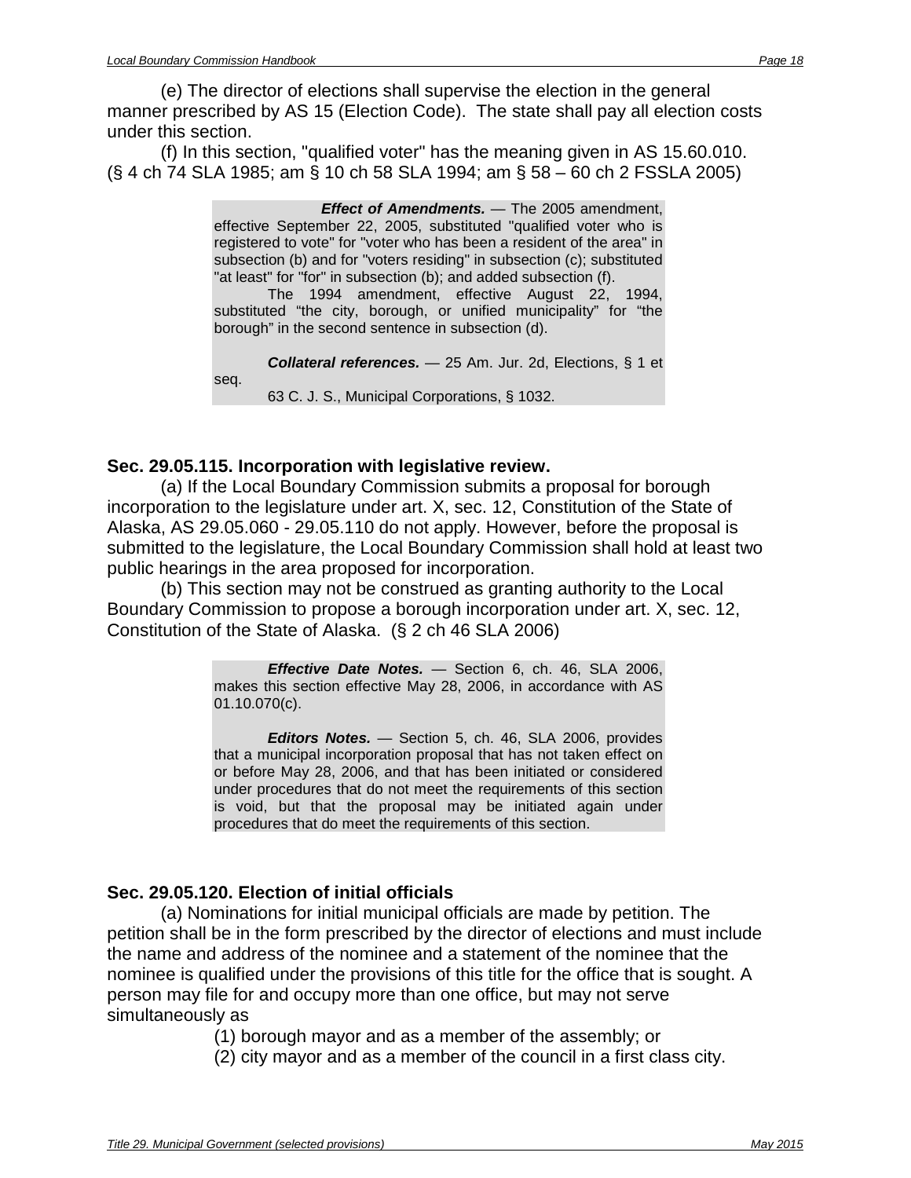(e) The director of elections shall supervise the election in the general manner prescribed by AS 15 (Election Code). The state shall pay all election costs under this section.

(f) In this section, "qualified voter" has the meaning given in AS 15.60.010. (§ 4 ch 74 SLA 1985; am § 10 ch 58 SLA 1994; am § 58 – 60 ch 2 FSSLA 2005)

> ***Effect of Amendments.*** — The 2005 amendment, effective September 22, 2005, substituted "qualified voter who is registered to vote" for "voter who has been a resident of the area" in subsection (b) and for "voters residing" in subsection (c); substituted "at least" for "for" in subsection (b); and added subsection (f).
>
> The 1994 amendment, effective August 22, 1994, substituted "the city, borough, or unified municipality" for "the borough" in the second sentence in subsection (d).
>
> ***Collateral references.*** — 25 Am. Jur. 2d, Elections, § 1 et seq.
>
> 63 C. J. S., Municipal Corporations, § 1032.

**Sec. 29.05.115. Incorporation with legislative review.**

(a) If the Local Boundary Commission submits a proposal for borough incorporation to the legislature under art. X, sec. 12, Constitution of the State of Alaska, AS 29.05.060 - 29.05.110 do not apply. However, before the proposal is submitted to the legislature, the Local Boundary Commission shall hold at least two public hearings in the area proposed for incorporation.

(b) This section may not be construed as granting authority to the Local Boundary Commission to propose a borough incorporation under art. X, sec. 12, Constitution of the State of Alaska. (§ 2 ch 46 SLA 2006)

> ***Effective Date Notes.*** — Section 6, ch. 46, SLA 2006, makes this section effective May 28, 2006, in accordance with AS 01.10.070(c).
>
> ***Editors Notes.*** — Section 5, ch. 46, SLA 2006, provides that a municipal incorporation proposal that has not taken effect on or before May 28, 2006, and that has been initiated or considered under procedures that do not meet the requirements of this section is void, but that the proposal may be initiated again under procedures that do meet the requirements of this section.

**Sec. 29.05.120. Election of initial officials**

(a) Nominations for initial municipal officials are made by petition. The petition shall be in the form prescribed by the director of elections and must include the name and address of the nominee and a statement of the nominee that the nominee is qualified under the provisions of this title for the office that is sought. A person may file for and occupy more than one office, but may not serve simultaneously as

(1) borough mayor and as a member of the assembly; or

(2) city mayor and as a member of the council in a first class city.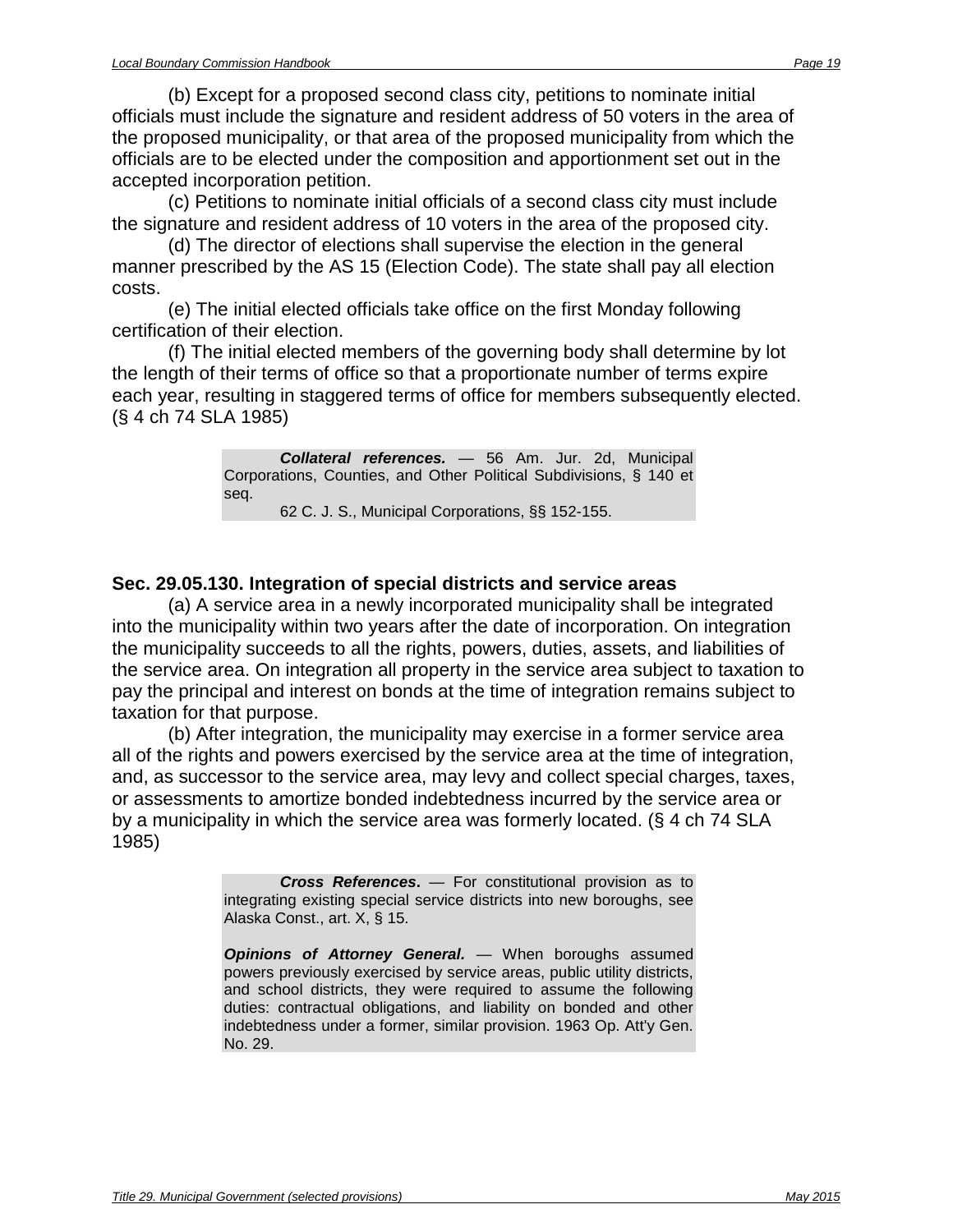(b) Except for a proposed second class city, petitions to nominate initial officials must include the signature and resident address of 50 voters in the area of the proposed municipality, or that area of the proposed municipality from which the officials are to be elected under the composition and apportionment set out in the accepted incorporation petition.

(c) Petitions to nominate initial officials of a second class city must include the signature and resident address of 10 voters in the area of the proposed city.

(d) The director of elections shall supervise the election in the general manner prescribed by the AS 15 (Election Code). The state shall pay all election costs.

(e) The initial elected officials take office on the first Monday following certification of their election.

(f) The initial elected members of the governing body shall determine by lot the length of their terms of office so that a proportionate number of terms expire each year, resulting in staggered terms of office for members subsequently elected. (§ 4 ch 74 SLA 1985)

> ***Collateral references.*** — 56 Am. Jur. 2d, Municipal Corporations, Counties, and Other Political Subdivisions, § 140 et seq.
>
> 62 C. J. S., Municipal Corporations, §§ 152-155.

### Sec. 29.05.130. Integration of special districts and service areas

(a) A service area in a newly incorporated municipality shall be integrated into the municipality within two years after the date of incorporation. On integration the municipality succeeds to all the rights, powers, duties, assets, and liabilities of the service area. On integration all property in the service area subject to taxation to pay the principal and interest on bonds at the time of integration remains subject to taxation for that purpose.

(b) After integration, the municipality may exercise in a former service area all of the rights and powers exercised by the service area at the time of integration, and, as successor to the service area, may levy and collect special charges, taxes, or assessments to amortize bonded indebtedness incurred by the service area or by a municipality in which the service area was formerly located. (§ 4 ch 74 SLA 1985)

> ***Cross References.*** — For constitutional provision as to integrating existing special service districts into new boroughs, see Alaska Const., art. X, § 15.
>
> ***Opinions of Attorney General.*** — When boroughs assumed powers previously exercised by service areas, public utility districts, and school districts, they were required to assume the following duties: contractual obligations, and liability on bonded and other indebtedness under a former, similar provision. 1963 Op. Att'y Gen. No. 29.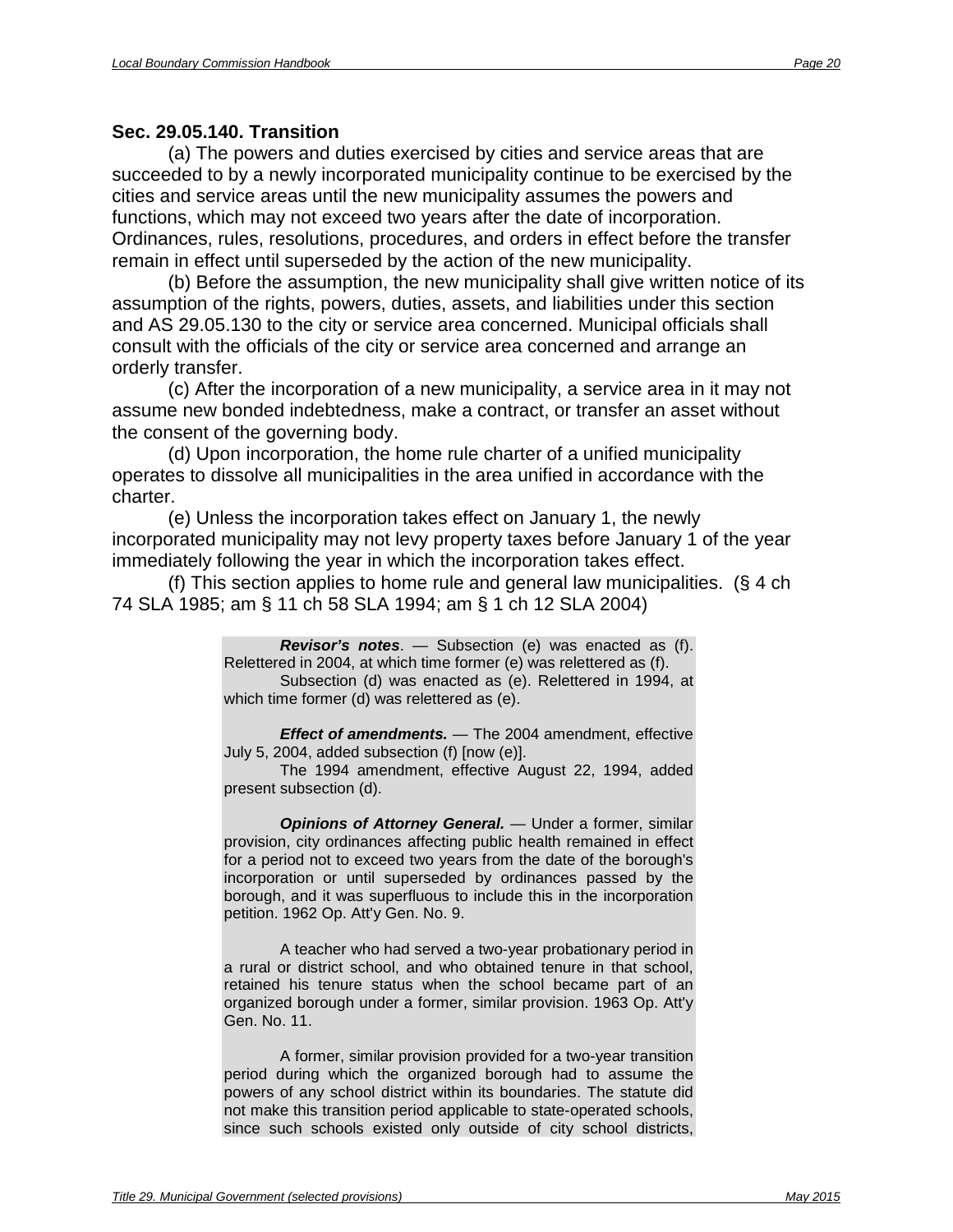**Sec. 29.05.140. Transition**

(a) The powers and duties exercised by cities and service areas that are succeeded to by a newly incorporated municipality continue to be exercised by the cities and service areas until the new municipality assumes the powers and functions, which may not exceed two years after the date of incorporation. Ordinances, rules, resolutions, procedures, and orders in effect before the transfer remain in effect until superseded by the action of the new municipality.

(b) Before the assumption, the new municipality shall give written notice of its assumption of the rights, powers, duties, assets, and liabilities under this section and AS 29.05.130 to the city or service area concerned. Municipal officials shall consult with the officials of the city or service area concerned and arrange an orderly transfer.

(c) After the incorporation of a new municipality, a service area in it may not assume new bonded indebtedness, make a contract, or transfer an asset without the consent of the governing body.

(d) Upon incorporation, the home rule charter of a unified municipality operates to dissolve all municipalities in the area unified in accordance with the charter.

(e) Unless the incorporation takes effect on January 1, the newly incorporated municipality may not levy property taxes before January 1 of the year immediately following the year in which the incorporation takes effect.

(f) This section applies to home rule and general law municipalities. (§ 4 ch 74 SLA 1985; am § 11 ch 58 SLA 1994; am § 1 ch 12 SLA 2004)

***Revisor's notes***. — Subsection (e) was enacted as (f). Relettered in 2004, at which time former (e) was relettered as (f).

Subsection (d) was enacted as (e). Relettered in 1994, at which time former (d) was relettered as (e).

***Effect of amendments.*** — The 2004 amendment, effective July 5, 2004, added subsection (f) [now (e)].

The 1994 amendment, effective August 22, 1994, added present subsection (d).

***Opinions of Attorney General.*** — Under a former, similar provision, city ordinances affecting public health remained in effect for a period not to exceed two years from the date of the borough's incorporation or until superseded by ordinances passed by the borough, and it was superfluous to include this in the incorporation petition. 1962 Op. Att'y Gen. No. 9.

A teacher who had served a two-year probationary period in a rural or district school, and who obtained tenure in that school, retained his tenure status when the school became part of an organized borough under a former, similar provision. 1963 Op. Att'y Gen. No. 11.

A former, similar provision provided for a two-year transition period during which the organized borough had to assume the powers of any school district within its boundaries. The statute did not make this transition period applicable to state-operated schools, since such schools existed only outside of city school districts,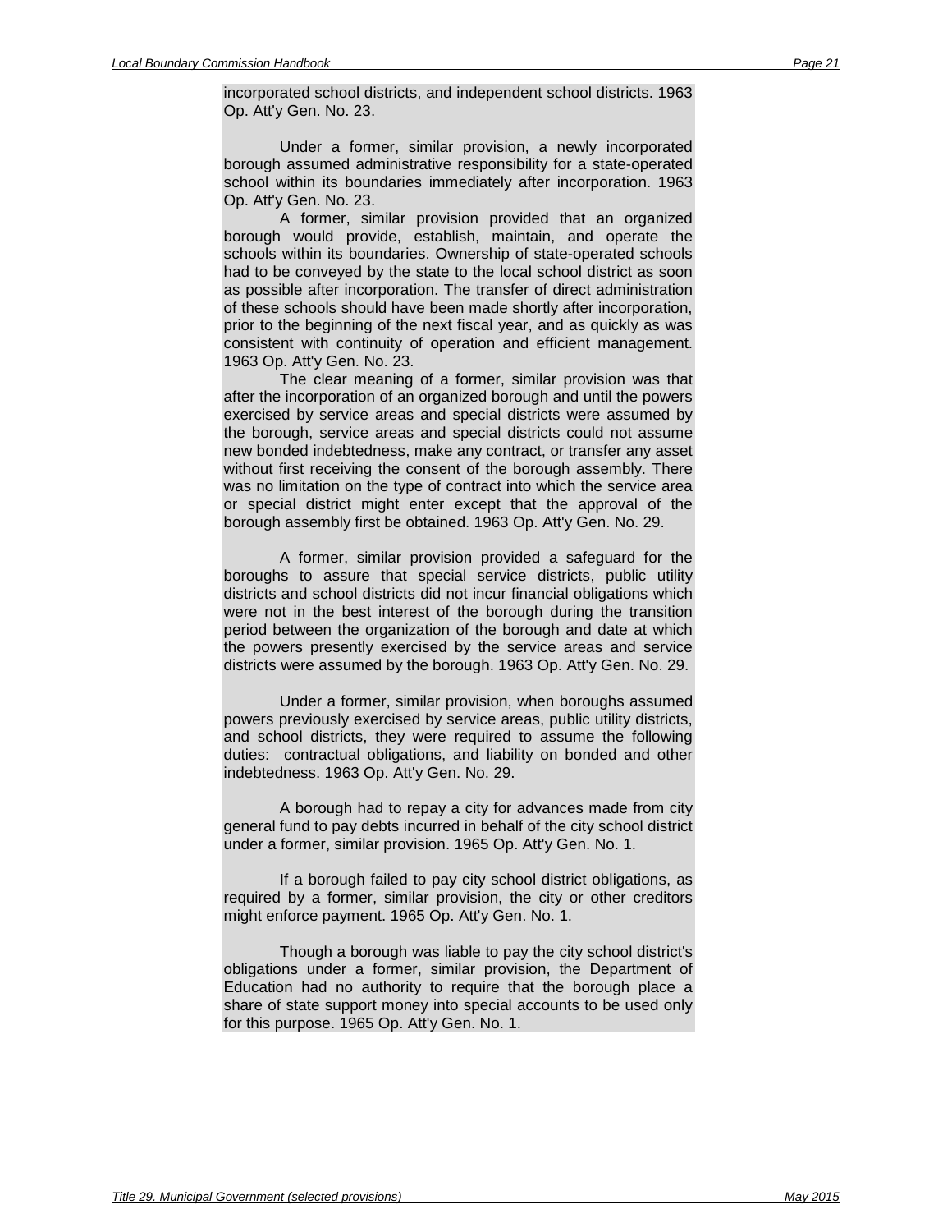incorporated school districts, and independent school districts. 1963 Op. Att'y Gen. No. 23.

Under a former, similar provision, a newly incorporated borough assumed administrative responsibility for a state-operated school within its boundaries immediately after incorporation. 1963 Op. Att'y Gen. No. 23.

A former, similar provision provided that an organized borough would provide, establish, maintain, and operate the schools within its boundaries. Ownership of state-operated schools had to be conveyed by the state to the local school district as soon as possible after incorporation. The transfer of direct administration of these schools should have been made shortly after incorporation, prior to the beginning of the next fiscal year, and as quickly as was consistent with continuity of operation and efficient management. 1963 Op. Att'y Gen. No. 23.

The clear meaning of a former, similar provision was that after the incorporation of an organized borough and until the powers exercised by service areas and special districts were assumed by the borough, service areas and special districts could not assume new bonded indebtedness, make any contract, or transfer any asset without first receiving the consent of the borough assembly. There was no limitation on the type of contract into which the service area or special district might enter except that the approval of the borough assembly first be obtained. 1963 Op. Att'y Gen. No. 29.

A former, similar provision provided a safeguard for the boroughs to assure that special service districts, public utility districts and school districts did not incur financial obligations which were not in the best interest of the borough during the transition period between the organization of the borough and date at which the powers presently exercised by the service areas and service districts were assumed by the borough. 1963 Op. Att'y Gen. No. 29.

Under a former, similar provision, when boroughs assumed powers previously exercised by service areas, public utility districts, and school districts, they were required to assume the following duties: contractual obligations, and liability on bonded and other indebtedness. 1963 Op. Att'y Gen. No. 29.

A borough had to repay a city for advances made from city general fund to pay debts incurred in behalf of the city school district under a former, similar provision. 1965 Op. Att'y Gen. No. 1.

If a borough failed to pay city school district obligations, as required by a former, similar provision, the city or other creditors might enforce payment. 1965 Op. Att'y Gen. No. 1.

Though a borough was liable to pay the city school district's obligations under a former, similar provision, the Department of Education had no authority to require that the borough place a share of state support money into special accounts to be used only for this purpose. 1965 Op. Att'y Gen. No. 1.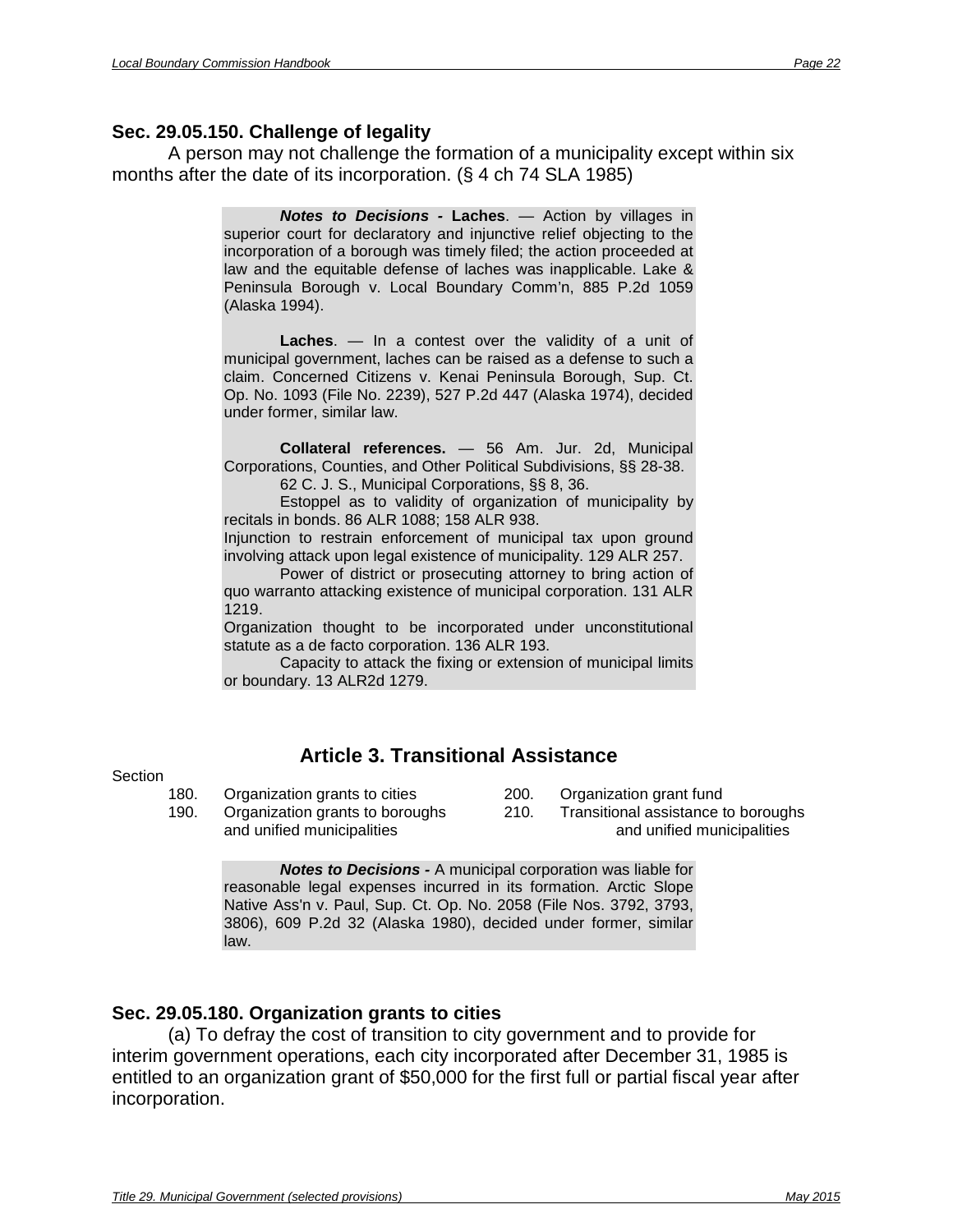### Sec. 29.05.150. Challenge of legality

A person may not challenge the formation of a municipality except within six months after the date of its incorporation. (§ 4 ch 74 SLA 1985)

> ***Notes to Decisions* - Laches**. — Action by villages in superior court for declaratory and injunctive relief objecting to the incorporation of a borough was timely filed; the action proceeded at law and the equitable defense of laches was inapplicable. Lake & Peninsula Borough v. Local Boundary Comm'n, 885 P.2d 1059 (Alaska 1994).
>
> **Laches**. — In a contest over the validity of a unit of municipal government, laches can be raised as a defense to such a claim. Concerned Citizens v. Kenai Peninsula Borough, Sup. Ct. Op. No. 1093 (File No. 2239), 527 P.2d 447 (Alaska 1974), decided under former, similar law.
>
> **Collateral references.** — 56 Am. Jur. 2d, Municipal Corporations, Counties, and Other Political Subdivisions, §§ 28-38.
> 62 C. J. S., Municipal Corporations, §§ 8, 36.
> Estoppel as to validity of organization of municipality by recitals in bonds. 86 ALR 1088; 158 ALR 938.
> Injunction to restrain enforcement of municipal tax upon ground involving attack upon legal existence of municipality. 129 ALR 257.
> Power of district or prosecuting attorney to bring action of quo warranto attacking existence of municipal corporation. 131 ALR 1219.
> Organization thought to be incorporated under unconstitutional statute as a de facto corporation. 136 ALR 193.
> Capacity to attack the fixing or extension of municipal limits or boundary. 13 ALR2d 1279.

## Article 3. Transitional Assistance

Section
- 180. Organization grants to cities
- 190. Organization grants to boroughs and unified municipalities
- 200. Organization grant fund
- 210. Transitional assistance to boroughs and unified municipalities

> ***Notes to Decisions* -** A municipal corporation was liable for reasonable legal expenses incurred in its formation. Arctic Slope Native Ass'n v. Paul, Sup. Ct. Op. No. 2058 (File Nos. 3792, 3793, 3806), 609 P.2d 32 (Alaska 1980), decided under former, similar law.

### Sec. 29.05.180. Organization grants to cities

(a) To defray the cost of transition to city government and to provide for interim government operations, each city incorporated after December 31, 1985 is entitled to an organization grant of $50,000 for the first full or partial fiscal year after incorporation.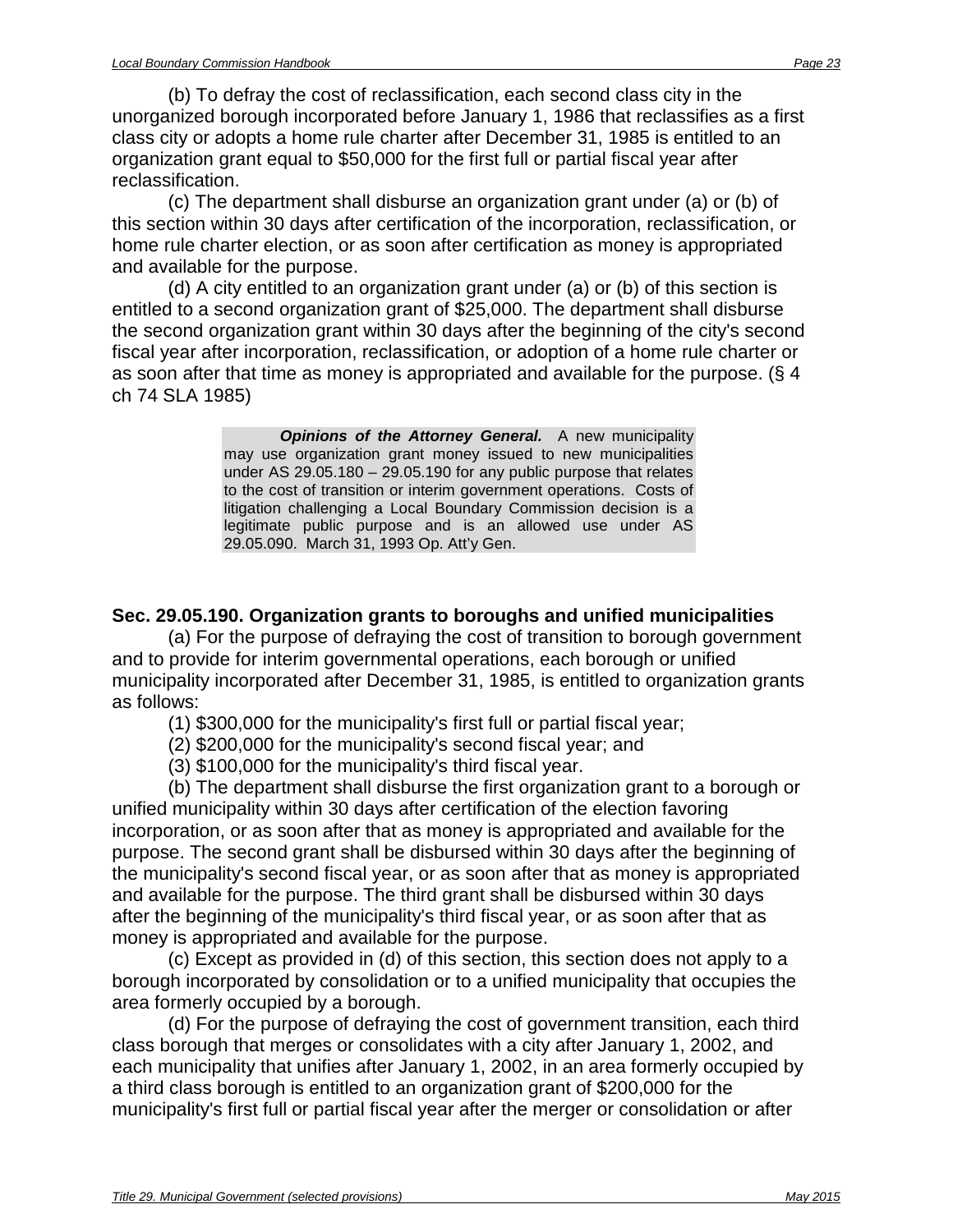(b) To defray the cost of reclassification, each second class city in the unorganized borough incorporated before January 1, 1986 that reclassifies as a first class city or adopts a home rule charter after December 31, 1985 is entitled to an organization grant equal to $50,000 for the first full or partial fiscal year after reclassification.

(c) The department shall disburse an organization grant under (a) or (b) of this section within 30 days after certification of the incorporation, reclassification, or home rule charter election, or as soon after certification as money is appropriated and available for the purpose.

(d) A city entitled to an organization grant under (a) or (b) of this section is entitled to a second organization grant of $25,000. The department shall disburse the second organization grant within 30 days after the beginning of the city's second fiscal year after incorporation, reclassification, or adoption of a home rule charter or as soon after that time as money is appropriated and available for the purpose. (§ 4 ch 74 SLA 1985)

> ***Opinions of the Attorney General.*** A new municipality may use organization grant money issued to new municipalities under AS 29.05.180 – 29.05.190 for any public purpose that relates to the cost of transition or interim government operations. Costs of litigation challenging a Local Boundary Commission decision is a legitimate public purpose and is an allowed use under AS 29.05.090. March 31, 1993 Op. Att'y Gen.

### Sec. 29.05.190. Organization grants to boroughs and unified municipalities

(a) For the purpose of defraying the cost of transition to borough government and to provide for interim governmental operations, each borough or unified municipality incorporated after December 31, 1985, is entitled to organization grants as follows:

(1) $300,000 for the municipality's first full or partial fiscal year;

(2) $200,000 for the municipality's second fiscal year; and

(3) $100,000 for the municipality's third fiscal year.

(b) The department shall disburse the first organization grant to a borough or unified municipality within 30 days after certification of the election favoring incorporation, or as soon after that as money is appropriated and available for the purpose. The second grant shall be disbursed within 30 days after the beginning of the municipality's second fiscal year, or as soon after that as money is appropriated and available for the purpose. The third grant shall be disbursed within 30 days after the beginning of the municipality's third fiscal year, or as soon after that as money is appropriated and available for the purpose.

(c) Except as provided in (d) of this section, this section does not apply to a borough incorporated by consolidation or to a unified municipality that occupies the area formerly occupied by a borough.

(d) For the purpose of defraying the cost of government transition, each third class borough that merges or consolidates with a city after January 1, 2002, and each municipality that unifies after January 1, 2002, in an area formerly occupied by a third class borough is entitled to an organization grant of $200,000 for the municipality's first full or partial fiscal year after the merger or consolidation or after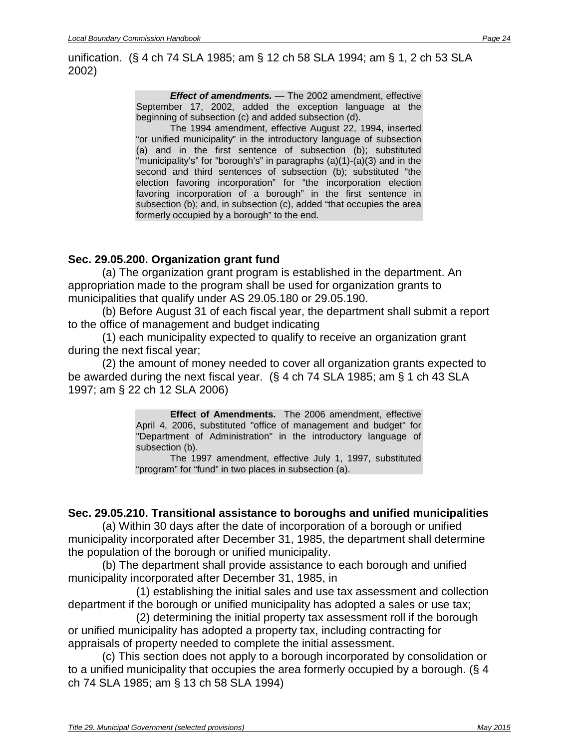unification. (§ 4 ch 74 SLA 1985; am § 12 ch 58 SLA 1994; am § 1, 2 ch 53 SLA 2002)

> ***Effect of amendments.*** — The 2002 amendment, effective September 17, 2002, added the exception language at the beginning of subsection (c) and added subsection (d).
>
> The 1994 amendment, effective August 22, 1994, inserted "or unified municipality" in the introductory language of subsection (a) and in the first sentence of subsection (b); substituted "municipality's" for "borough's" in paragraphs (a)(1)-(a)(3) and in the second and third sentences of subsection (b); substituted "the election favoring incorporation" for "the incorporation election favoring incorporation of a borough" in the first sentence in subsection (b); and, in subsection (c), added "that occupies the area formerly occupied by a borough" to the end.

**Sec. 29.05.200. Organization grant fund**

(a) The organization grant program is established in the department. An appropriation made to the program shall be used for organization grants to municipalities that qualify under AS 29.05.180 or 29.05.190.

(b) Before August 31 of each fiscal year, the department shall submit a report to the office of management and budget indicating

(1) each municipality expected to qualify to receive an organization grant during the next fiscal year;

(2) the amount of money needed to cover all organization grants expected to be awarded during the next fiscal year. (§ 4 ch 74 SLA 1985; am § 1 ch 43 SLA 1997; am § 22 ch 12 SLA 2006)

> **Effect of Amendments.** The 2006 amendment, effective April 4, 2006, substituted "office of management and budget" for "Department of Administration" in the introductory language of subsection (b).
>
> The 1997 amendment, effective July 1, 1997, substituted "program" for "fund" in two places in subsection (a).

**Sec. 29.05.210. Transitional assistance to boroughs and unified municipalities**

(a) Within 30 days after the date of incorporation of a borough or unified municipality incorporated after December 31, 1985, the department shall determine the population of the borough or unified municipality.

(b) The department shall provide assistance to each borough and unified municipality incorporated after December 31, 1985, in

(1) establishing the initial sales and use tax assessment and collection department if the borough or unified municipality has adopted a sales or use tax;

(2) determining the initial property tax assessment roll if the borough or unified municipality has adopted a property tax, including contracting for appraisals of property needed to complete the initial assessment.

(c) This section does not apply to a borough incorporated by consolidation or to a unified municipality that occupies the area formerly occupied by a borough. (§ 4 ch 74 SLA 1985; am § 13 ch 58 SLA 1994)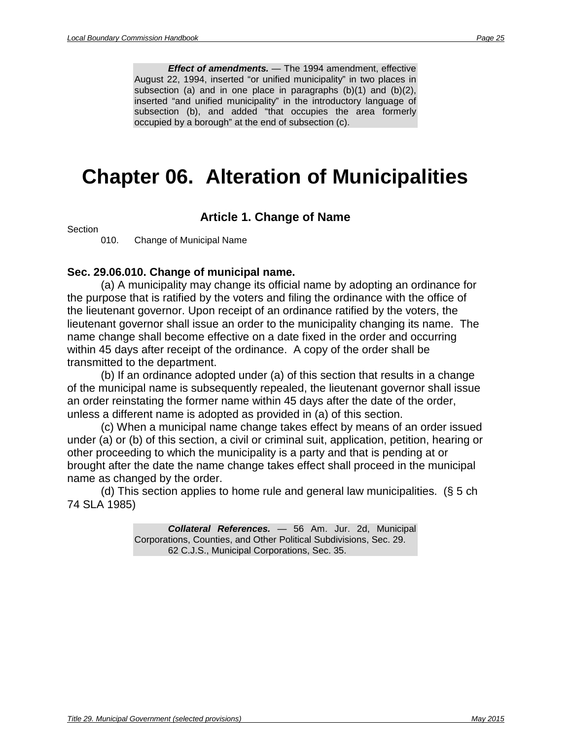***Effect of amendments.*** — The 1994 amendment, effective August 22, 1994, inserted "or unified municipality" in two places in subsection (a) and in one place in paragraphs (b)(1) and (b)(2), inserted "and unified municipality" in the introductory language of subsection (b), and added "that occupies the area formerly occupied by a borough" at the end of subsection (c).

# Chapter 06. Alteration of Municipalities

## Article 1. Change of Name

Section
  010. Change of Municipal Name

**Sec. 29.06.010. Change of municipal name.**

(a) A municipality may change its official name by adopting an ordinance for the purpose that is ratified by the voters and filing the ordinance with the office of the lieutenant governor. Upon receipt of an ordinance ratified by the voters, the lieutenant governor shall issue an order to the municipality changing its name. The name change shall become effective on a date fixed in the order and occurring within 45 days after receipt of the ordinance. A copy of the order shall be transmitted to the department.

(b) If an ordinance adopted under (a) of this section that results in a change of the municipal name is subsequently repealed, the lieutenant governor shall issue an order reinstating the former name within 45 days after the date of the order, unless a different name is adopted as provided in (a) of this section.

(c) When a municipal name change takes effect by means of an order issued under (a) or (b) of this section, a civil or criminal suit, application, petition, hearing or other proceeding to which the municipality is a party and that is pending at or brought after the date the name change takes effect shall proceed in the municipal name as changed by the order.

(d) This section applies to home rule and general law municipalities. (§ 5 ch 74 SLA 1985)

***Collateral References.*** — 56 Am. Jur. 2d, Municipal Corporations, Counties, and Other Political Subdivisions, Sec. 29.
62 C.J.S., Municipal Corporations, Sec. 35.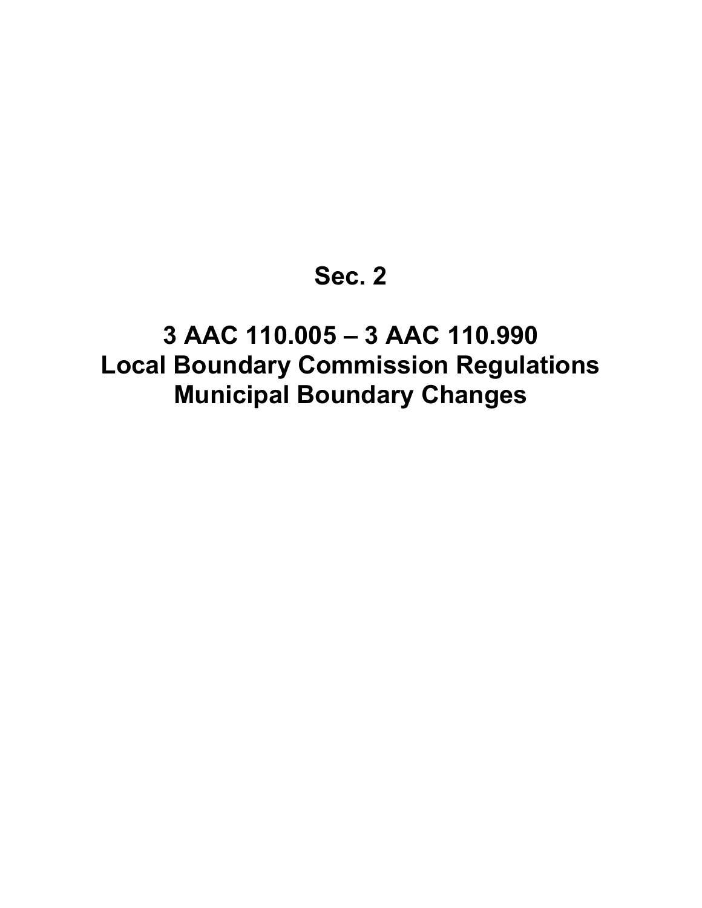# Sec. 2

# 3 AAC 110.005 – 3 AAC 110.990
# Local Boundary Commission Regulations
# Municipal Boundary Changes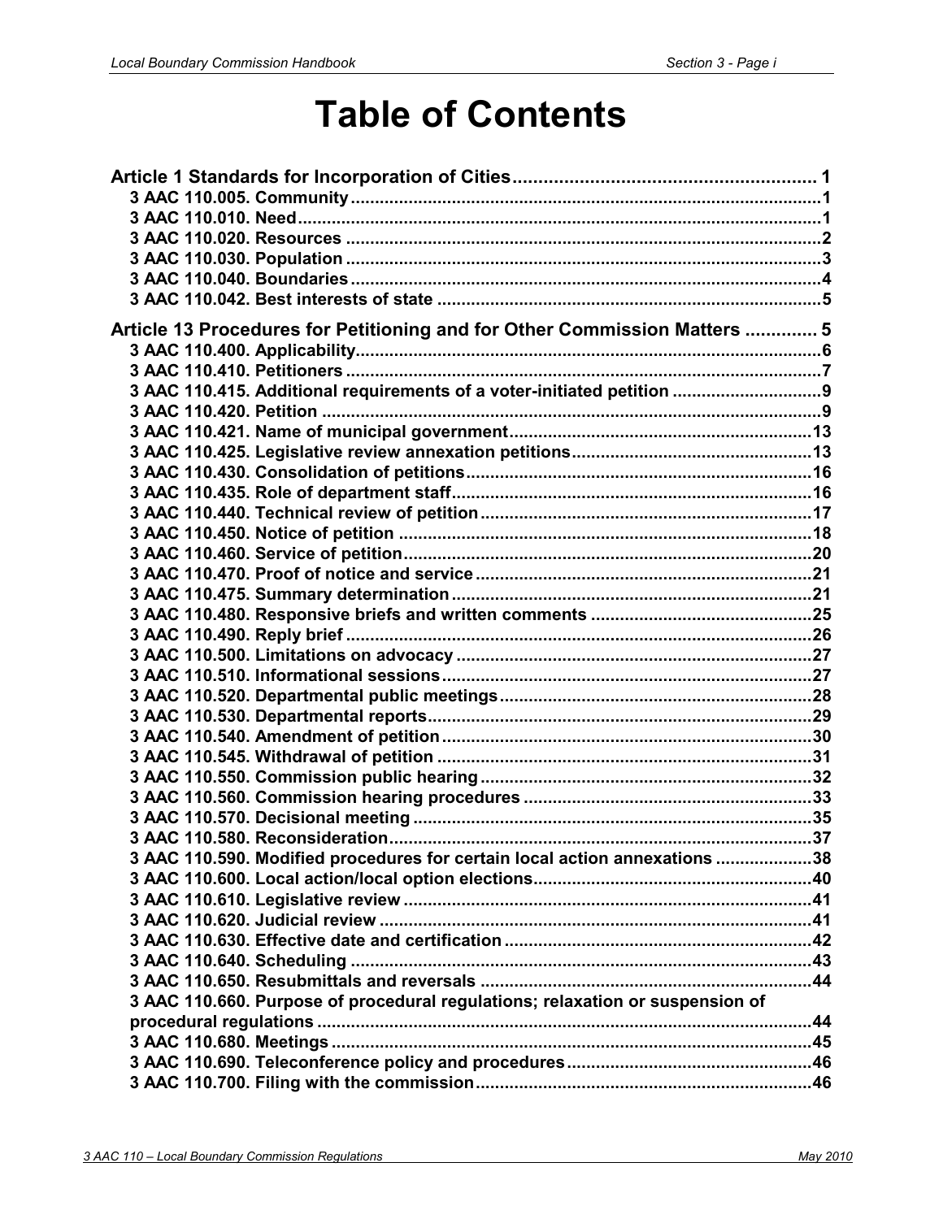# Table of Contents

**Article 1 Standards for Incorporation of Cities** ........................................................ 1

- **3 AAC 110.005. Community** ........................................................................ 1
- **3 AAC 110.010. Need** ................................................................................ 1
- **3 AAC 110.020. Resources** ........................................................................ 2
- **3 AAC 110.030. Population** ....................................................................... 3
- **3 AAC 110.040. Boundaries** ....................................................................... 4
- **3 AAC 110.042. Best interests of state** ........................................................ 5

**Article 13 Procedures for Petitioning and for Other Commission Matters** ............. 5

- **3 AAC 110.400. Applicability** ..................................................................... 6
- **3 AAC 110.410. Petitioners** ....................................................................... 7
- **3 AAC 110.415. Additional requirements of a voter-initiated petition** ................ 9
- **3 AAC 110.420. Petition** ........................................................................... 9
- **3 AAC 110.421. Name of municipal government** ............................................ 13
- **3 AAC 110.425. Legislative review annexation petitions** .................................. 13
- **3 AAC 110.430. Consolidation of petitions** ................................................... 16
- **3 AAC 110.435. Role of department staff** ..................................................... 16
- **3 AAC 110.440. Technical review of petition** ................................................ 17
- **3 AAC 110.450. Notice of petition** .............................................................. 18
- **3 AAC 110.460. Service of petition** ............................................................. 20
- **3 AAC 110.470. Proof of notice and service** ................................................. 21
- **3 AAC 110.475. Summary determination** ..................................................... 21
- **3 AAC 110.480. Responsive briefs and written comments** ................................ 25
- **3 AAC 110.490. Reply brief** ....................................................................... 26
- **3 AAC 110.500. Limitations on advocacy** ..................................................... 27
- **3 AAC 110.510. Informational sessions** ....................................................... 27
- **3 AAC 110.520. Departmental public meetings** .............................................. 28
- **3 AAC 110.530. Departmental reports** ......................................................... 29
- **3 AAC 110.540. Amendment of petition** ....................................................... 30
- **3 AAC 110.545. Withdrawal of petition** ....................................................... 31
- **3 AAC 110.550. Commission public hearing** .................................................. 32
- **3 AAC 110.560. Commission hearing procedures** ............................................ 33
- **3 AAC 110.570. Decisional meeting** ............................................................ 35
- **3 AAC 110.580. Reconsideration** ................................................................ 37
- **3 AAC 110.590. Modified procedures for certain local action annexations** .......... 38
- **3 AAC 110.600. Local action/local option elections** ........................................ 40
- **3 AAC 110.610. Legislative review** ............................................................. 41
- **3 AAC 110.620. Judicial review** ................................................................. 41
- **3 AAC 110.630. Effective date and certification** ............................................ 42
- **3 AAC 110.640. Scheduling** ....................................................................... 43
- **3 AAC 110.650. Resubmittals and reversals** ................................................. 44
- **3 AAC 110.660. Purpose of procedural regulations; relaxation or suspension of procedural regulations** ................................................................................. 44
- **3 AAC 110.680. Meetings** .......................................................................... 45
- **3 AAC 110.690. Teleconference policy and procedures** ................................... 46
- **3 AAC 110.700. Filing with the commission** .................................................. 46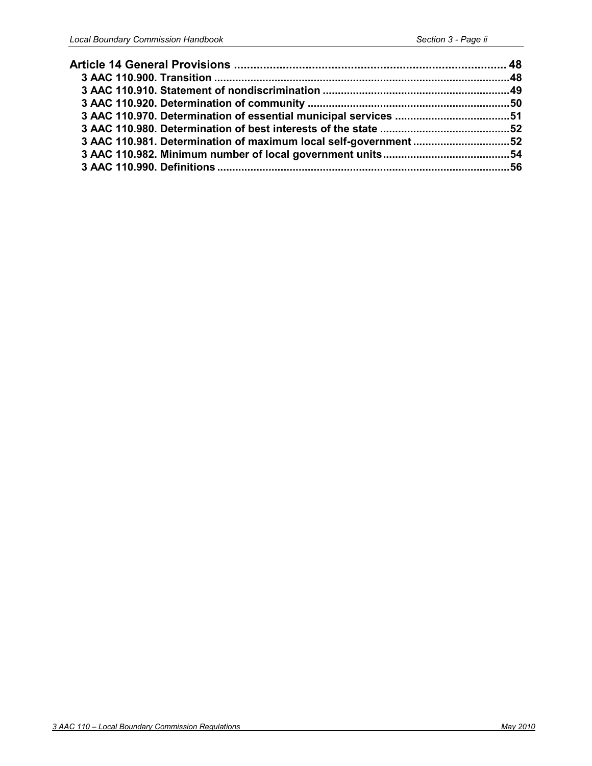**Article 14 General Provisions .................................................................................. 48**

**3 AAC 110.900. Transition ....................................................................................48**

**3 AAC 110.910. Statement of nondiscrimination ..............................................................49**

**3 AAC 110.920. Determination of community ...................................................................50**

**3 AAC 110.970. Determination of essential municipal services ......................................51**

**3 AAC 110.980. Determination of best interests of the state ...........................................52**

**3 AAC 110.981. Determination of maximum local self-government ................................52**

**3 AAC 110.982. Minimum number of local government units..........................................54**

**3 AAC 110.990. Definitions ..................................................................................................56**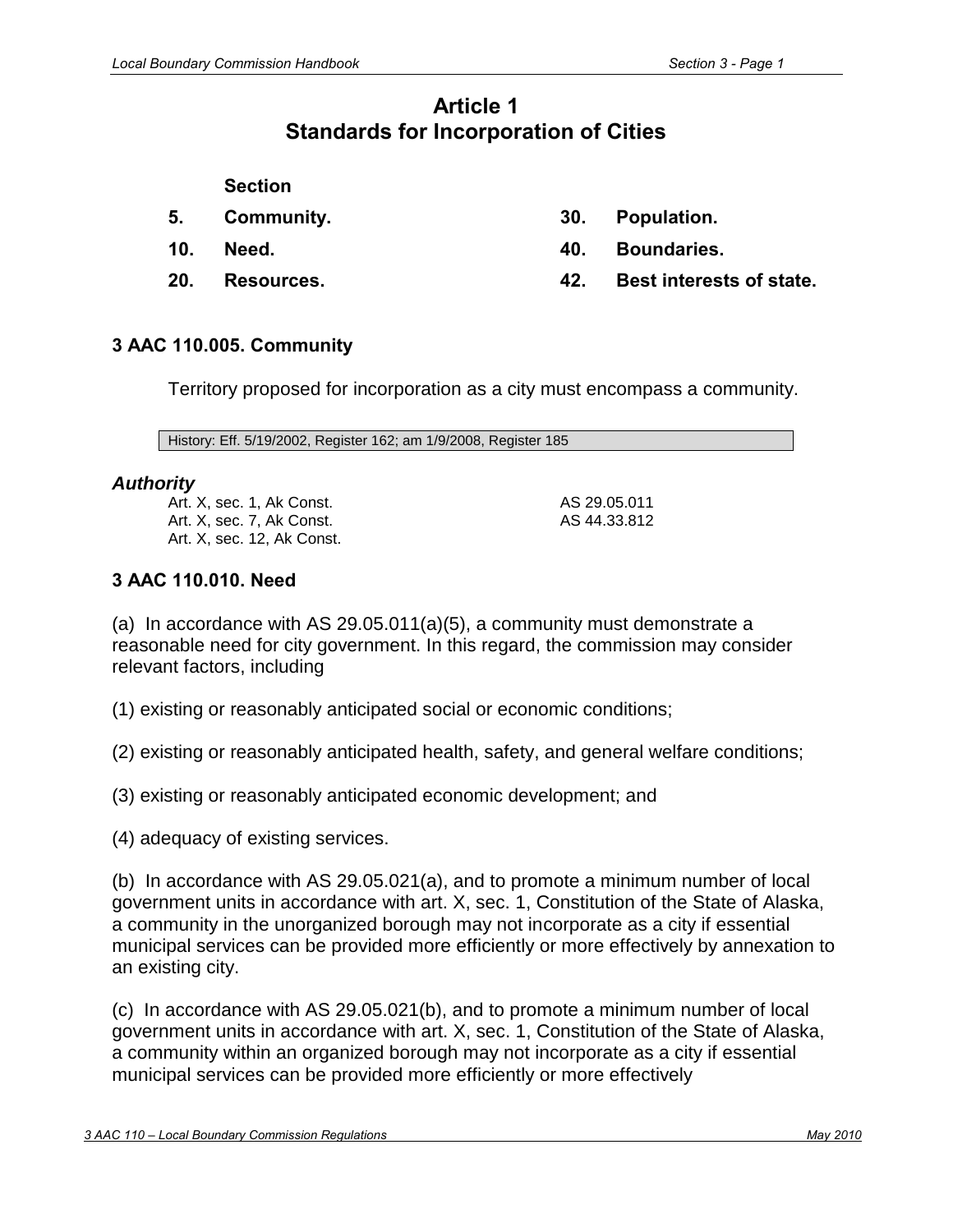# Article 1
# Standards for Incorporation of Cities

| Section | | | |
|---|---|---|---|
| 5. | Community. | 30. | Population. |
| 10. | Need. | 40. | Boundaries. |
| 20. | Resources. | 42. | Best interests of state. |

### 3 AAC 110.005. Community

Territory proposed for incorporation as a city must encompass a community.

History: Eff. 5/19/2002, Register 162; am 1/9/2008, Register 185

***Authority***

Art. X, sec. 1, Ak Const.
Art. X, sec. 7, Ak Const.
Art. X, sec. 12, Ak Const.
AS 29.05.011
AS 44.33.812

### 3 AAC 110.010. Need

(a) In accordance with AS 29.05.011(a)(5), a community must demonstrate a reasonable need for city government. In this regard, the commission may consider relevant factors, including

(1) existing or reasonably anticipated social or economic conditions;

(2) existing or reasonably anticipated health, safety, and general welfare conditions;

(3) existing or reasonably anticipated economic development; and

(4) adequacy of existing services.

(b) In accordance with AS 29.05.021(a), and to promote a minimum number of local government units in accordance with art. X, sec. 1, Constitution of the State of Alaska, a community in the unorganized borough may not incorporate as a city if essential municipal services can be provided more efficiently or more effectively by annexation to an existing city.

(c) In accordance with AS 29.05.021(b), and to promote a minimum number of local government units in accordance with art. X, sec. 1, Constitution of the State of Alaska, a community within an organized borough may not incorporate as a city if essential municipal services can be provided more efficiently or more effectively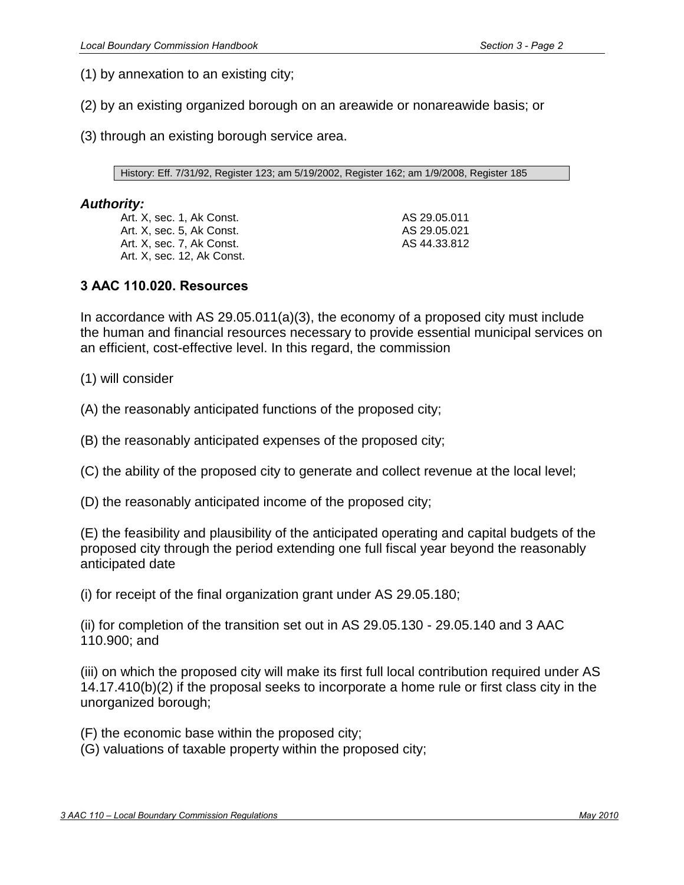(1) by annexation to an existing city;

(2) by an existing organized borough on an areawide or nonareawide basis; or

(3) through an existing borough service area.

History: Eff. 7/31/92, Register 123; am 5/19/2002, Register 162; am 1/9/2008, Register 185

***Authority:***

| | |
|---|---|
| Art. X, sec. 1, Ak Const. | AS 29.05.011 |
| Art. X, sec. 5, Ak Const. | AS 29.05.021 |
| Art. X, sec. 7, Ak Const. | AS 44.33.812 |
| Art. X, sec. 12, Ak Const. | |

### 3 AAC 110.020. Resources

In accordance with AS 29.05.011(a)(3), the economy of a proposed city must include the human and financial resources necessary to provide essential municipal services on an efficient, cost-effective level. In this regard, the commission

(1) will consider

(A) the reasonably anticipated functions of the proposed city;

(B) the reasonably anticipated expenses of the proposed city;

(C) the ability of the proposed city to generate and collect revenue at the local level;

(D) the reasonably anticipated income of the proposed city;

(E) the feasibility and plausibility of the anticipated operating and capital budgets of the proposed city through the period extending one full fiscal year beyond the reasonably anticipated date

(i) for receipt of the final organization grant under AS 29.05.180;

(ii) for completion of the transition set out in AS 29.05.130 - 29.05.140 and 3 AAC 110.900; and

(iii) on which the proposed city will make its first full local contribution required under AS 14.17.410(b)(2) if the proposal seeks to incorporate a home rule or first class city in the unorganized borough;

(F) the economic base within the proposed city;
(G) valuations of taxable property within the proposed city;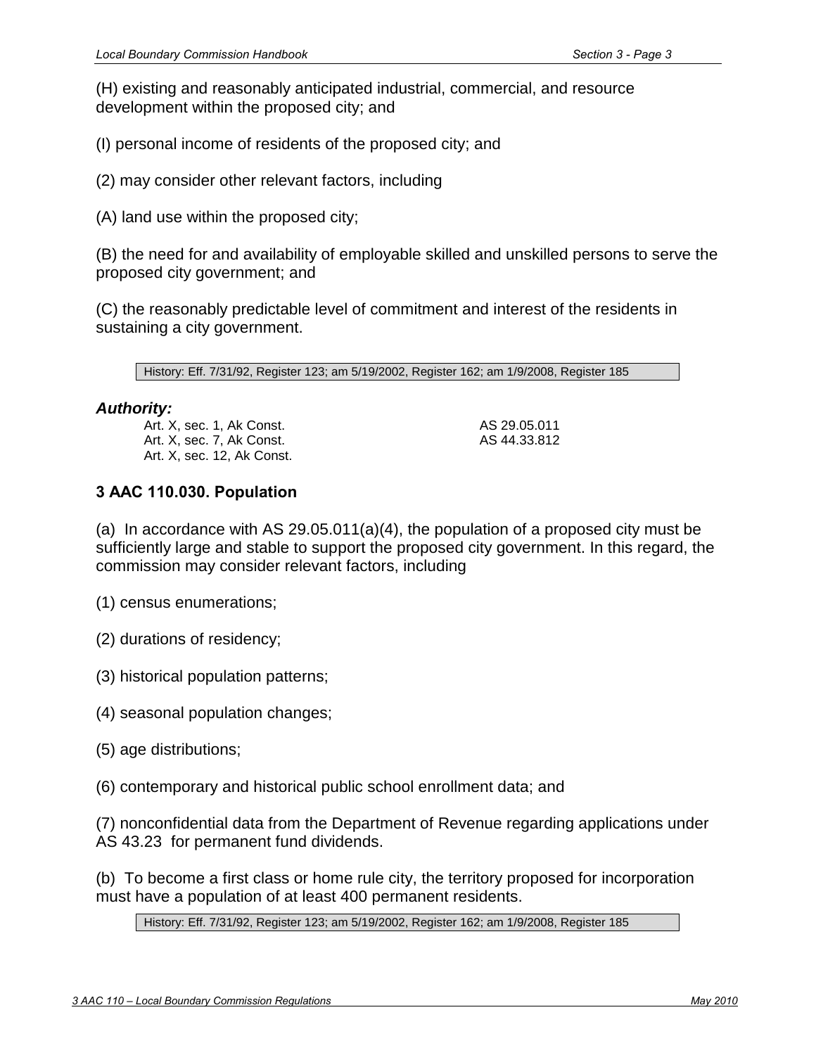(H) existing and reasonably anticipated industrial, commercial, and resource development within the proposed city; and

(I) personal income of residents of the proposed city; and

(2) may consider other relevant factors, including

(A) land use within the proposed city;

(B) the need for and availability of employable skilled and unskilled persons to serve the proposed city government; and

(C) the reasonably predictable level of commitment and interest of the residents in sustaining a city government.

History: Eff. 7/31/92, Register 123; am 5/19/2002, Register 162; am 1/9/2008, Register 185

***Authority:***

Art. X, sec. 1, Ak Const.
Art. X, sec. 7, Ak Const.
Art. X, sec. 12, Ak Const.
AS 29.05.011
AS 44.33.812

### 3 AAC 110.030. Population

(a) In accordance with AS 29.05.011(a)(4), the population of a proposed city must be sufficiently large and stable to support the proposed city government. In this regard, the commission may consider relevant factors, including

(1) census enumerations;

(2) durations of residency;

(3) historical population patterns;

(4) seasonal population changes;

(5) age distributions;

(6) contemporary and historical public school enrollment data; and

(7) nonconfidential data from the Department of Revenue regarding applications under AS 43.23 for permanent fund dividends.

(b) To become a first class or home rule city, the territory proposed for incorporation must have a population of at least 400 permanent residents.

History: Eff. 7/31/92, Register 123; am 5/19/2002, Register 162; am 1/9/2008, Register 185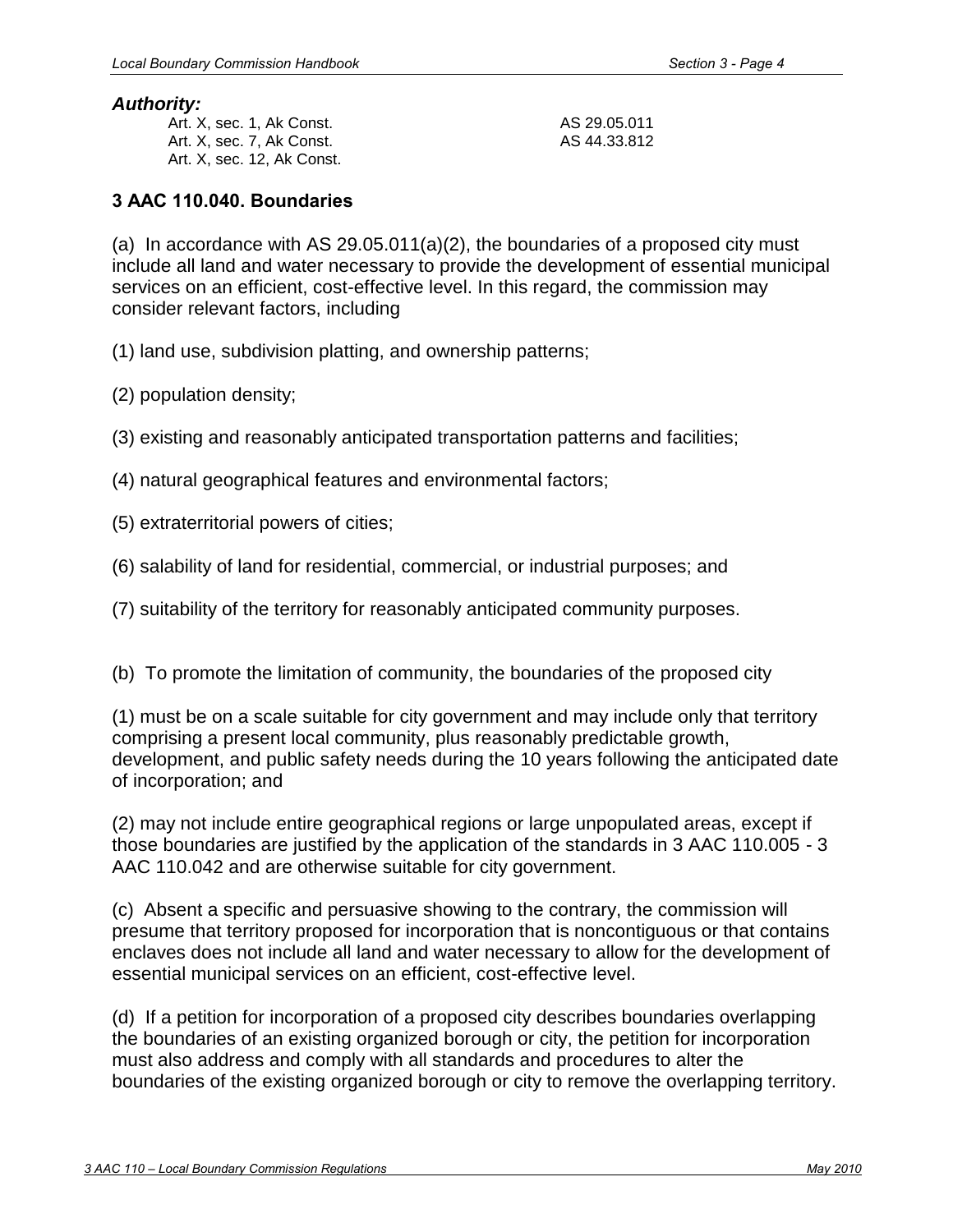***Authority:***

Art. X, sec. 1, Ak Const.
Art. X, sec. 7, Ak Const.
Art. X, sec. 12, Ak Const.

AS 29.05.011
AS 44.33.812

### 3 AAC 110.040. Boundaries

(a) In accordance with AS 29.05.011(a)(2), the boundaries of a proposed city must include all land and water necessary to provide the development of essential municipal services on an efficient, cost-effective level. In this regard, the commission may consider relevant factors, including

(1) land use, subdivision platting, and ownership patterns;

(2) population density;

(3) existing and reasonably anticipated transportation patterns and facilities;

(4) natural geographical features and environmental factors;

(5) extraterritorial powers of cities;

(6) salability of land for residential, commercial, or industrial purposes; and

(7) suitability of the territory for reasonably anticipated community purposes.

(b) To promote the limitation of community, the boundaries of the proposed city

(1) must be on a scale suitable for city government and may include only that territory comprising a present local community, plus reasonably predictable growth, development, and public safety needs during the 10 years following the anticipated date of incorporation; and

(2) may not include entire geographical regions or large unpopulated areas, except if those boundaries are justified by the application of the standards in 3 AAC 110.005 - 3 AAC 110.042 and are otherwise suitable for city government.

(c) Absent a specific and persuasive showing to the contrary, the commission will presume that territory proposed for incorporation that is noncontiguous or that contains enclaves does not include all land and water necessary to allow for the development of essential municipal services on an efficient, cost-effective level.

(d) If a petition for incorporation of a proposed city describes boundaries overlapping the boundaries of an existing organized borough or city, the petition for incorporation must also address and comply with all standards and procedures to alter the boundaries of the existing organized borough or city to remove the overlapping territory.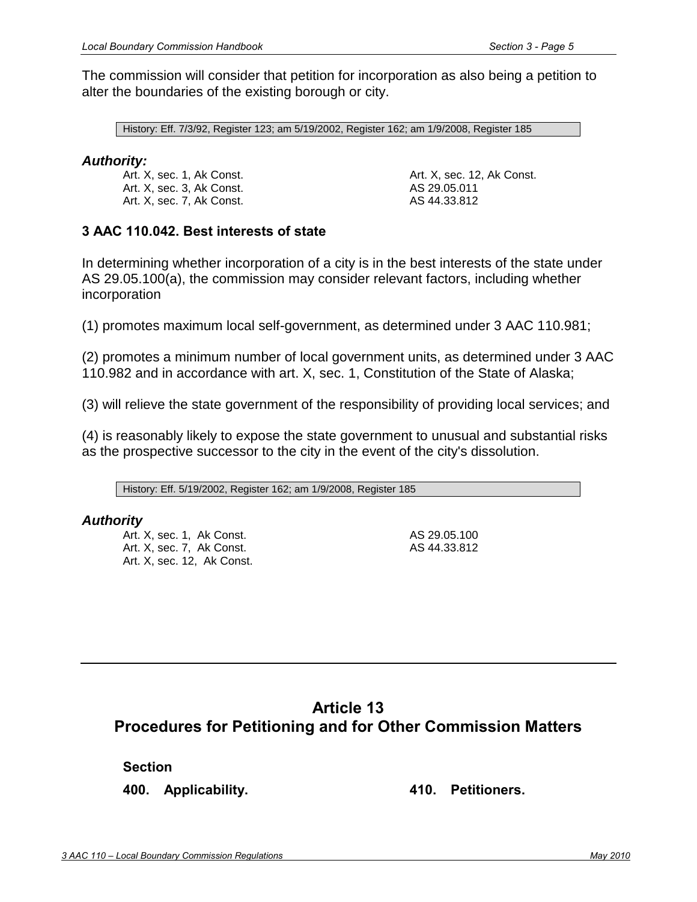The commission will consider that petition for incorporation as also being a petition to alter the boundaries of the existing borough or city.

History: Eff. 7/3/92, Register 123; am 5/19/2002, Register 162; am 1/9/2008, Register 185

***Authority:***

Art. X, sec. 1, Ak Const.
Art. X, sec. 3, Ak Const.
Art. X, sec. 7, Ak Const.
Art. X, sec. 12, Ak Const.
AS 29.05.011
AS 44.33.812

### 3 AAC 110.042. Best interests of state

In determining whether incorporation of a city is in the best interests of the state under AS 29.05.100(a), the commission may consider relevant factors, including whether incorporation

(1) promotes maximum local self-government, as determined under 3 AAC 110.981;

(2) promotes a minimum number of local government units, as determined under 3 AAC 110.982 and in accordance with art. X, sec. 1, Constitution of the State of Alaska;

(3) will relieve the state government of the responsibility of providing local services; and

(4) is reasonably likely to expose the state government to unusual and substantial risks as the prospective successor to the city in the event of the city's dissolution.

History: Eff. 5/19/2002, Register 162; am 1/9/2008, Register 185

***Authority***

Art. X, sec. 1, Ak Const.
Art. X, sec. 7, Ak Const.
Art. X, sec. 12, Ak Const.
AS 29.05.100
AS 44.33.812

## Article 13
## Procedures for Petitioning and for Other Commission Matters

**Section**

**400. Applicability.**

**410. Petitioners.**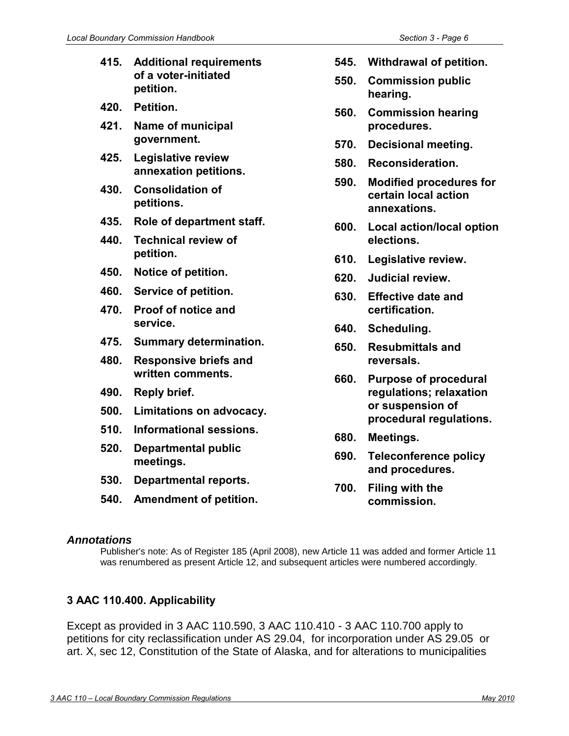**415. Additional requirements of a voter-initiated petition.**

**420. Petition.**

**421. Name of municipal government.**

**425. Legislative review annexation petitions.**

**430. Consolidation of petitions.**

**435. Role of department staff.**

**440. Technical review of petition.**

**450. Notice of petition.**

**460. Service of petition.**

**470. Proof of notice and service.**

**475. Summary determination.**

**480. Responsive briefs and written comments.**

**490. Reply brief.**

**500. Limitations on advocacy.**

**510. Informational sessions.**

**520. Departmental public meetings.**

**530. Departmental reports.**

**540. Amendment of petition.**

**545. Withdrawal of petition.**

**550. Commission public hearing.**

**560. Commission hearing procedures.**

**570. Decisional meeting.**

**580. Reconsideration.**

**590. Modified procedures for certain local action annexations.**

**600. Local action/local option elections.**

**610. Legislative review.**

**620. Judicial review.**

**630. Effective date and certification.**

**640. Scheduling.**

**650. Resubmittals and reversals.**

**660. Purpose of procedural regulations; relaxation or suspension of procedural regulations.**

**680. Meetings.**

**690. Teleconference policy and procedures.**

**700. Filing with the commission.**

***Annotations***

Publisher's note: As of Register 185 (April 2008), new Article 11 was added and former Article 11 was renumbered as present Article 12, and subsequent articles were numbered accordingly.

### 3 AAC 110.400. Applicability

Except as provided in 3 AAC 110.590, 3 AAC 110.410 - 3 AAC 110.700 apply to petitions for city reclassification under AS 29.04, for incorporation under AS 29.05 or art. X, sec 12, Constitution of the State of Alaska, and for alterations to municipalities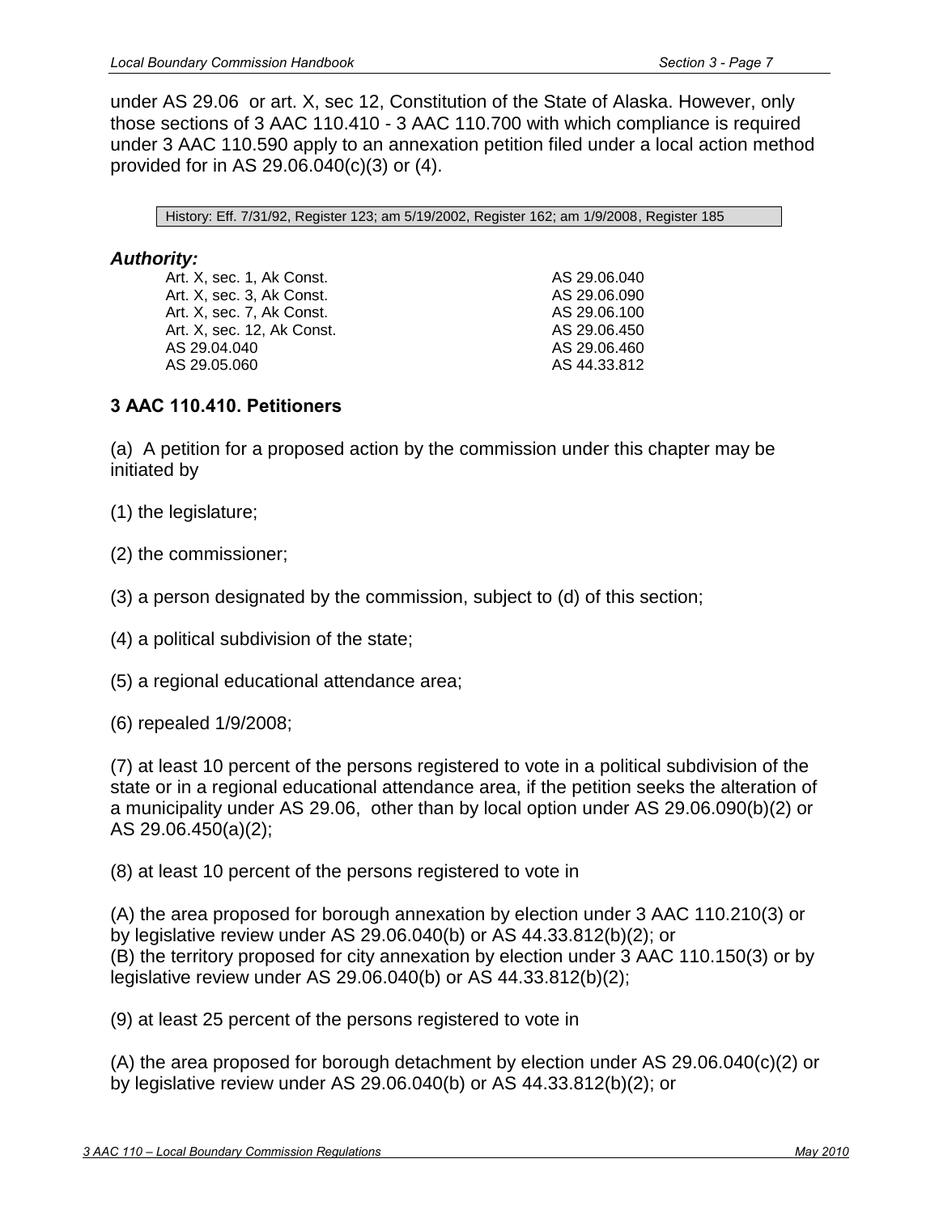under AS 29.06 or art. X, sec 12, Constitution of the State of Alaska. However, only those sections of 3 AAC 110.410 - 3 AAC 110.700 with which compliance is required under 3 AAC 110.590 apply to an annexation petition filed under a local action method provided for in AS 29.06.040(c)(3) or (4).

History: Eff. 7/31/92, Register 123; am 5/19/2002, Register 162; am 1/9/2008, Register 185

***Authority:***

| | |
|---|---|
| Art. X, sec. 1, Ak Const. | AS 29.06.040 |
| Art. X, sec. 3, Ak Const. | AS 29.06.090 |
| Art. X, sec. 7, Ak Const. | AS 29.06.100 |
| Art. X, sec. 12, Ak Const. | AS 29.06.450 |
| AS 29.04.040 | AS 29.06.460 |
| AS 29.05.060 | AS 44.33.812 |

### 3 AAC 110.410. Petitioners

(a) A petition for a proposed action by the commission under this chapter may be initiated by

(1) the legislature;

(2) the commissioner;

(3) a person designated by the commission, subject to (d) of this section;

(4) a political subdivision of the state;

(5) a regional educational attendance area;

(6) repealed 1/9/2008;

(7) at least 10 percent of the persons registered to vote in a political subdivision of the state or in a regional educational attendance area, if the petition seeks the alteration of a municipality under AS 29.06, other than by local option under AS 29.06.090(b)(2) or AS 29.06.450(a)(2);

(8) at least 10 percent of the persons registered to vote in

(A) the area proposed for borough annexation by election under 3 AAC 110.210(3) or by legislative review under AS 29.06.040(b) or AS 44.33.812(b)(2); or
(B) the territory proposed for city annexation by election under 3 AAC 110.150(3) or by legislative review under AS 29.06.040(b) or AS 44.33.812(b)(2);

(9) at least 25 percent of the persons registered to vote in

(A) the area proposed for borough detachment by election under AS 29.06.040(c)(2) or by legislative review under AS 29.06.040(b) or AS 44.33.812(b)(2); or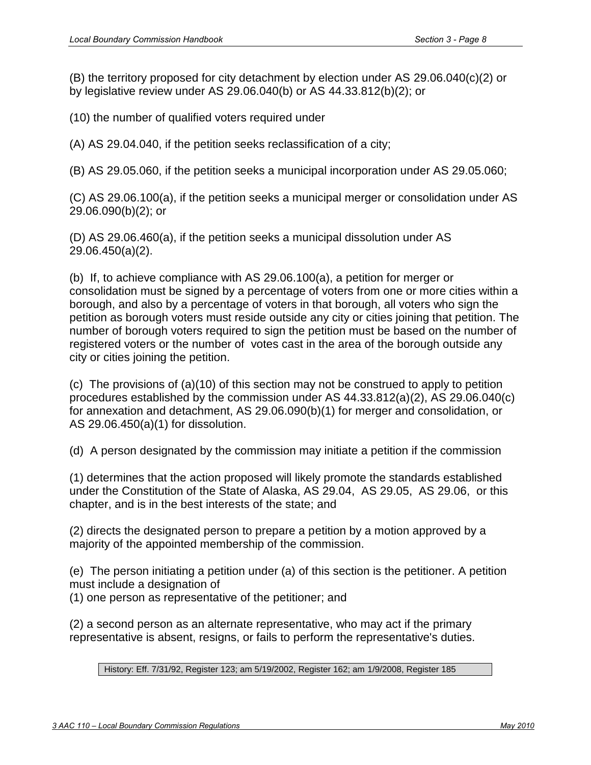(B) the territory proposed for city detachment by election under AS 29.06.040(c)(2) or by legislative review under AS 29.06.040(b) or AS 44.33.812(b)(2); or

(10) the number of qualified voters required under

(A) AS 29.04.040, if the petition seeks reclassification of a city;

(B) AS 29.05.060, if the petition seeks a municipal incorporation under AS 29.05.060;

(C) AS 29.06.100(a), if the petition seeks a municipal merger or consolidation under AS 29.06.090(b)(2); or

(D) AS 29.06.460(a), if the petition seeks a municipal dissolution under AS 29.06.450(a)(2).

(b) If, to achieve compliance with AS 29.06.100(a), a petition for merger or consolidation must be signed by a percentage of voters from one or more cities within a borough, and also by a percentage of voters in that borough, all voters who sign the petition as borough voters must reside outside any city or cities joining that petition. The number of borough voters required to sign the petition must be based on the number of registered voters or the number of votes cast in the area of the borough outside any city or cities joining the petition.

(c) The provisions of (a)(10) of this section may not be construed to apply to petition procedures established by the commission under AS 44.33.812(a)(2), AS 29.06.040(c) for annexation and detachment, AS 29.06.090(b)(1) for merger and consolidation, or AS 29.06.450(a)(1) for dissolution.

(d) A person designated by the commission may initiate a petition if the commission

(1) determines that the action proposed will likely promote the standards established under the Constitution of the State of Alaska, AS 29.04, AS 29.05, AS 29.06, or this chapter, and is in the best interests of the state; and

(2) directs the designated person to prepare a petition by a motion approved by a majority of the appointed membership of the commission.

(e) The person initiating a petition under (a) of this section is the petitioner. A petition must include a designation of

(1) one person as representative of the petitioner; and

(2) a second person as an alternate representative, who may act if the primary representative is absent, resigns, or fails to perform the representative's duties.

History: Eff. 7/31/92, Register 123; am 5/19/2002, Register 162; am 1/9/2008, Register 185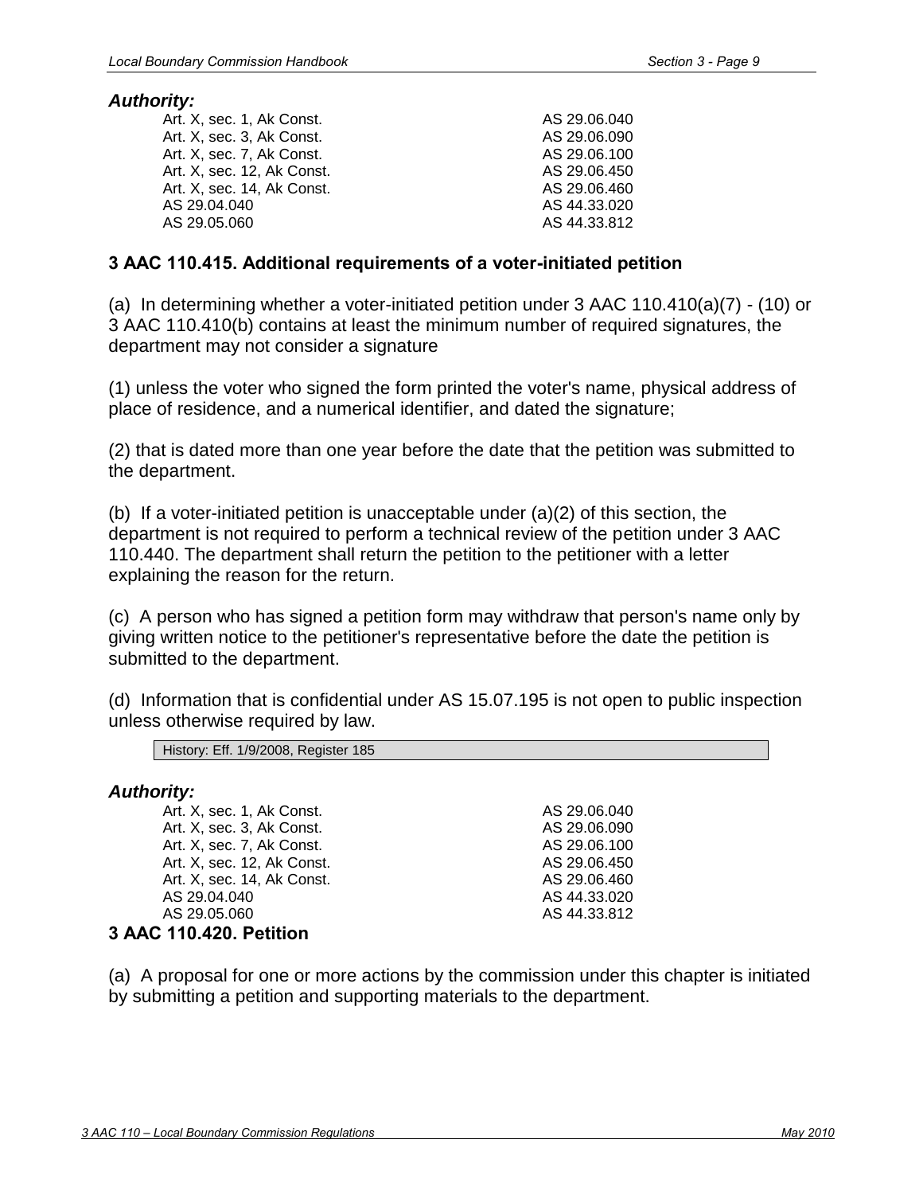***Authority:***

| | |
|---|---|
| Art. X, sec. 1, Ak Const. | AS 29.06.040 |
| Art. X, sec. 3, Ak Const. | AS 29.06.090 |
| Art. X, sec. 7, Ak Const. | AS 29.06.100 |
| Art. X, sec. 12, Ak Const. | AS 29.06.450 |
| Art. X, sec. 14, Ak Const. | AS 29.06.460 |
| AS 29.04.040 | AS 44.33.020 |
| AS 29.05.060 | AS 44.33.812 |

### 3 AAC 110.415. Additional requirements of a voter-initiated petition

(a) In determining whether a voter-initiated petition under 3 AAC 110.410(a)(7) - (10) or 3 AAC 110.410(b) contains at least the minimum number of required signatures, the department may not consider a signature

(1) unless the voter who signed the form printed the voter's name, physical address of place of residence, and a numerical identifier, and dated the signature;

(2) that is dated more than one year before the date that the petition was submitted to the department.

(b) If a voter-initiated petition is unacceptable under (a)(2) of this section, the department is not required to perform a technical review of the petition under 3 AAC 110.440. The department shall return the petition to the petitioner with a letter explaining the reason for the return.

(c) A person who has signed a petition form may withdraw that person's name only by giving written notice to the petitioner's representative before the date the petition is submitted to the department.

(d) Information that is confidential under AS 15.07.195 is not open to public inspection unless otherwise required by law.

History: Eff. 1/9/2008, Register 185

***Authority:***

| | |
|---|---|
| Art. X, sec. 1, Ak Const. | AS 29.06.040 |
| Art. X, sec. 3, Ak Const. | AS 29.06.090 |
| Art. X, sec. 7, Ak Const. | AS 29.06.100 |
| Art. X, sec. 12, Ak Const. | AS 29.06.450 |
| Art. X, sec. 14, Ak Const. | AS 29.06.460 |
| AS 29.04.040 | AS 44.33.020 |
| AS 29.05.060 | AS 44.33.812 |

### 3 AAC 110.420. Petition

(a) A proposal for one or more actions by the commission under this chapter is initiated by submitting a petition and supporting materials to the department.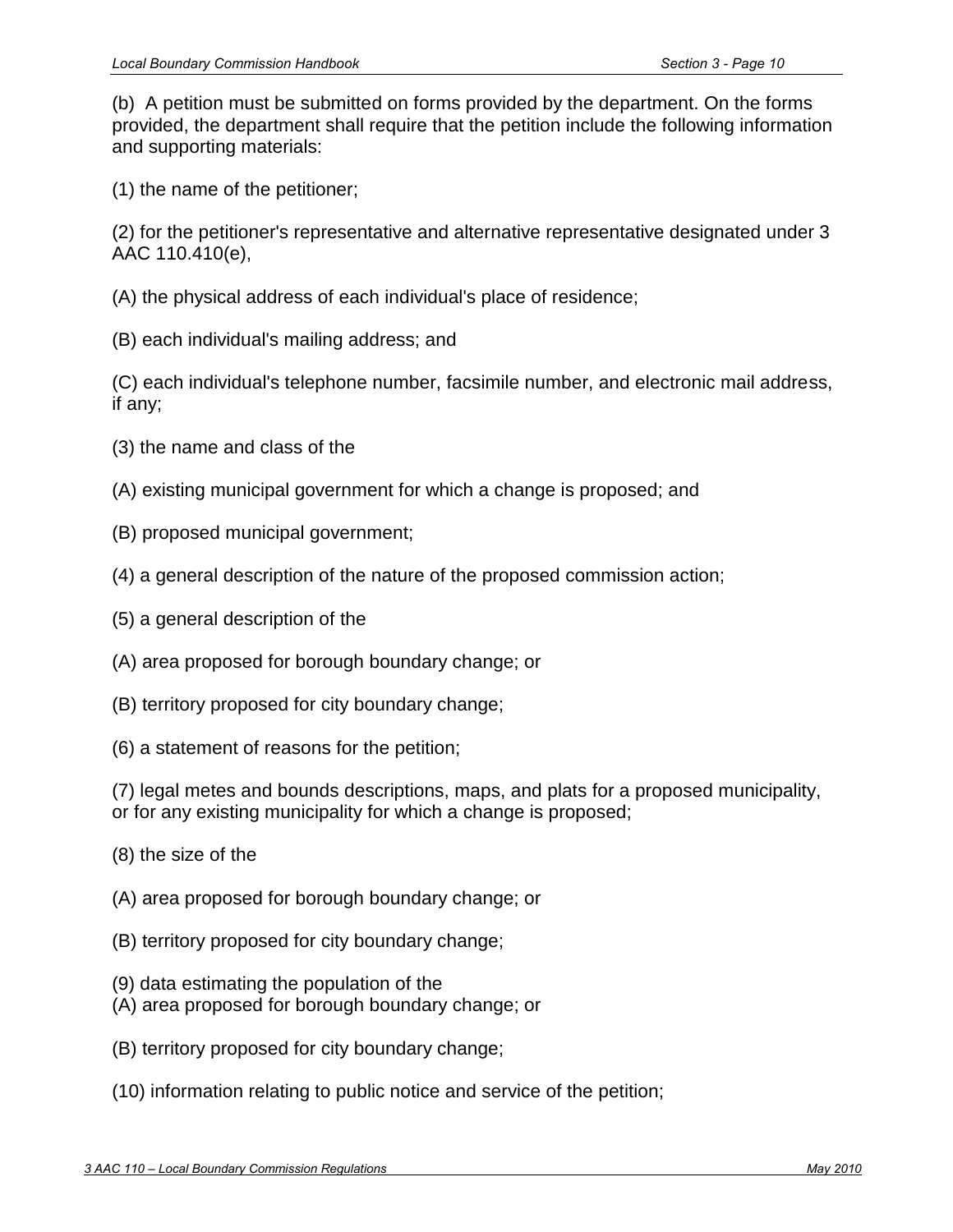(b) A petition must be submitted on forms provided by the department. On the forms provided, the department shall require that the petition include the following information and supporting materials:

(1) the name of the petitioner;

(2) for the petitioner's representative and alternative representative designated under 3 AAC 110.410(e),

(A) the physical address of each individual's place of residence;

(B) each individual's mailing address; and

(C) each individual's telephone number, facsimile number, and electronic mail address, if any;

(3) the name and class of the

(A) existing municipal government for which a change is proposed; and

(B) proposed municipal government;

(4) a general description of the nature of the proposed commission action;

(5) a general description of the

(A) area proposed for borough boundary change; or

(B) territory proposed for city boundary change;

(6) a statement of reasons for the petition;

(7) legal metes and bounds descriptions, maps, and plats for a proposed municipality, or for any existing municipality for which a change is proposed;

(8) the size of the

(A) area proposed for borough boundary change; or

(B) territory proposed for city boundary change;

(9) data estimating the population of the

(A) area proposed for borough boundary change; or

(B) territory proposed for city boundary change;

(10) information relating to public notice and service of the petition;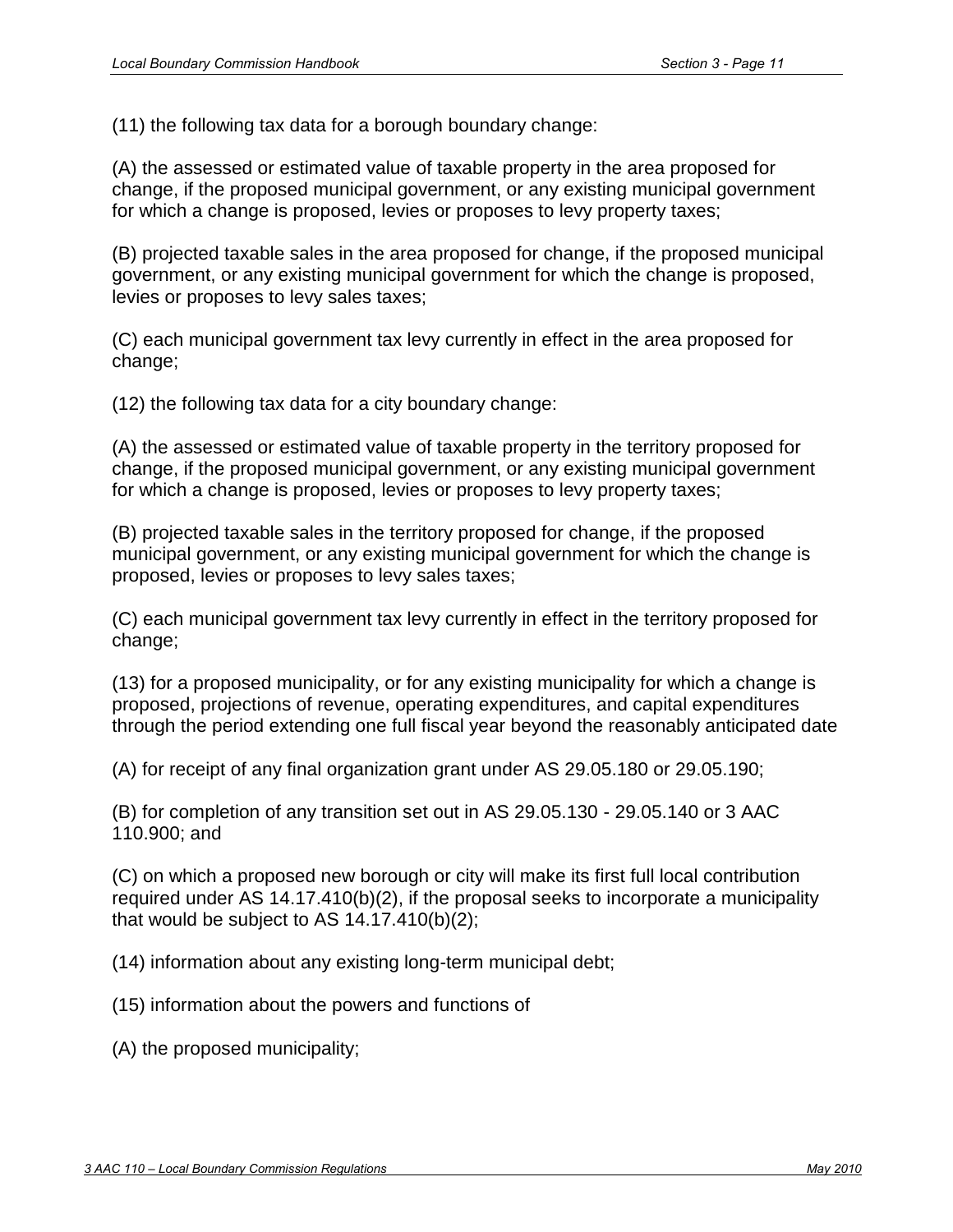(11) the following tax data for a borough boundary change:

(A) the assessed or estimated value of taxable property in the area proposed for change, if the proposed municipal government, or any existing municipal government for which a change is proposed, levies or proposes to levy property taxes;

(B) projected taxable sales in the area proposed for change, if the proposed municipal government, or any existing municipal government for which the change is proposed, levies or proposes to levy sales taxes;

(C) each municipal government tax levy currently in effect in the area proposed for change;

(12) the following tax data for a city boundary change:

(A) the assessed or estimated value of taxable property in the territory proposed for change, if the proposed municipal government, or any existing municipal government for which a change is proposed, levies or proposes to levy property taxes;

(B) projected taxable sales in the territory proposed for change, if the proposed municipal government, or any existing municipal government for which the change is proposed, levies or proposes to levy sales taxes;

(C) each municipal government tax levy currently in effect in the territory proposed for change;

(13) for a proposed municipality, or for any existing municipality for which a change is proposed, projections of revenue, operating expenditures, and capital expenditures through the period extending one full fiscal year beyond the reasonably anticipated date

(A) for receipt of any final organization grant under AS 29.05.180 or 29.05.190;

(B) for completion of any transition set out in AS 29.05.130 - 29.05.140 or 3 AAC 110.900; and

(C) on which a proposed new borough or city will make its first full local contribution required under AS 14.17.410(b)(2), if the proposal seeks to incorporate a municipality that would be subject to AS 14.17.410(b)(2);

(14) information about any existing long-term municipal debt;

(15) information about the powers and functions of

(A) the proposed municipality;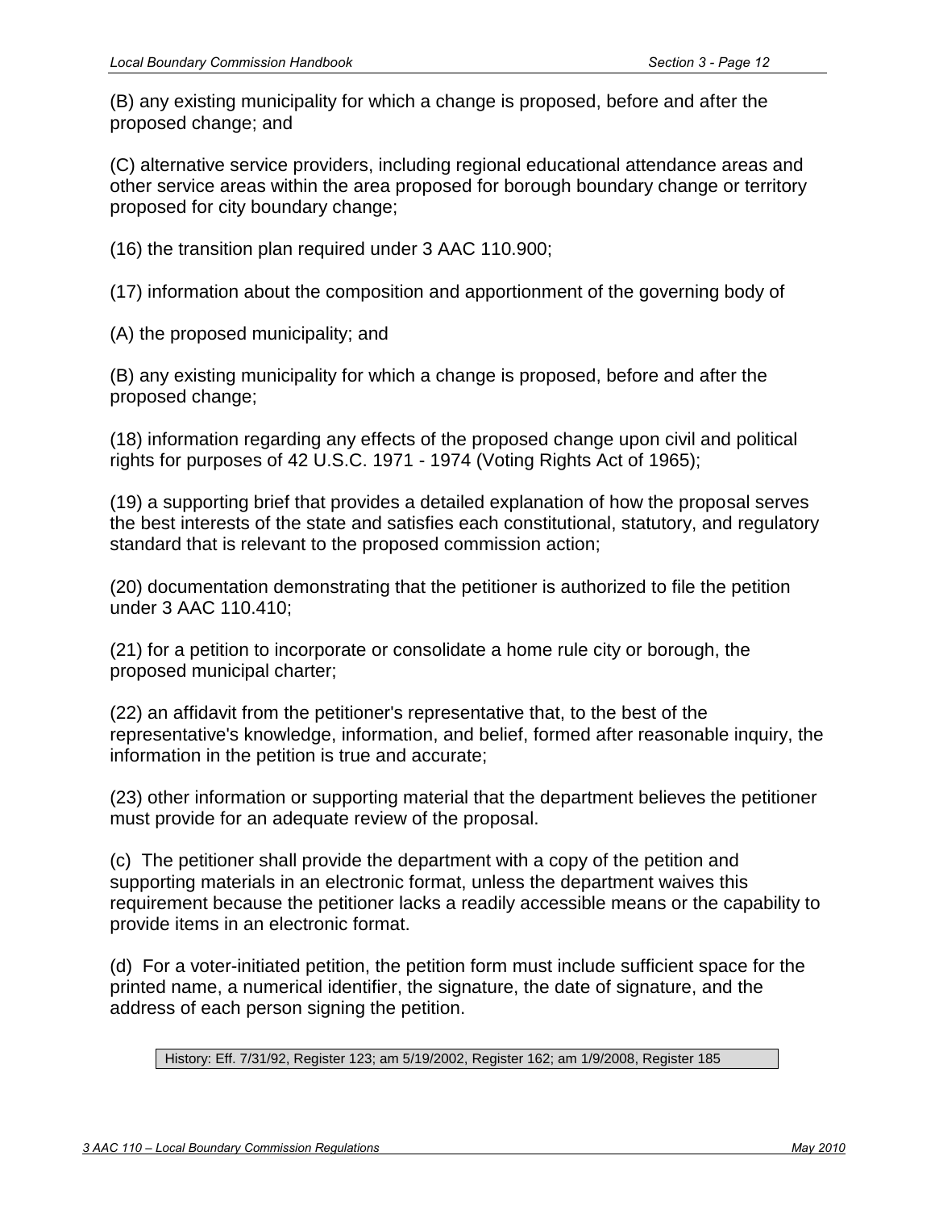(B) any existing municipality for which a change is proposed, before and after the proposed change; and

(C) alternative service providers, including regional educational attendance areas and other service areas within the area proposed for borough boundary change or territory proposed for city boundary change;

(16) the transition plan required under 3 AAC 110.900;

(17) information about the composition and apportionment of the governing body of

(A) the proposed municipality; and

(B) any existing municipality for which a change is proposed, before and after the proposed change;

(18) information regarding any effects of the proposed change upon civil and political rights for purposes of 42 U.S.C. 1971 - 1974 (Voting Rights Act of 1965);

(19) a supporting brief that provides a detailed explanation of how the proposal serves the best interests of the state and satisfies each constitutional, statutory, and regulatory standard that is relevant to the proposed commission action;

(20) documentation demonstrating that the petitioner is authorized to file the petition under 3 AAC 110.410;

(21) for a petition to incorporate or consolidate a home rule city or borough, the proposed municipal charter;

(22) an affidavit from the petitioner's representative that, to the best of the representative's knowledge, information, and belief, formed after reasonable inquiry, the information in the petition is true and accurate;

(23) other information or supporting material that the department believes the petitioner must provide for an adequate review of the proposal.

(c) The petitioner shall provide the department with a copy of the petition and supporting materials in an electronic format, unless the department waives this requirement because the petitioner lacks a readily accessible means or the capability to provide items in an electronic format.

(d) For a voter-initiated petition, the petition form must include sufficient space for the printed name, a numerical identifier, the signature, the date of signature, and the address of each person signing the petition.

History: Eff. 7/31/92, Register 123; am 5/19/2002, Register 162; am 1/9/2008, Register 185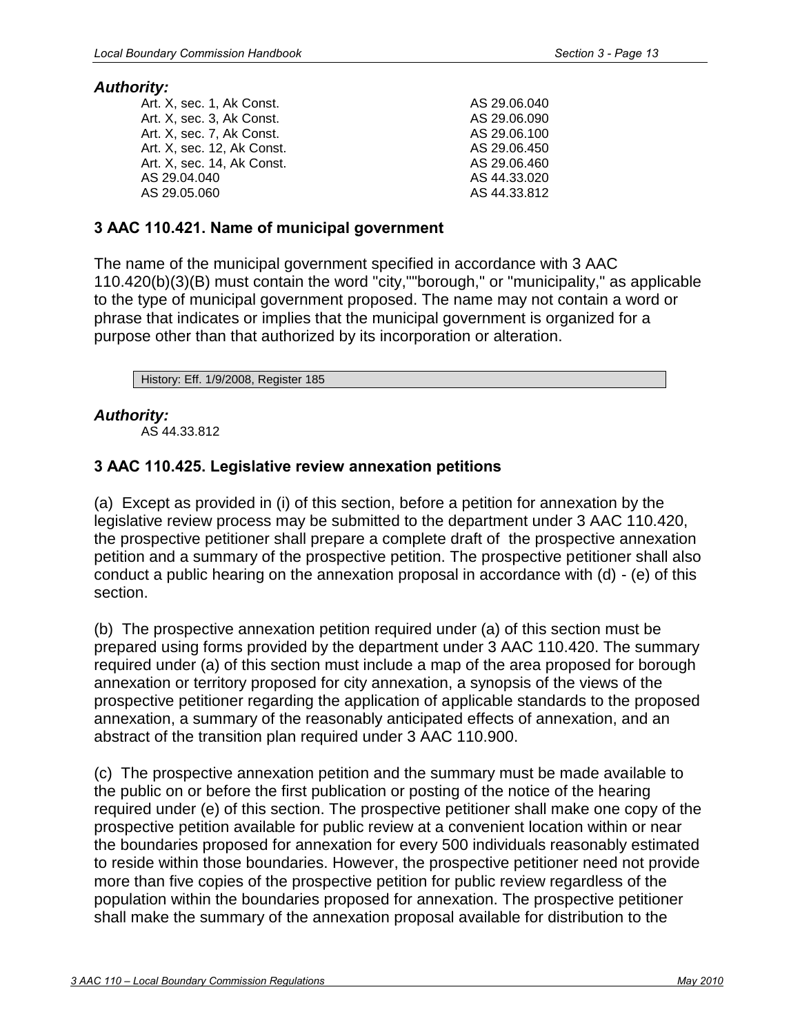***Authority:***

| | |
|---|---|
| Art. X, sec. 1, Ak Const. | AS 29.06.040 |
| Art. X, sec. 3, Ak Const. | AS 29.06.090 |
| Art. X, sec. 7, Ak Const. | AS 29.06.100 |
| Art. X, sec. 12, Ak Const. | AS 29.06.450 |
| Art. X, sec. 14, Ak Const. | AS 29.06.460 |
| AS 29.04.040 | AS 44.33.020 |
| AS 29.05.060 | AS 44.33.812 |

### 3 AAC 110.421. Name of municipal government

The name of the municipal government specified in accordance with 3 AAC 110.420(b)(3)(B) must contain the word "city,""borough," or "municipality," as applicable to the type of municipal government proposed. The name may not contain a word or phrase that indicates or implies that the municipal government is organized for a purpose other than that authorized by its incorporation or alteration.

History: Eff. 1/9/2008, Register 185

***Authority:***

AS 44.33.812

### 3 AAC 110.425. Legislative review annexation petitions

(a) Except as provided in (i) of this section, before a petition for annexation by the legislative review process may be submitted to the department under 3 AAC 110.420, the prospective petitioner shall prepare a complete draft of the prospective annexation petition and a summary of the prospective petition. The prospective petitioner shall also conduct a public hearing on the annexation proposal in accordance with (d) - (e) of this section.

(b) The prospective annexation petition required under (a) of this section must be prepared using forms provided by the department under 3 AAC 110.420. The summary required under (a) of this section must include a map of the area proposed for borough annexation or territory proposed for city annexation, a synopsis of the views of the prospective petitioner regarding the application of applicable standards to the proposed annexation, a summary of the reasonably anticipated effects of annexation, and an abstract of the transition plan required under 3 AAC 110.900.

(c) The prospective annexation petition and the summary must be made available to the public on or before the first publication or posting of the notice of the hearing required under (e) of this section. The prospective petitioner shall make one copy of the prospective petition available for public review at a convenient location within or near the boundaries proposed for annexation for every 500 individuals reasonably estimated to reside within those boundaries. However, the prospective petitioner need not provide more than five copies of the prospective petition for public review regardless of the population within the boundaries proposed for annexation. The prospective petitioner shall make the summary of the annexation proposal available for distribution to the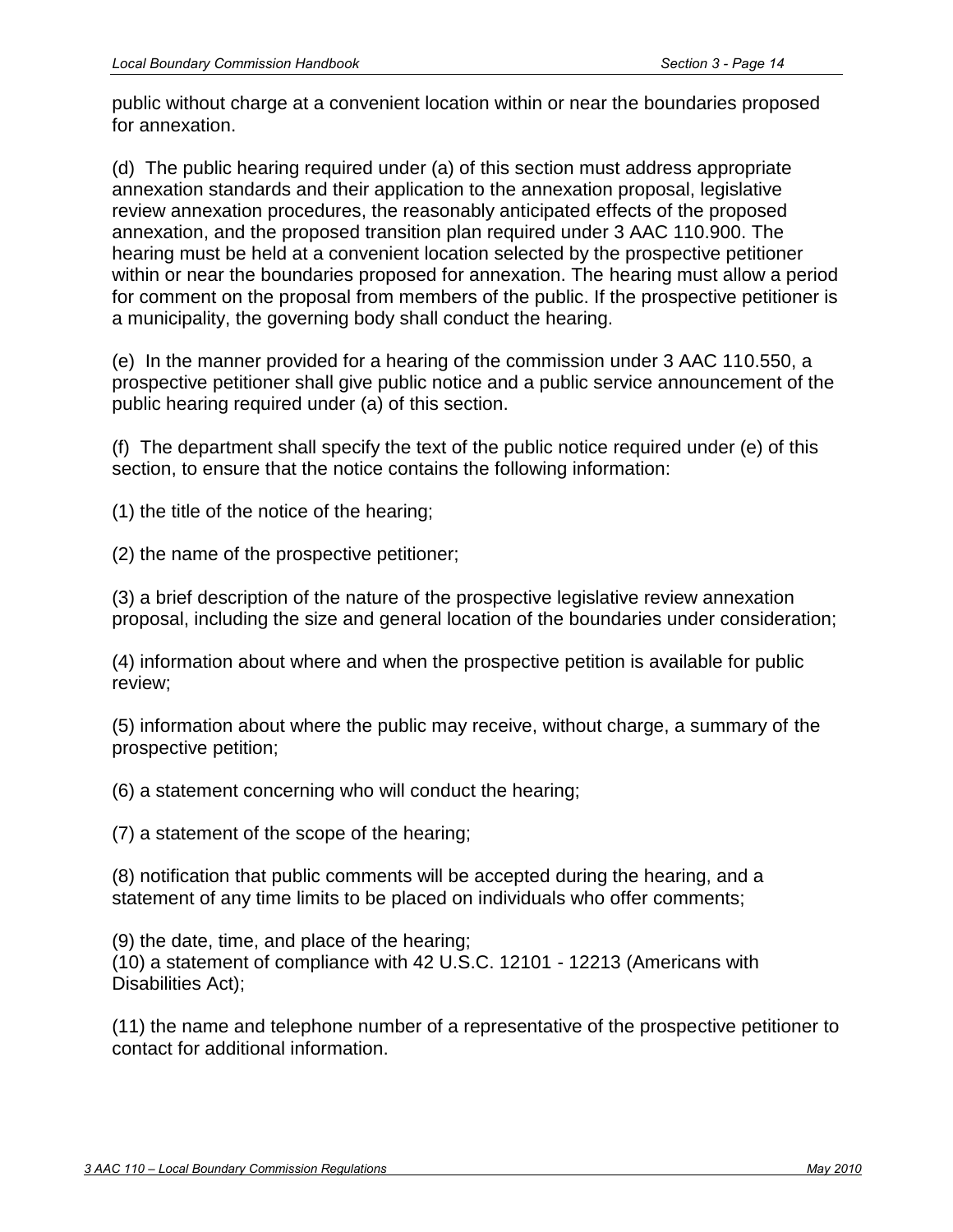public without charge at a convenient location within or near the boundaries proposed for annexation.

(d) The public hearing required under (a) of this section must address appropriate annexation standards and their application to the annexation proposal, legislative review annexation procedures, the reasonably anticipated effects of the proposed annexation, and the proposed transition plan required under 3 AAC 110.900. The hearing must be held at a convenient location selected by the prospective petitioner within or near the boundaries proposed for annexation. The hearing must allow a period for comment on the proposal from members of the public. If the prospective petitioner is a municipality, the governing body shall conduct the hearing.

(e) In the manner provided for a hearing of the commission under 3 AAC 110.550, a prospective petitioner shall give public notice and a public service announcement of the public hearing required under (a) of this section.

(f) The department shall specify the text of the public notice required under (e) of this section, to ensure that the notice contains the following information:

(1) the title of the notice of the hearing;

(2) the name of the prospective petitioner;

(3) a brief description of the nature of the prospective legislative review annexation proposal, including the size and general location of the boundaries under consideration;

(4) information about where and when the prospective petition is available for public review;

(5) information about where the public may receive, without charge, a summary of the prospective petition;

(6) a statement concerning who will conduct the hearing;

(7) a statement of the scope of the hearing;

(8) notification that public comments will be accepted during the hearing, and a statement of any time limits to be placed on individuals who offer comments;

(9) the date, time, and place of the hearing;
(10) a statement of compliance with 42 U.S.C. 12101 - 12213 (Americans with Disabilities Act);

(11) the name and telephone number of a representative of the prospective petitioner to contact for additional information.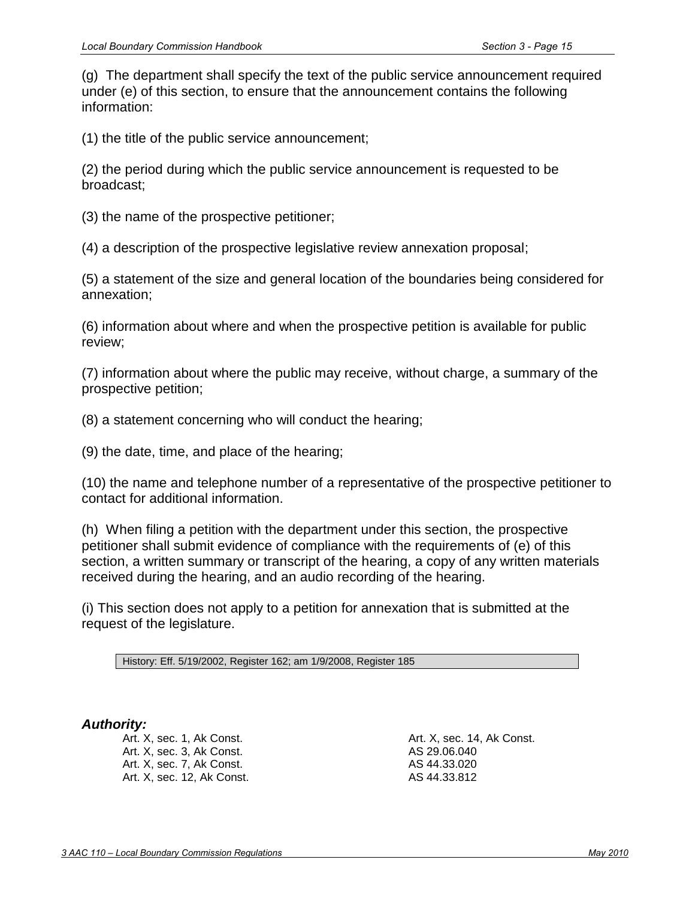(g) The department shall specify the text of the public service announcement required under (e) of this section, to ensure that the announcement contains the following information:

(1) the title of the public service announcement;

(2) the period during which the public service announcement is requested to be broadcast;

(3) the name of the prospective petitioner;

(4) a description of the prospective legislative review annexation proposal;

(5) a statement of the size and general location of the boundaries being considered for annexation;

(6) information about where and when the prospective petition is available for public review;

(7) information about where the public may receive, without charge, a summary of the prospective petition;

(8) a statement concerning who will conduct the hearing;

(9) the date, time, and place of the hearing;

(10) the name and telephone number of a representative of the prospective petitioner to contact for additional information.

(h) When filing a petition with the department under this section, the prospective petitioner shall submit evidence of compliance with the requirements of (e) of this section, a written summary or transcript of the hearing, a copy of any written materials received during the hearing, and an audio recording of the hearing.

(i) This section does not apply to a petition for annexation that is submitted at the request of the legislature.

History: Eff. 5/19/2002, Register 162; am 1/9/2008, Register 185

***Authority:***

Art. X, sec. 1, Ak Const.
Art. X, sec. 3, Ak Const.
Art. X, sec. 7, Ak Const.
Art. X, sec. 12, Ak Const.
Art. X, sec. 14, Ak Const.
AS 29.06.040
AS 44.33.020
AS 44.33.812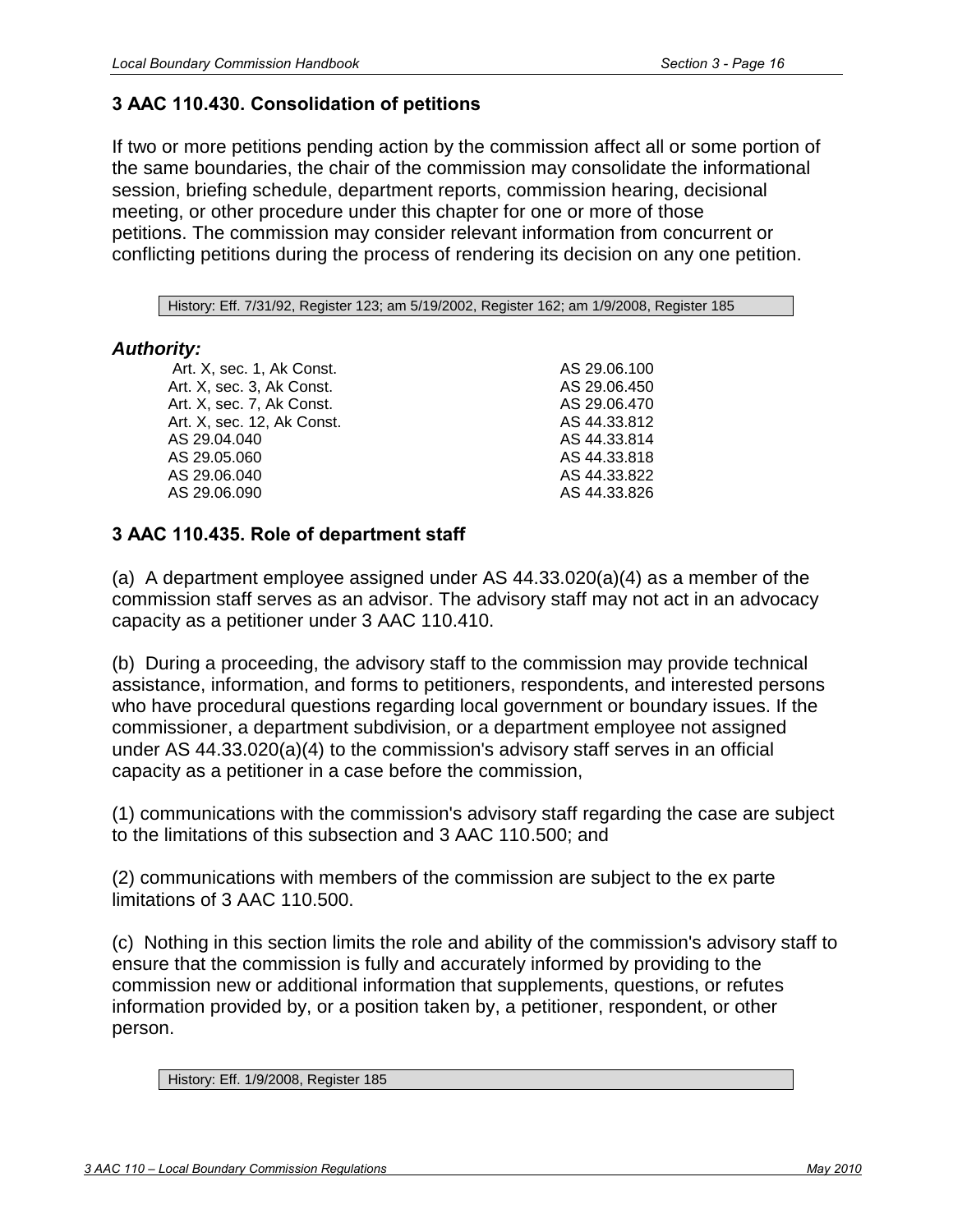### 3 AAC 110.430. Consolidation of petitions

If two or more petitions pending action by the commission affect all or some portion of the same boundaries, the chair of the commission may consolidate the informational session, briefing schedule, department reports, commission hearing, decisional meeting, or other procedure under this chapter for one or more of those petitions. The commission may consider relevant information from concurrent or conflicting petitions during the process of rendering its decision on any one petition.

History: Eff. 7/31/92, Register 123; am 5/19/2002, Register 162; am 1/9/2008, Register 185

***Authority:***

| | |
|---|---|
| Art. X, sec. 1, Ak Const. | AS 29.06.100 |
| Art. X, sec. 3, Ak Const. | AS 29.06.450 |
| Art. X, sec. 7, Ak Const. | AS 29.06.470 |
| Art. X, sec. 12, Ak Const. | AS 44.33.812 |
| AS 29.04.040 | AS 44.33.814 |
| AS 29.05.060 | AS 44.33.818 |
| AS 29.06.040 | AS 44.33.822 |
| AS 29.06.090 | AS 44.33.826 |

### 3 AAC 110.435. Role of department staff

(a) A department employee assigned under AS 44.33.020(a)(4) as a member of the commission staff serves as an advisor. The advisory staff may not act in an advocacy capacity as a petitioner under 3 AAC 110.410.

(b) During a proceeding, the advisory staff to the commission may provide technical assistance, information, and forms to petitioners, respondents, and interested persons who have procedural questions regarding local government or boundary issues. If the commissioner, a department subdivision, or a department employee not assigned under AS 44.33.020(a)(4) to the commission's advisory staff serves in an official capacity as a petitioner in a case before the commission,

(1) communications with the commission's advisory staff regarding the case are subject to the limitations of this subsection and 3 AAC 110.500; and

(2) communications with members of the commission are subject to the ex parte limitations of 3 AAC 110.500.

(c) Nothing in this section limits the role and ability of the commission's advisory staff to ensure that the commission is fully and accurately informed by providing to the commission new or additional information that supplements, questions, or refutes information provided by, or a position taken by, a petitioner, respondent, or other person.

History: Eff. 1/9/2008, Register 185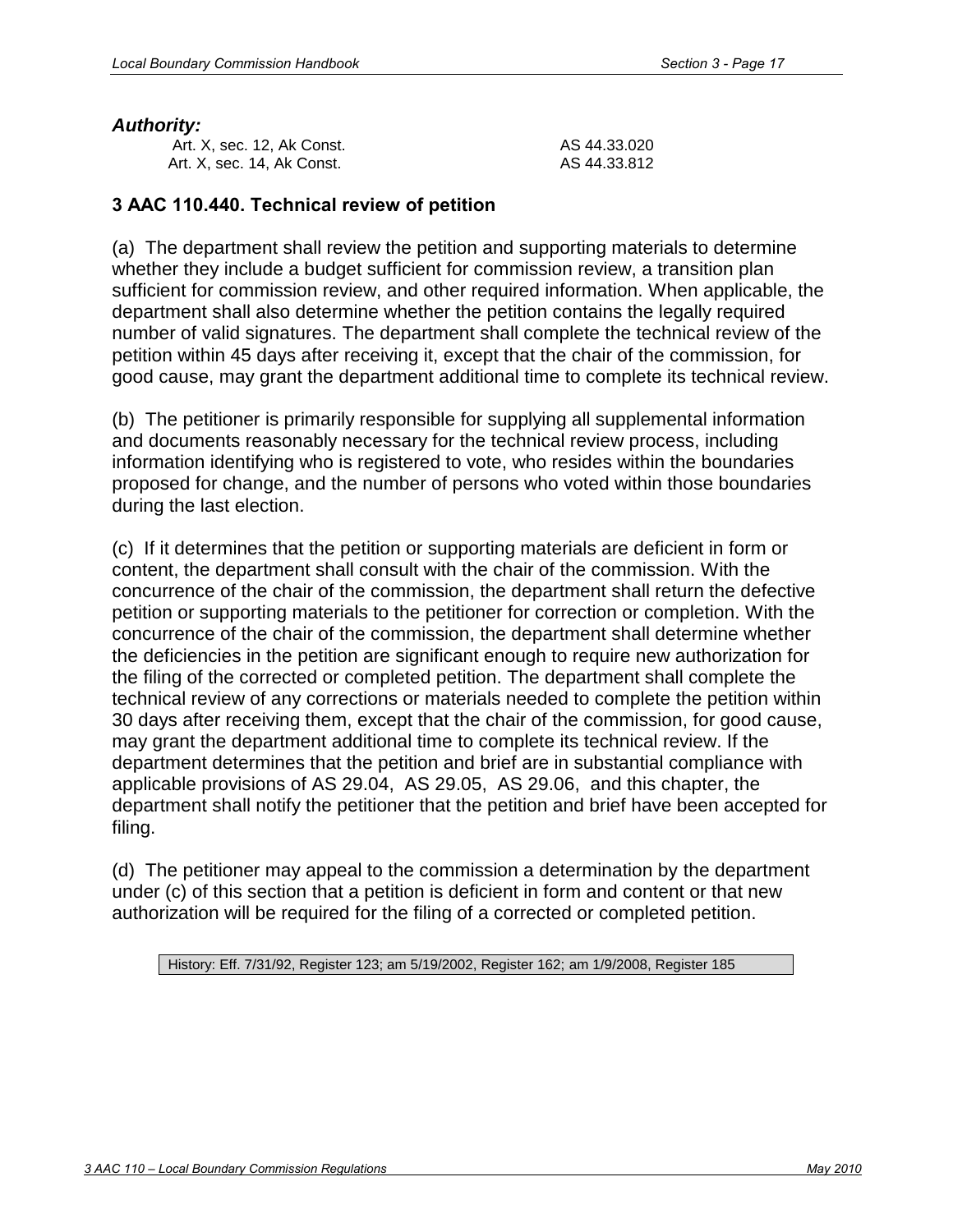***Authority:***

| | |
|---|---|
| Art. X, sec. 12, Ak Const. | AS 44.33.020 |
| Art. X, sec. 14, Ak Const. | AS 44.33.812 |

### 3 AAC 110.440. Technical review of petition

(a) The department shall review the petition and supporting materials to determine whether they include a budget sufficient for commission review, a transition plan sufficient for commission review, and other required information. When applicable, the department shall also determine whether the petition contains the legally required number of valid signatures. The department shall complete the technical review of the petition within 45 days after receiving it, except that the chair of the commission, for good cause, may grant the department additional time to complete its technical review.

(b) The petitioner is primarily responsible for supplying all supplemental information and documents reasonably necessary for the technical review process, including information identifying who is registered to vote, who resides within the boundaries proposed for change, and the number of persons who voted within those boundaries during the last election.

(c) If it determines that the petition or supporting materials are deficient in form or content, the department shall consult with the chair of the commission. With the concurrence of the chair of the commission, the department shall return the defective petition or supporting materials to the petitioner for correction or completion. With the concurrence of the chair of the commission, the department shall determine whether the deficiencies in the petition are significant enough to require new authorization for the filing of the corrected or completed petition. The department shall complete the technical review of any corrections or materials needed to complete the petition within 30 days after receiving them, except that the chair of the commission, for good cause, may grant the department additional time to complete its technical review. If the department determines that the petition and brief are in substantial compliance with applicable provisions of AS 29.04, AS 29.05, AS 29.06, and this chapter, the department shall notify the petitioner that the petition and brief have been accepted for filing.

(d) The petitioner may appeal to the commission a determination by the department under (c) of this section that a petition is deficient in form and content or that new authorization will be required for the filing of a corrected or completed petition.

History: Eff. 7/31/92, Register 123; am 5/19/2002, Register 162; am 1/9/2008, Register 185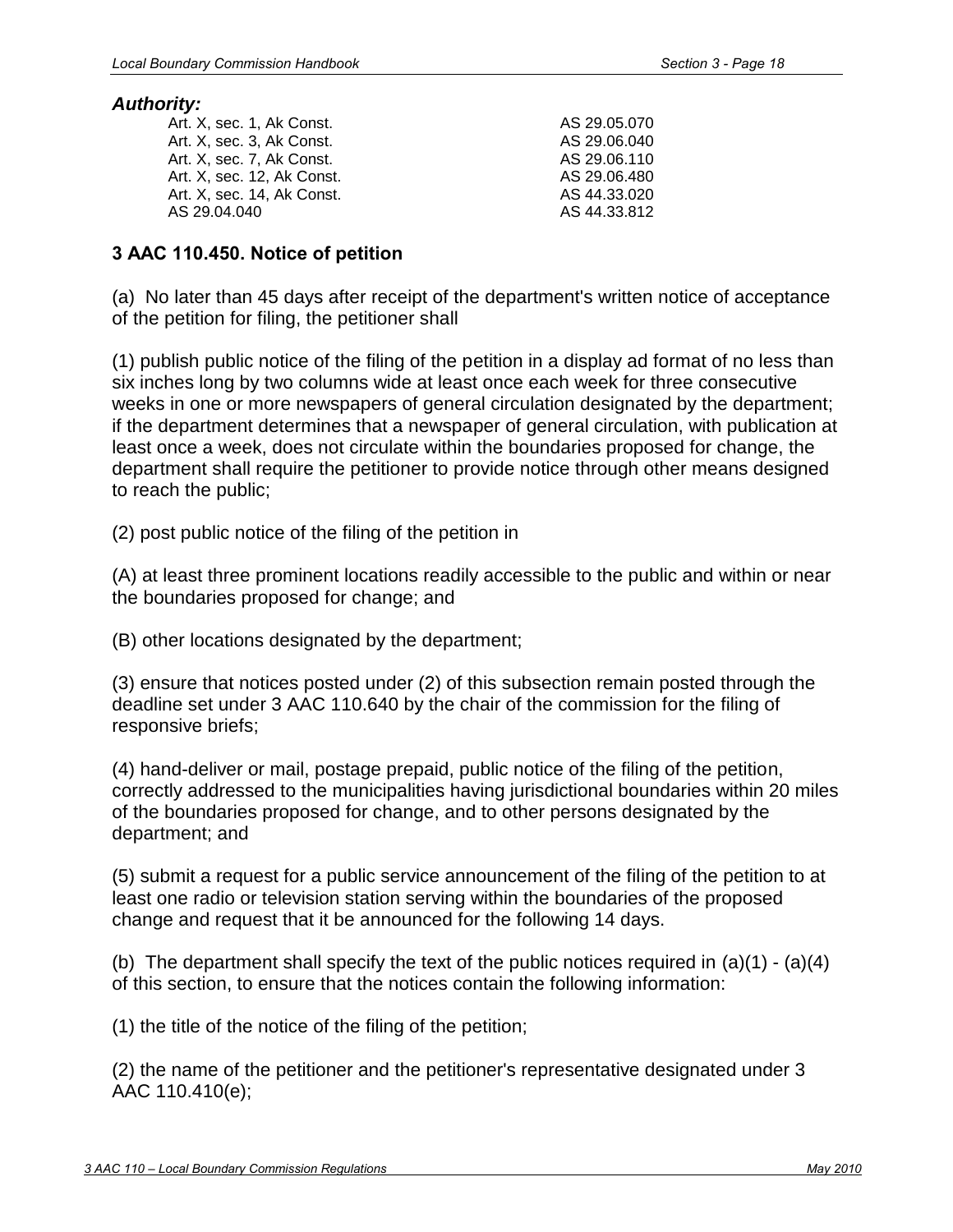***Authority:***

Art. X, sec. 1, Ak Const.
Art. X, sec. 3, Ak Const.
Art. X, sec. 7, Ak Const.
Art. X, sec. 12, Ak Const.
Art. X, sec. 14, Ak Const.
AS 29.04.040
AS 29.05.070
AS 29.06.040
AS 29.06.110
AS 29.06.480
AS 44.33.020
AS 44.33.812

### 3 AAC 110.450. Notice of petition

(a) No later than 45 days after receipt of the department's written notice of acceptance of the petition for filing, the petitioner shall

(1) publish public notice of the filing of the petition in a display ad format of no less than six inches long by two columns wide at least once each week for three consecutive weeks in one or more newspapers of general circulation designated by the department; if the department determines that a newspaper of general circulation, with publication at least once a week, does not circulate within the boundaries proposed for change, the department shall require the petitioner to provide notice through other means designed to reach the public;

(2) post public notice of the filing of the petition in

(A) at least three prominent locations readily accessible to the public and within or near the boundaries proposed for change; and

(B) other locations designated by the department;

(3) ensure that notices posted under (2) of this subsection remain posted through the deadline set under 3 AAC 110.640 by the chair of the commission for the filing of responsive briefs;

(4) hand-deliver or mail, postage prepaid, public notice of the filing of the petition, correctly addressed to the municipalities having jurisdictional boundaries within 20 miles of the boundaries proposed for change, and to other persons designated by the department; and

(5) submit a request for a public service announcement of the filing of the petition to at least one radio or television station serving within the boundaries of the proposed change and request that it be announced for the following 14 days.

(b) The department shall specify the text of the public notices required in (a)(1) - (a)(4) of this section, to ensure that the notices contain the following information:

(1) the title of the notice of the filing of the petition;

(2) the name of the petitioner and the petitioner's representative designated under 3 AAC 110.410(e);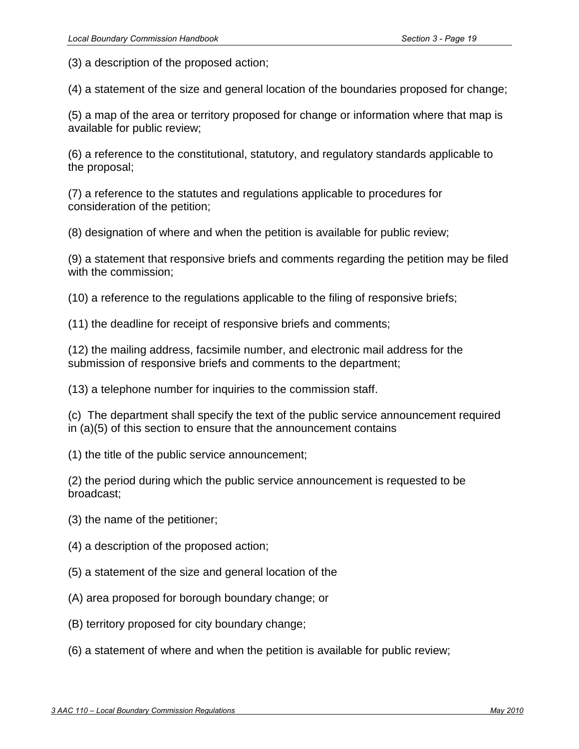(3) a description of the proposed action;

(4) a statement of the size and general location of the boundaries proposed for change;

(5) a map of the area or territory proposed for change or information where that map is available for public review;

(6) a reference to the constitutional, statutory, and regulatory standards applicable to the proposal;

(7) a reference to the statutes and regulations applicable to procedures for consideration of the petition;

(8) designation of where and when the petition is available for public review;

(9) a statement that responsive briefs and comments regarding the petition may be filed with the commission;

(10) a reference to the regulations applicable to the filing of responsive briefs;

(11) the deadline for receipt of responsive briefs and comments;

(12) the mailing address, facsimile number, and electronic mail address for the submission of responsive briefs and comments to the department;

(13) a telephone number for inquiries to the commission staff.

(c) The department shall specify the text of the public service announcement required in (a)(5) of this section to ensure that the announcement contains

(1) the title of the public service announcement;

(2) the period during which the public service announcement is requested to be broadcast;

(3) the name of the petitioner;

(4) a description of the proposed action;

(5) a statement of the size and general location of the

(A) area proposed for borough boundary change; or

(B) territory proposed for city boundary change;

(6) a statement of where and when the petition is available for public review;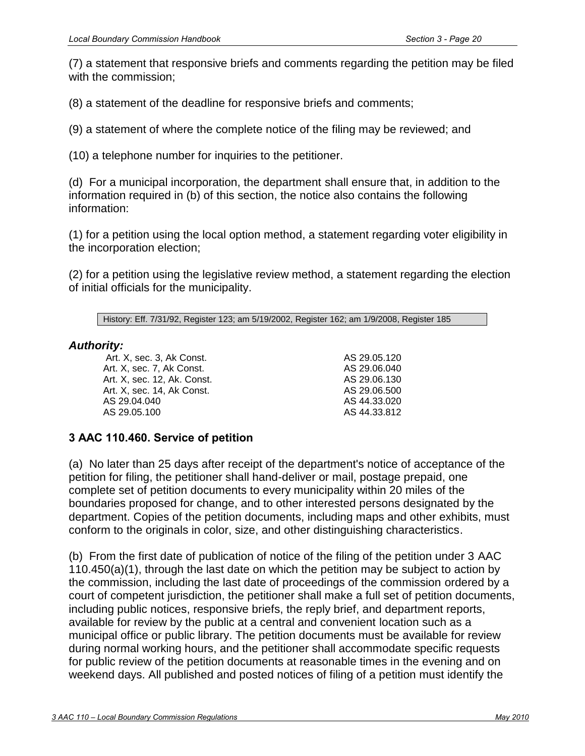(7) a statement that responsive briefs and comments regarding the petition may be filed with the commission;

(8) a statement of the deadline for responsive briefs and comments;

(9) a statement of where the complete notice of the filing may be reviewed; and

(10) a telephone number for inquiries to the petitioner.

(d) For a municipal incorporation, the department shall ensure that, in addition to the information required in (b) of this section, the notice also contains the following information:

(1) for a petition using the local option method, a statement regarding voter eligibility in the incorporation election;

(2) for a petition using the legislative review method, a statement regarding the election of initial officials for the municipality.

History: Eff. 7/31/92, Register 123; am 5/19/2002, Register 162; am 1/9/2008, Register 185

***Authority:***

| | |
|---|---|
| Art. X, sec. 3, Ak Const. | AS 29.05.120 |
| Art. X, sec. 7, Ak Const. | AS 29.06.040 |
| Art. X, sec. 12, Ak. Const. | AS 29.06.130 |
| Art. X, sec. 14, Ak Const. | AS 29.06.500 |
| AS 29.04.040 | AS 44.33.020 |
| AS 29.05.100 | AS 44.33.812 |

### 3 AAC 110.460. Service of petition

(a) No later than 25 days after receipt of the department's notice of acceptance of the petition for filing, the petitioner shall hand-deliver or mail, postage prepaid, one complete set of petition documents to every municipality within 20 miles of the boundaries proposed for change, and to other interested persons designated by the department. Copies of the petition documents, including maps and other exhibits, must conform to the originals in color, size, and other distinguishing characteristics.

(b) From the first date of publication of notice of the filing of the petition under 3 AAC 110.450(a)(1), through the last date on which the petition may be subject to action by the commission, including the last date of proceedings of the commission ordered by a court of competent jurisdiction, the petitioner shall make a full set of petition documents, including public notices, responsive briefs, the reply brief, and department reports, available for review by the public at a central and convenient location such as a municipal office or public library. The petition documents must be available for review during normal working hours, and the petitioner shall accommodate specific requests for public review of the petition documents at reasonable times in the evening and on weekend days. All published and posted notices of filing of a petition must identify the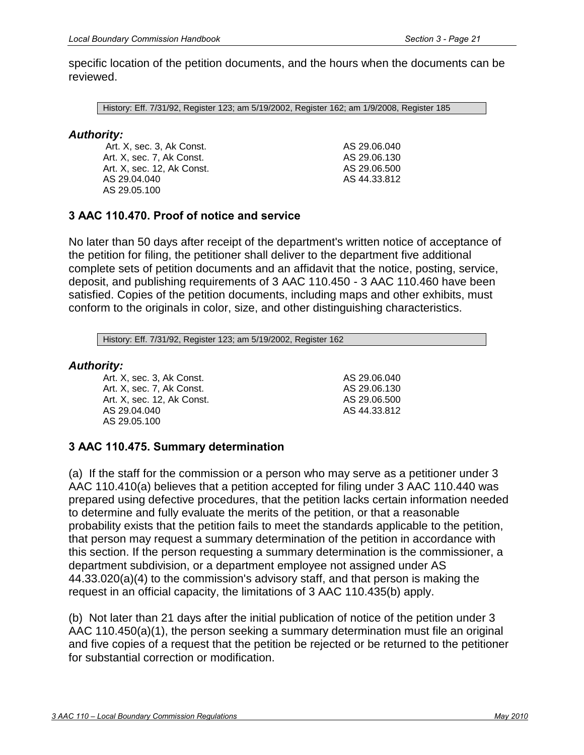specific location of the petition documents, and the hours when the documents can be reviewed.

History: Eff. 7/31/92, Register 123; am 5/19/2002, Register 162; am 1/9/2008, Register 185

***Authority:***

| | |
|---|---|
| Art. X, sec. 3, Ak Const. | AS 29.06.040 |
| Art. X, sec. 7, Ak Const. | AS 29.06.130 |
| Art. X, sec. 12, Ak Const. | AS 29.06.500 |
| AS 29.04.040 | AS 44.33.812 |
| AS 29.05.100 | |

### 3 AAC 110.470. Proof of notice and service

No later than 50 days after receipt of the department's written notice of acceptance of the petition for filing, the petitioner shall deliver to the department five additional complete sets of petition documents and an affidavit that the notice, posting, service, deposit, and publishing requirements of 3 AAC 110.450 - 3 AAC 110.460 have been satisfied. Copies of the petition documents, including maps and other exhibits, must conform to the originals in color, size, and other distinguishing characteristics.

History: Eff. 7/31/92, Register 123; am 5/19/2002, Register 162

***Authority:***

| | |
|---|---|
| Art. X, sec. 3, Ak Const. | AS 29.06.040 |
| Art. X, sec. 7, Ak Const. | AS 29.06.130 |
| Art. X, sec. 12, Ak Const. | AS 29.06.500 |
| AS 29.04.040 | AS 44.33.812 |
| AS 29.05.100 | |

### 3 AAC 110.475. Summary determination

(a) If the staff for the commission or a person who may serve as a petitioner under 3 AAC 110.410(a) believes that a petition accepted for filing under 3 AAC 110.440 was prepared using defective procedures, that the petition lacks certain information needed to determine and fully evaluate the merits of the petition, or that a reasonable probability exists that the petition fails to meet the standards applicable to the petition, that person may request a summary determination of the petition in accordance with this section. If the person requesting a summary determination is the commissioner, a department subdivision, or a department employee not assigned under AS 44.33.020(a)(4) to the commission's advisory staff, and that person is making the request in an official capacity, the limitations of 3 AAC 110.435(b) apply.

(b) Not later than 21 days after the initial publication of notice of the petition under 3 AAC 110.450(a)(1), the person seeking a summary determination must file an original and five copies of a request that the petition be rejected or be returned to the petitioner for substantial correction or modification.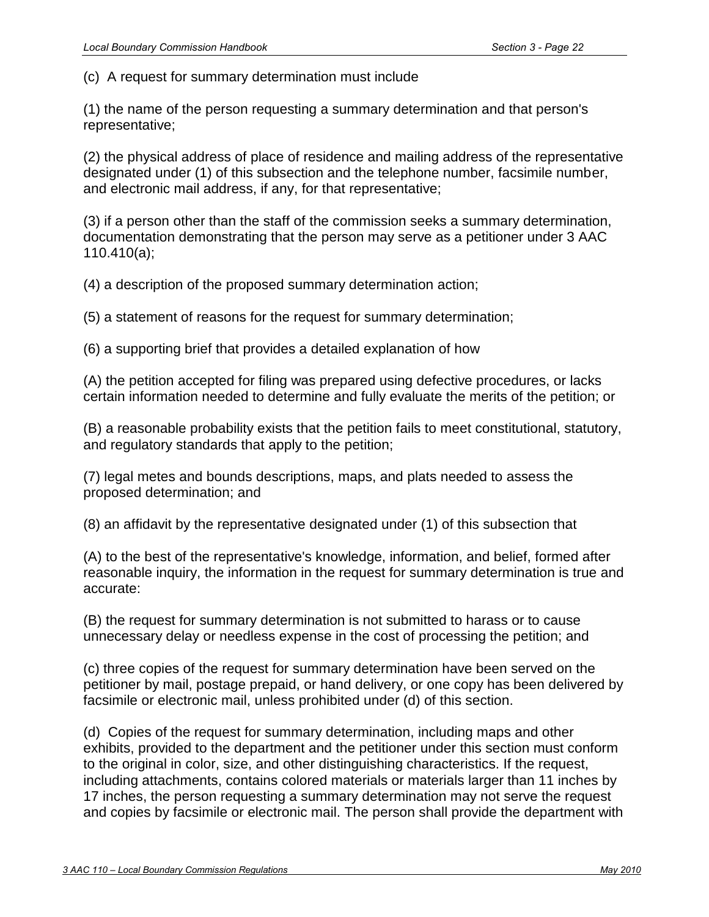(c) A request for summary determination must include

(1) the name of the person requesting a summary determination and that person's representative;

(2) the physical address of place of residence and mailing address of the representative designated under (1) of this subsection and the telephone number, facsimile number, and electronic mail address, if any, for that representative;

(3) if a person other than the staff of the commission seeks a summary determination, documentation demonstrating that the person may serve as a petitioner under 3 AAC 110.410(a);

(4) a description of the proposed summary determination action;

(5) a statement of reasons for the request for summary determination;

(6) a supporting brief that provides a detailed explanation of how

(A) the petition accepted for filing was prepared using defective procedures, or lacks certain information needed to determine and fully evaluate the merits of the petition; or

(B) a reasonable probability exists that the petition fails to meet constitutional, statutory, and regulatory standards that apply to the petition;

(7) legal metes and bounds descriptions, maps, and plats needed to assess the proposed determination; and

(8) an affidavit by the representative designated under (1) of this subsection that

(A) to the best of the representative's knowledge, information, and belief, formed after reasonable inquiry, the information in the request for summary determination is true and accurate:

(B) the request for summary determination is not submitted to harass or to cause unnecessary delay or needless expense in the cost of processing the petition; and

(c) three copies of the request for summary determination have been served on the petitioner by mail, postage prepaid, or hand delivery, or one copy has been delivered by facsimile or electronic mail, unless prohibited under (d) of this section.

(d) Copies of the request for summary determination, including maps and other exhibits, provided to the department and the petitioner under this section must conform to the original in color, size, and other distinguishing characteristics. If the request, including attachments, contains colored materials or materials larger than 11 inches by 17 inches, the person requesting a summary determination may not serve the request and copies by facsimile or electronic mail. The person shall provide the department with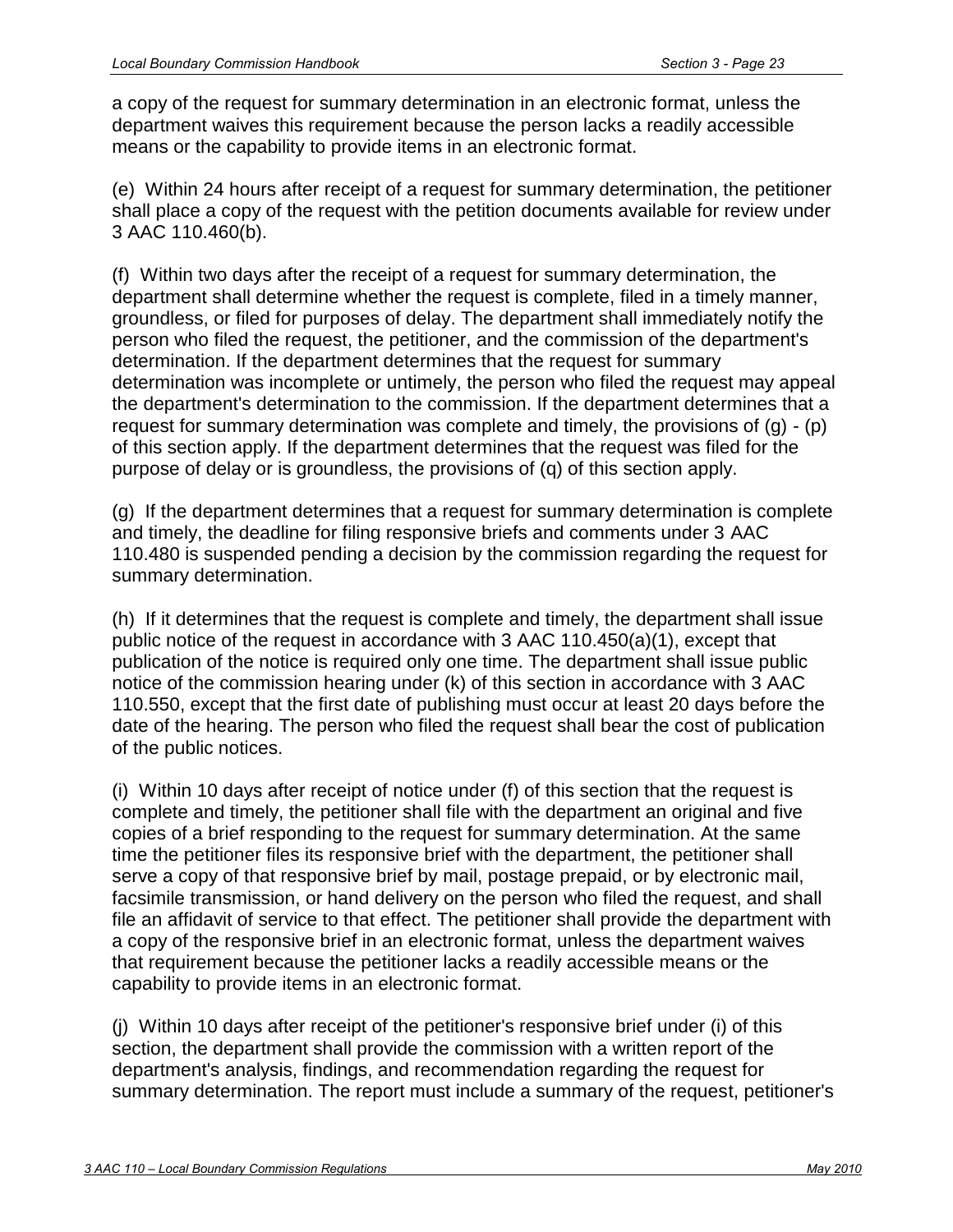a copy of the request for summary determination in an electronic format, unless the department waives this requirement because the person lacks a readily accessible means or the capability to provide items in an electronic format.

(e) Within 24 hours after receipt of a request for summary determination, the petitioner shall place a copy of the request with the petition documents available for review under 3 AAC 110.460(b).

(f) Within two days after the receipt of a request for summary determination, the department shall determine whether the request is complete, filed in a timely manner, groundless, or filed for purposes of delay. The department shall immediately notify the person who filed the request, the petitioner, and the commission of the department's determination. If the department determines that the request for summary determination was incomplete or untimely, the person who filed the request may appeal the department's determination to the commission. If the department determines that a request for summary determination was complete and timely, the provisions of (g) - (p) of this section apply. If the department determines that the request was filed for the purpose of delay or is groundless, the provisions of (q) of this section apply.

(g) If the department determines that a request for summary determination is complete and timely, the deadline for filing responsive briefs and comments under 3 AAC 110.480 is suspended pending a decision by the commission regarding the request for summary determination.

(h) If it determines that the request is complete and timely, the department shall issue public notice of the request in accordance with 3 AAC 110.450(a)(1), except that publication of the notice is required only one time. The department shall issue public notice of the commission hearing under (k) of this section in accordance with 3 AAC 110.550, except that the first date of publishing must occur at least 20 days before the date of the hearing. The person who filed the request shall bear the cost of publication of the public notices.

(i) Within 10 days after receipt of notice under (f) of this section that the request is complete and timely, the petitioner shall file with the department an original and five copies of a brief responding to the request for summary determination. At the same time the petitioner files its responsive brief with the department, the petitioner shall serve a copy of that responsive brief by mail, postage prepaid, or by electronic mail, facsimile transmission, or hand delivery on the person who filed the request, and shall file an affidavit of service to that effect. The petitioner shall provide the department with a copy of the responsive brief in an electronic format, unless the department waives that requirement because the petitioner lacks a readily accessible means or the capability to provide items in an electronic format.

(j) Within 10 days after receipt of the petitioner's responsive brief under (i) of this section, the department shall provide the commission with a written report of the department's analysis, findings, and recommendation regarding the request for summary determination. The report must include a summary of the request, petitioner's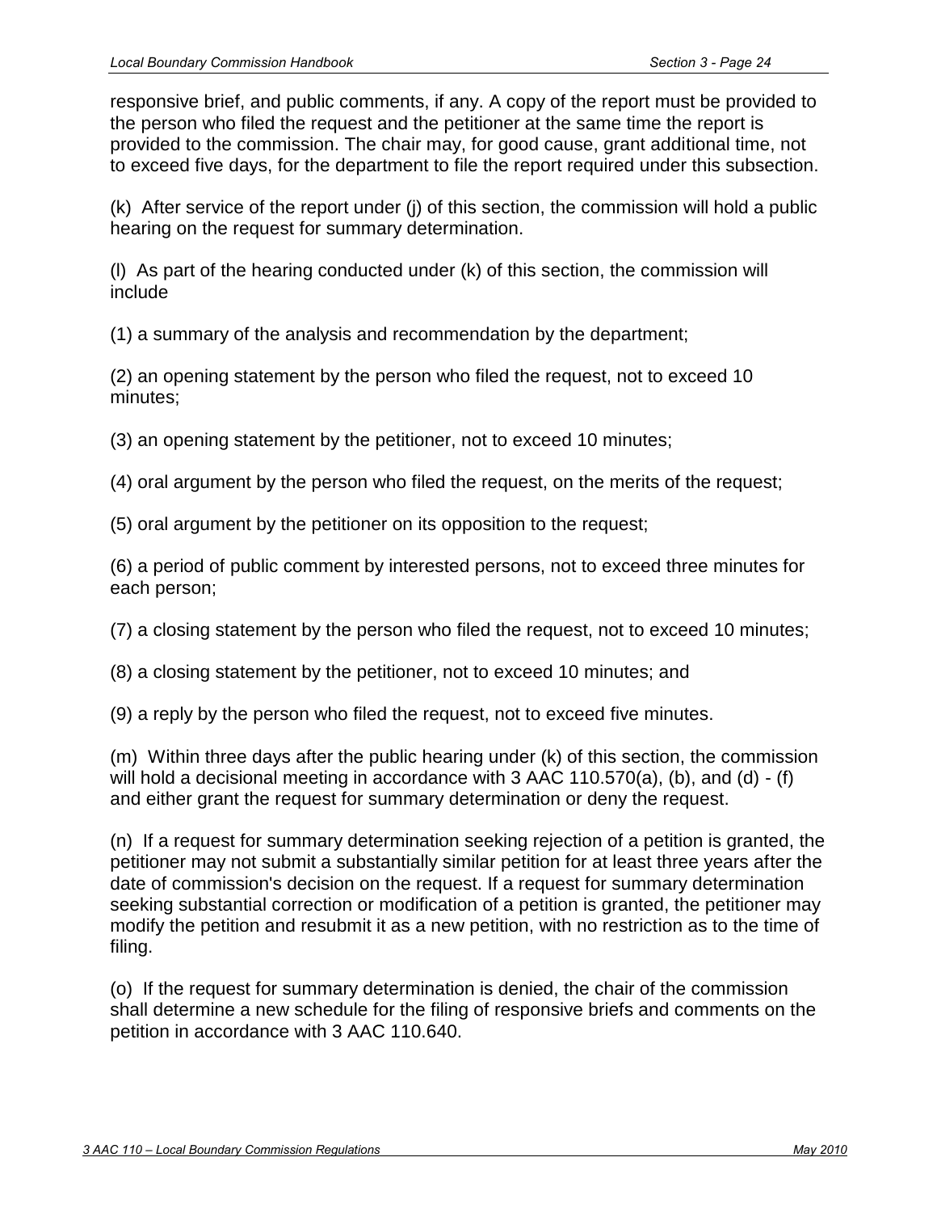responsive brief, and public comments, if any. A copy of the report must be provided to the person who filed the request and the petitioner at the same time the report is provided to the commission. The chair may, for good cause, grant additional time, not to exceed five days, for the department to file the report required under this subsection.

(k) After service of the report under (j) of this section, the commission will hold a public hearing on the request for summary determination.

(l) As part of the hearing conducted under (k) of this section, the commission will include

(1) a summary of the analysis and recommendation by the department;

(2) an opening statement by the person who filed the request, not to exceed 10 minutes;

(3) an opening statement by the petitioner, not to exceed 10 minutes;

(4) oral argument by the person who filed the request, on the merits of the request;

(5) oral argument by the petitioner on its opposition to the request;

(6) a period of public comment by interested persons, not to exceed three minutes for each person;

(7) a closing statement by the person who filed the request, not to exceed 10 minutes;

(8) a closing statement by the petitioner, not to exceed 10 minutes; and

(9) a reply by the person who filed the request, not to exceed five minutes.

(m) Within three days after the public hearing under (k) of this section, the commission will hold a decisional meeting in accordance with 3 AAC 110.570(a), (b), and (d) - (f) and either grant the request for summary determination or deny the request.

(n) If a request for summary determination seeking rejection of a petition is granted, the petitioner may not submit a substantially similar petition for at least three years after the date of commission's decision on the request. If a request for summary determination seeking substantial correction or modification of a petition is granted, the petitioner may modify the petition and resubmit it as a new petition, with no restriction as to the time of filing.

(o) If the request for summary determination is denied, the chair of the commission shall determine a new schedule for the filing of responsive briefs and comments on the petition in accordance with 3 AAC 110.640.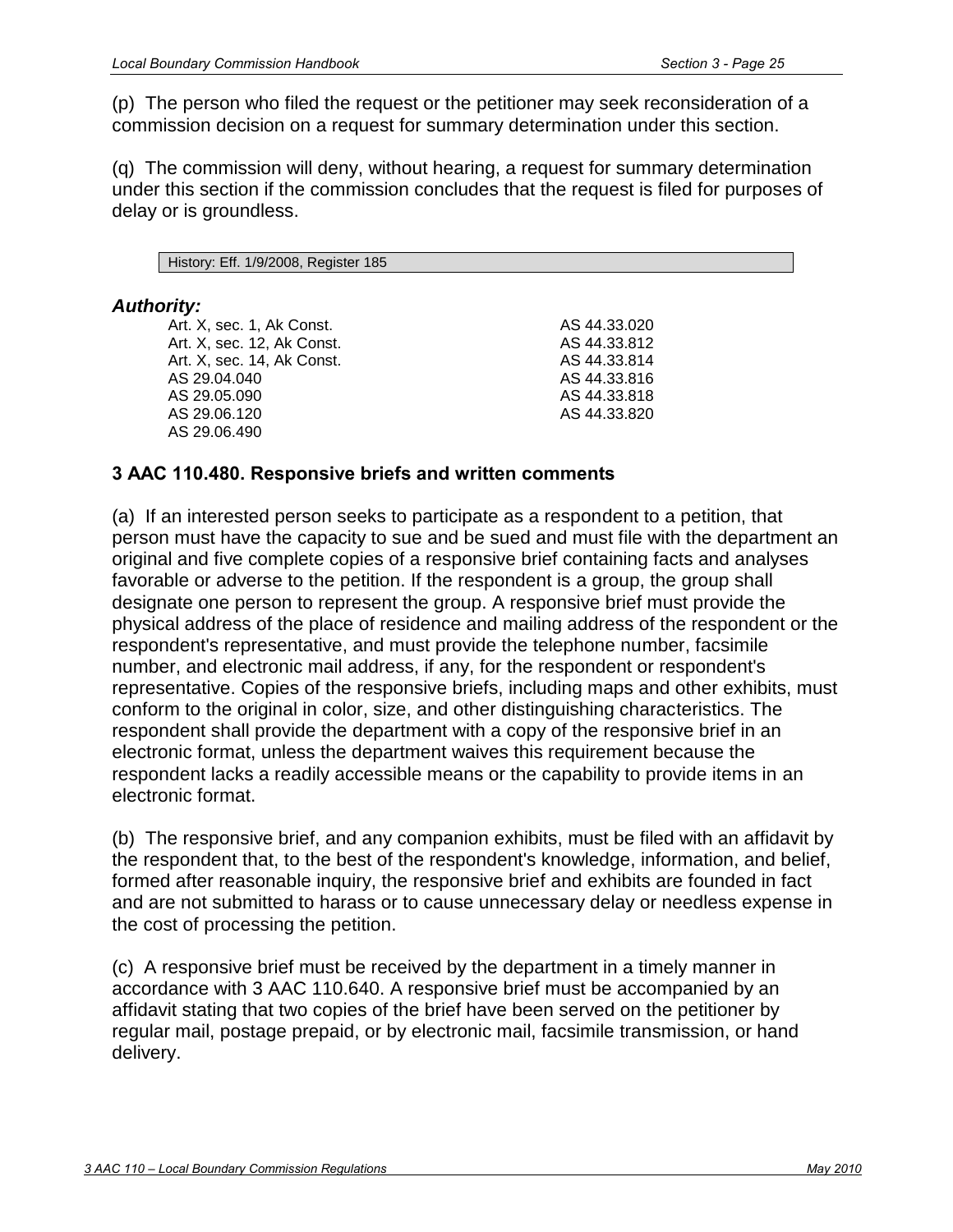(p) The person who filed the request or the petitioner may seek reconsideration of a commission decision on a request for summary determination under this section.

(q) The commission will deny, without hearing, a request for summary determination under this section if the commission concludes that the request is filed for purposes of delay or is groundless.

| History: Eff. 1/9/2008, Register 185 |
| --- |

***Authority:***

| | |
| --- | --- |
| Art. X, sec. 1, Ak Const. | AS 44.33.020 |
| Art. X, sec. 12, Ak Const. | AS 44.33.812 |
| Art. X, sec. 14, Ak Const. | AS 44.33.814 |
| AS 29.04.040 | AS 44.33.816 |
| AS 29.05.090 | AS 44.33.818 |
| AS 29.06.120 | AS 44.33.820 |
| AS 29.06.490 | |

### 3 AAC 110.480. Responsive briefs and written comments

(a) If an interested person seeks to participate as a respondent to a petition, that person must have the capacity to sue and be sued and must file with the department an original and five complete copies of a responsive brief containing facts and analyses favorable or adverse to the petition. If the respondent is a group, the group shall designate one person to represent the group. A responsive brief must provide the physical address of the place of residence and mailing address of the respondent or the respondent's representative, and must provide the telephone number, facsimile number, and electronic mail address, if any, for the respondent or respondent's representative. Copies of the responsive briefs, including maps and other exhibits, must conform to the original in color, size, and other distinguishing characteristics. The respondent shall provide the department with a copy of the responsive brief in an electronic format, unless the department waives this requirement because the respondent lacks a readily accessible means or the capability to provide items in an electronic format.

(b) The responsive brief, and any companion exhibits, must be filed with an affidavit by the respondent that, to the best of the respondent's knowledge, information, and belief, formed after reasonable inquiry, the responsive brief and exhibits are founded in fact and are not submitted to harass or to cause unnecessary delay or needless expense in the cost of processing the petition.

(c) A responsive brief must be received by the department in a timely manner in accordance with 3 AAC 110.640. A responsive brief must be accompanied by an affidavit stating that two copies of the brief have been served on the petitioner by regular mail, postage prepaid, or by electronic mail, facsimile transmission, or hand delivery.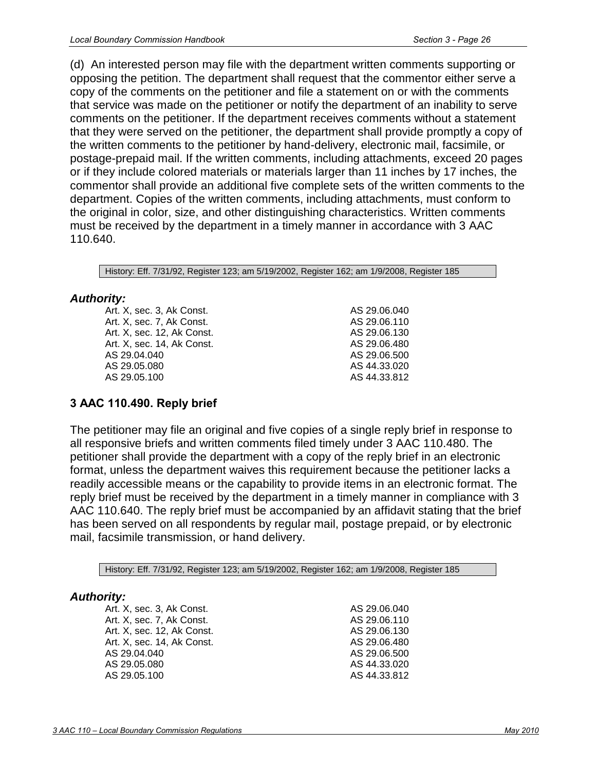(d) An interested person may file with the department written comments supporting or opposing the petition. The department shall request that the commentor either serve a copy of the comments on the petitioner and file a statement on or with the comments that service was made on the petitioner or notify the department of an inability to serve comments on the petitioner. If the department receives comments without a statement that they were served on the petitioner, the department shall provide promptly a copy of the written comments to the petitioner by hand-delivery, electronic mail, facsimile, or postage-prepaid mail. If the written comments, including attachments, exceed 20 pages or if they include colored materials or materials larger than 11 inches by 17 inches, the commentor shall provide an additional five complete sets of the written comments to the department. Copies of the written comments, including attachments, must conform to the original in color, size, and other distinguishing characteristics. Written comments must be received by the department in a timely manner in accordance with 3 AAC 110.640.

History: Eff. 7/31/92, Register 123; am 5/19/2002, Register 162; am 1/9/2008, Register 185

***Authority:***

| | |
|---|---|
| Art. X, sec. 3, Ak Const. | AS 29.06.040 |
| Art. X, sec. 7, Ak Const. | AS 29.06.110 |
| Art. X, sec. 12, Ak Const. | AS 29.06.130 |
| Art. X, sec. 14, Ak Const. | AS 29.06.480 |
| AS 29.04.040 | AS 29.06.500 |
| AS 29.05.080 | AS 44.33.020 |
| AS 29.05.100 | AS 44.33.812 |

### 3 AAC 110.490. Reply brief

The petitioner may file an original and five copies of a single reply brief in response to all responsive briefs and written comments filed timely under 3 AAC 110.480. The petitioner shall provide the department with a copy of the reply brief in an electronic format, unless the department waives this requirement because the petitioner lacks a readily accessible means or the capability to provide items in an electronic format. The reply brief must be received by the department in a timely manner in compliance with 3 AAC 110.640. The reply brief must be accompanied by an affidavit stating that the brief has been served on all respondents by regular mail, postage prepaid, or by electronic mail, facsimile transmission, or hand delivery.

History: Eff. 7/31/92, Register 123; am 5/19/2002, Register 162; am 1/9/2008, Register 185

***Authority:***

| | |
|---|---|
| Art. X, sec. 3, Ak Const. | AS 29.06.040 |
| Art. X, sec. 7, Ak Const. | AS 29.06.110 |
| Art. X, sec. 12, Ak Const. | AS 29.06.130 |
| Art. X, sec. 14, Ak Const. | AS 29.06.480 |
| AS 29.04.040 | AS 29.06.500 |
| AS 29.05.080 | AS 44.33.020 |
| AS 29.05.100 | AS 44.33.812 |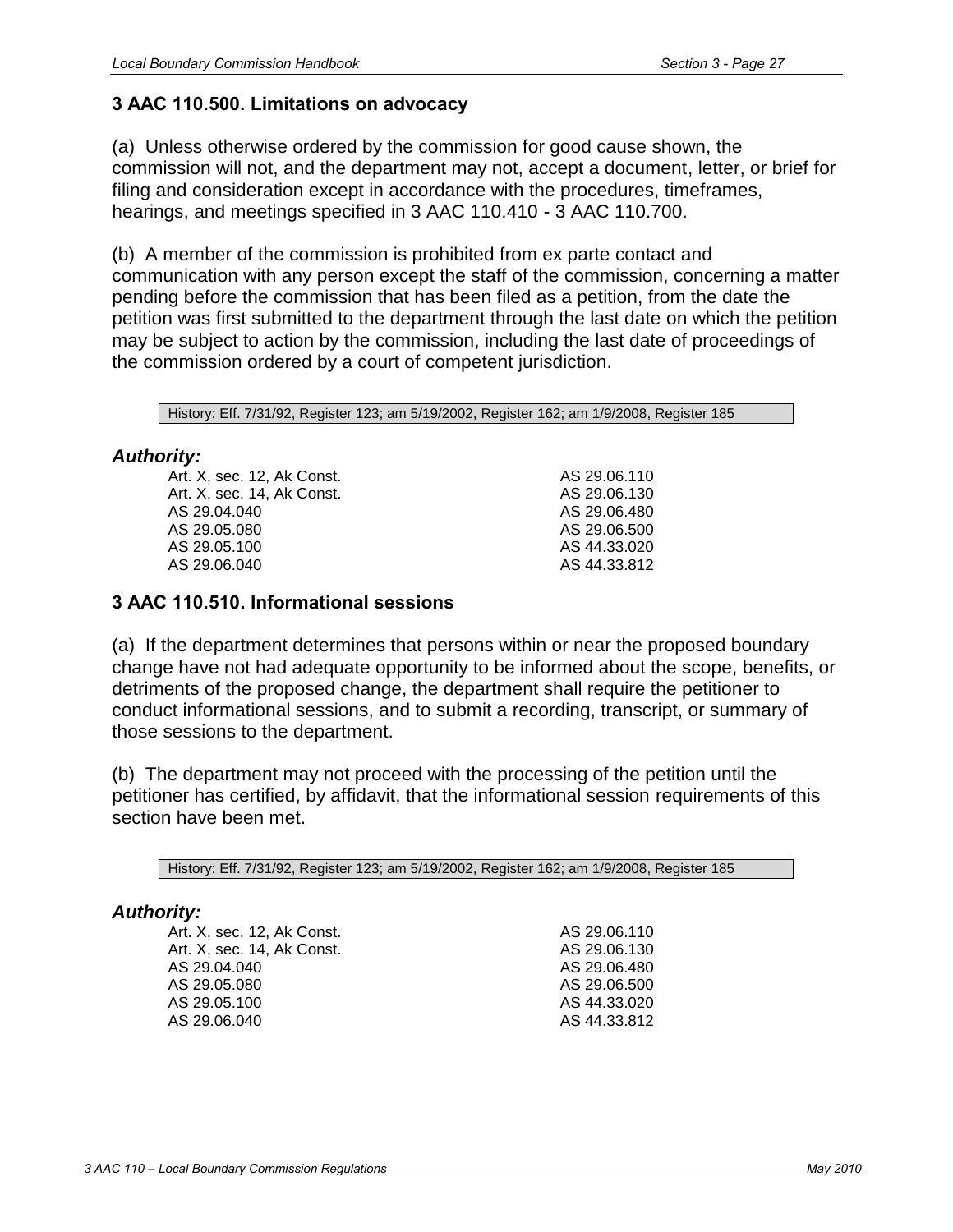### 3 AAC 110.500. Limitations on advocacy

(a) Unless otherwise ordered by the commission for good cause shown, the commission will not, and the department may not, accept a document, letter, or brief for filing and consideration except in accordance with the procedures, timeframes, hearings, and meetings specified in 3 AAC 110.410 - 3 AAC 110.700.

(b) A member of the commission is prohibited from ex parte contact and communication with any person except the staff of the commission, concerning a matter pending before the commission that has been filed as a petition, from the date the petition was first submitted to the department through the last date on which the petition may be subject to action by the commission, including the last date of proceedings of the commission ordered by a court of competent jurisdiction.

History: Eff. 7/31/92, Register 123; am 5/19/2002, Register 162; am 1/9/2008, Register 185

***Authority:***

| | |
|---|---|
| Art. X, sec. 12, Ak Const. | AS 29.06.110 |
| Art. X, sec. 14, Ak Const. | AS 29.06.130 |
| AS 29.04.040 | AS 29.06.480 |
| AS 29.05.080 | AS 29.06.500 |
| AS 29.05.100 | AS 44.33.020 |
| AS 29.06.040 | AS 44.33.812 |

### 3 AAC 110.510. Informational sessions

(a) If the department determines that persons within or near the proposed boundary change have not had adequate opportunity to be informed about the scope, benefits, or detriments of the proposed change, the department shall require the petitioner to conduct informational sessions, and to submit a recording, transcript, or summary of those sessions to the department.

(b) The department may not proceed with the processing of the petition until the petitioner has certified, by affidavit, that the informational session requirements of this section have been met.

History: Eff. 7/31/92, Register 123; am 5/19/2002, Register 162; am 1/9/2008, Register 185

***Authority:***

| | |
|---|---|
| Art. X, sec. 12, Ak Const. | AS 29.06.110 |
| Art. X, sec. 14, Ak Const. | AS 29.06.130 |
| AS 29.04.040 | AS 29.06.480 |
| AS 29.05.080 | AS 29.06.500 |
| AS 29.05.100 | AS 44.33.020 |
| AS 29.06.040 | AS 44.33.812 |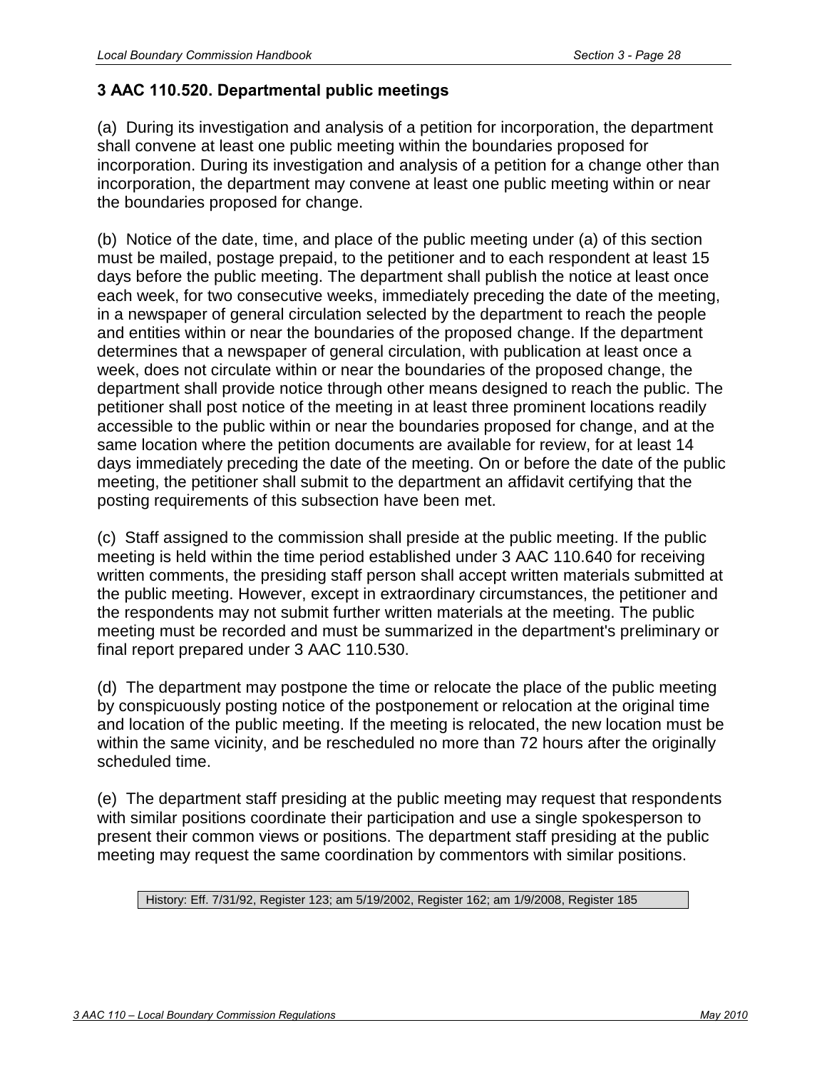### 3 AAC 110.520. Departmental public meetings

(a) During its investigation and analysis of a petition for incorporation, the department shall convene at least one public meeting within the boundaries proposed for incorporation. During its investigation and analysis of a petition for a change other than incorporation, the department may convene at least one public meeting within or near the boundaries proposed for change.

(b) Notice of the date, time, and place of the public meeting under (a) of this section must be mailed, postage prepaid, to the petitioner and to each respondent at least 15 days before the public meeting. The department shall publish the notice at least once each week, for two consecutive weeks, immediately preceding the date of the meeting, in a newspaper of general circulation selected by the department to reach the people and entities within or near the boundaries of the proposed change. If the department determines that a newspaper of general circulation, with publication at least once a week, does not circulate within or near the boundaries of the proposed change, the department shall provide notice through other means designed to reach the public. The petitioner shall post notice of the meeting in at least three prominent locations readily accessible to the public within or near the boundaries proposed for change, and at the same location where the petition documents are available for review, for at least 14 days immediately preceding the date of the meeting. On or before the date of the public meeting, the petitioner shall submit to the department an affidavit certifying that the posting requirements of this subsection have been met.

(c) Staff assigned to the commission shall preside at the public meeting. If the public meeting is held within the time period established under 3 AAC 110.640 for receiving written comments, the presiding staff person shall accept written materials submitted at the public meeting. However, except in extraordinary circumstances, the petitioner and the respondents may not submit further written materials at the meeting. The public meeting must be recorded and must be summarized in the department's preliminary or final report prepared under 3 AAC 110.530.

(d) The department may postpone the time or relocate the place of the public meeting by conspicuously posting notice of the postponement or relocation at the original time and location of the public meeting. If the meeting is relocated, the new location must be within the same vicinity, and be rescheduled no more than 72 hours after the originally scheduled time.

(e) The department staff presiding at the public meeting may request that respondents with similar positions coordinate their participation and use a single spokesperson to present their common views or positions. The department staff presiding at the public meeting may request the same coordination by commentors with similar positions.

History: Eff. 7/31/92, Register 123; am 5/19/2002, Register 162; am 1/9/2008, Register 185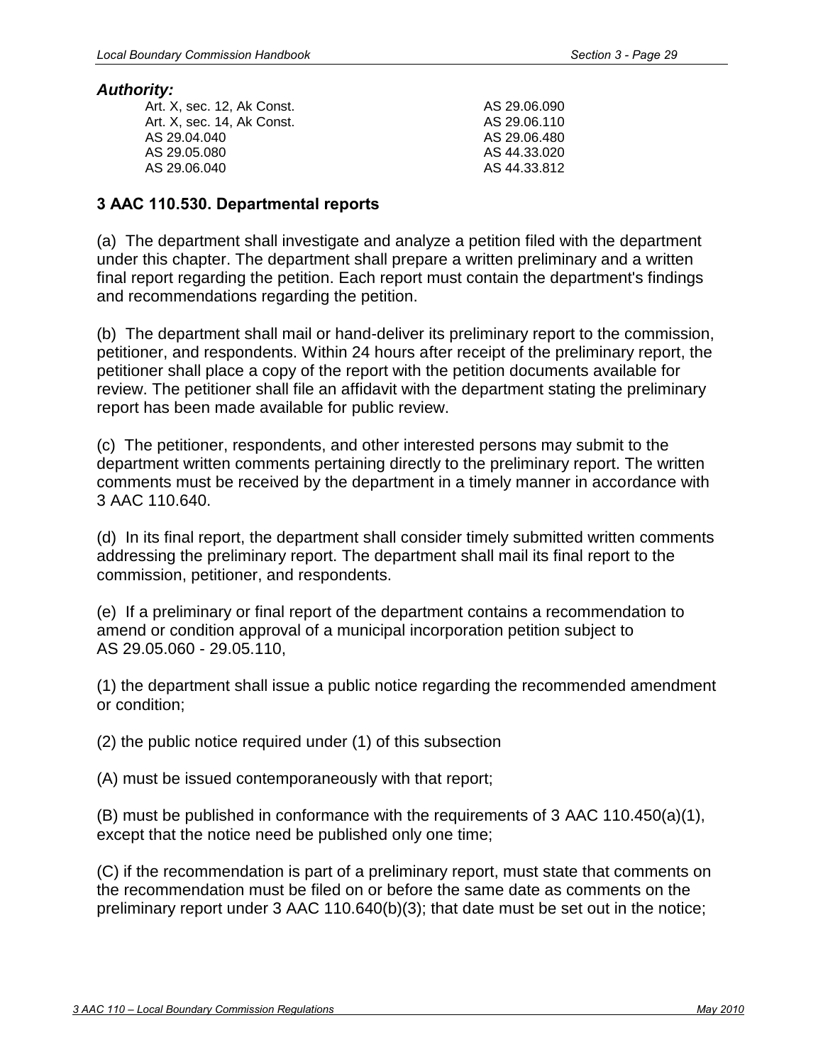***Authority:***

Art. X, sec. 12, Ak Const.
Art. X, sec. 14, Ak Const.
AS 29.04.040
AS 29.05.080
AS 29.06.040
AS 29.06.090
AS 29.06.110
AS 29.06.480
AS 44.33.020
AS 44.33.812

### 3 AAC 110.530. Departmental reports

(a) The department shall investigate and analyze a petition filed with the department under this chapter. The department shall prepare a written preliminary and a written final report regarding the petition. Each report must contain the department's findings and recommendations regarding the petition.

(b) The department shall mail or hand-deliver its preliminary report to the commission, petitioner, and respondents. Within 24 hours after receipt of the preliminary report, the petitioner shall place a copy of the report with the petition documents available for review. The petitioner shall file an affidavit with the department stating the preliminary report has been made available for public review.

(c) The petitioner, respondents, and other interested persons may submit to the department written comments pertaining directly to the preliminary report. The written comments must be received by the department in a timely manner in accordance with 3 AAC 110.640.

(d) In its final report, the department shall consider timely submitted written comments addressing the preliminary report. The department shall mail its final report to the commission, petitioner, and respondents.

(e) If a preliminary or final report of the department contains a recommendation to amend or condition approval of a municipal incorporation petition subject to AS 29.05.060 - 29.05.110,

(1) the department shall issue a public notice regarding the recommended amendment or condition;

(2) the public notice required under (1) of this subsection

(A) must be issued contemporaneously with that report;

(B) must be published in conformance with the requirements of 3 AAC 110.450(a)(1), except that the notice need be published only one time;

(C) if the recommendation is part of a preliminary report, must state that comments on the recommendation must be filed on or before the same date as comments on the preliminary report under 3 AAC 110.640(b)(3); that date must be set out in the notice;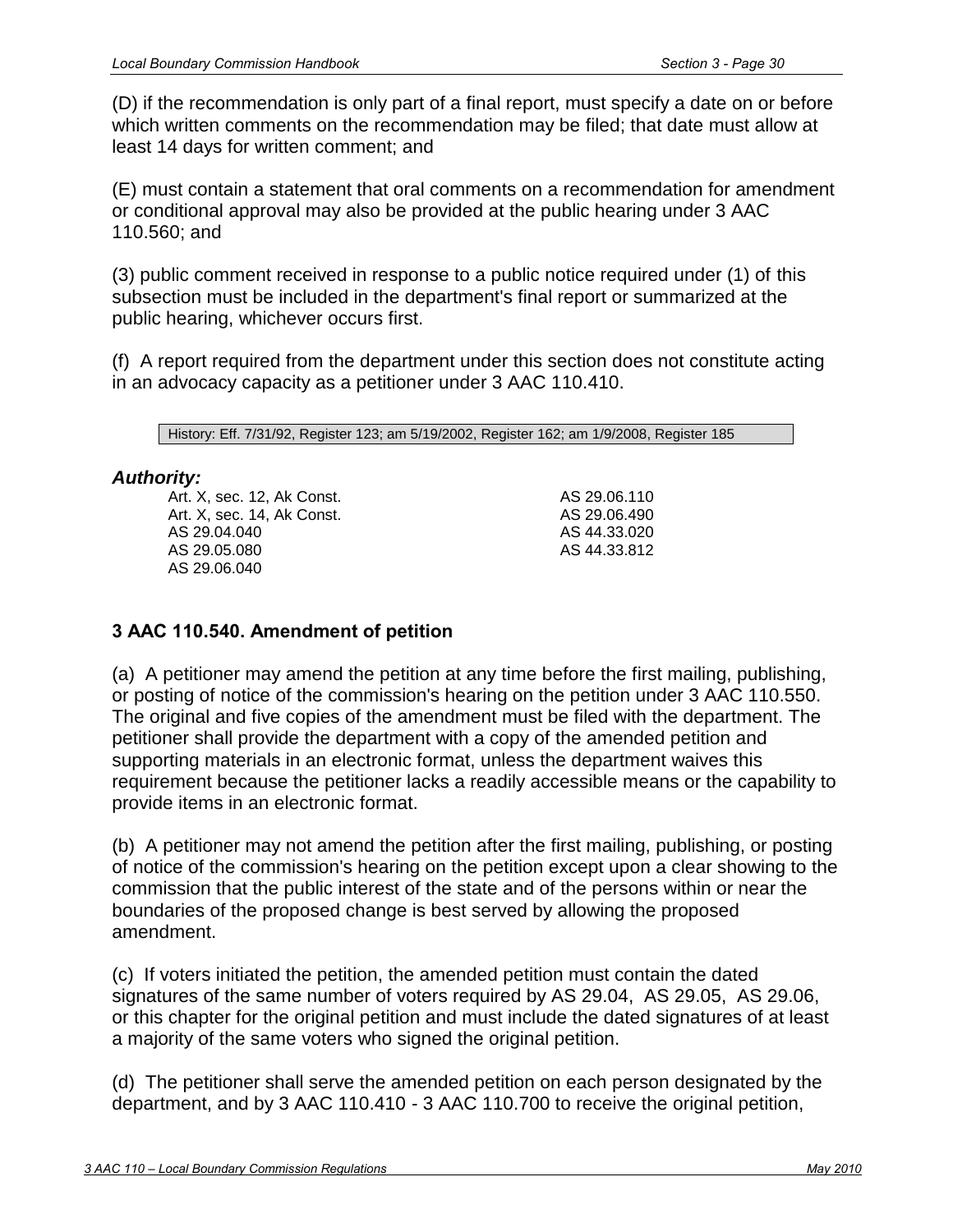(D) if the recommendation is only part of a final report, must specify a date on or before which written comments on the recommendation may be filed; that date must allow at least 14 days for written comment; and

(E) must contain a statement that oral comments on a recommendation for amendment or conditional approval may also be provided at the public hearing under 3 AAC 110.560; and

(3) public comment received in response to a public notice required under (1) of this subsection must be included in the department's final report or summarized at the public hearing, whichever occurs first.

(f) A report required from the department under this section does not constitute acting in an advocacy capacity as a petitioner under 3 AAC 110.410.

History: Eff. 7/31/92, Register 123; am 5/19/2002, Register 162; am 1/9/2008, Register 185

***Authority:***

| | |
|---|---|
| Art. X, sec. 12, Ak Const. | AS 29.06.110 |
| Art. X, sec. 14, Ak Const. | AS 29.06.490 |
| AS 29.04.040 | AS 44.33.020 |
| AS 29.05.080 | AS 44.33.812 |
| AS 29.06.040 | |

### 3 AAC 110.540. Amendment of petition

(a) A petitioner may amend the petition at any time before the first mailing, publishing, or posting of notice of the commission's hearing on the petition under 3 AAC 110.550. The original and five copies of the amendment must be filed with the department. The petitioner shall provide the department with a copy of the amended petition and supporting materials in an electronic format, unless the department waives this requirement because the petitioner lacks a readily accessible means or the capability to provide items in an electronic format.

(b) A petitioner may not amend the petition after the first mailing, publishing, or posting of notice of the commission's hearing on the petition except upon a clear showing to the commission that the public interest of the state and of the persons within or near the boundaries of the proposed change is best served by allowing the proposed amendment.

(c) If voters initiated the petition, the amended petition must contain the dated signatures of the same number of voters required by AS 29.04, AS 29.05, AS 29.06, or this chapter for the original petition and must include the dated signatures of at least a majority of the same voters who signed the original petition.

(d) The petitioner shall serve the amended petition on each person designated by the department, and by 3 AAC 110.410 - 3 AAC 110.700 to receive the original petition,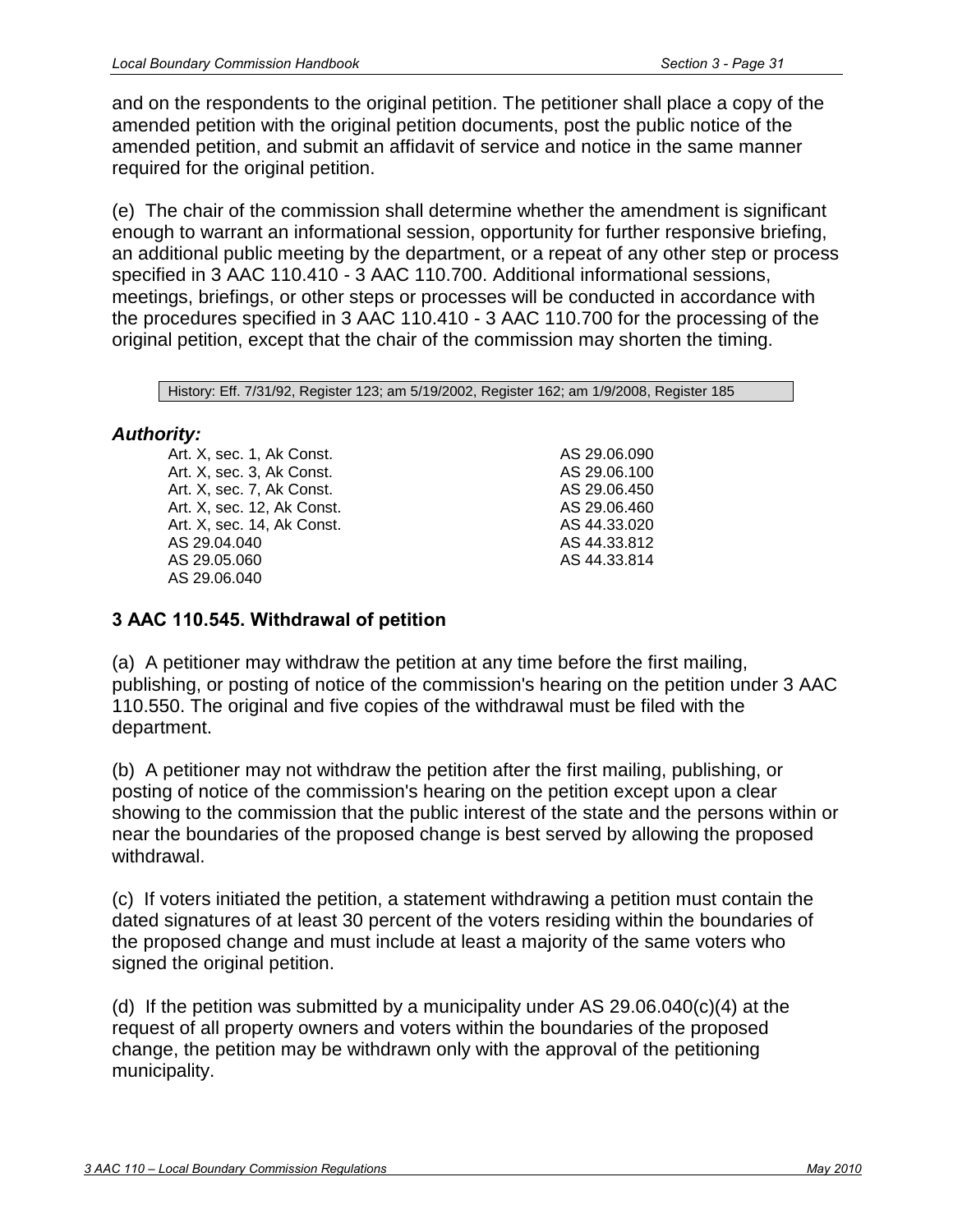and on the respondents to the original petition. The petitioner shall place a copy of the amended petition with the original petition documents, post the public notice of the amended petition, and submit an affidavit of service and notice in the same manner required for the original petition.

(e) The chair of the commission shall determine whether the amendment is significant enough to warrant an informational session, opportunity for further responsive briefing, an additional public meeting by the department, or a repeat of any other step or process specified in 3 AAC 110.410 - 3 AAC 110.700. Additional informational sessions, meetings, briefings, or other steps or processes will be conducted in accordance with the procedures specified in 3 AAC 110.410 - 3 AAC 110.700 for the processing of the original petition, except that the chair of the commission may shorten the timing.

History: Eff. 7/31/92, Register 123; am 5/19/2002, Register 162; am 1/9/2008, Register 185

***Authority:***

Art. X, sec. 1, Ak Const.
Art. X, sec. 3, Ak Const.
Art. X, sec. 7, Ak Const.
Art. X, sec. 12, Ak Const.
Art. X, sec. 14, Ak Const.
AS 29.04.040
AS 29.05.060
AS 29.06.040
AS 29.06.090
AS 29.06.100
AS 29.06.450
AS 29.06.460
AS 44.33.020
AS 44.33.812
AS 44.33.814

### 3 AAC 110.545. Withdrawal of petition

(a) A petitioner may withdraw the petition at any time before the first mailing, publishing, or posting of notice of the commission's hearing on the petition under 3 AAC 110.550. The original and five copies of the withdrawal must be filed with the department.

(b) A petitioner may not withdraw the petition after the first mailing, publishing, or posting of notice of the commission's hearing on the petition except upon a clear showing to the commission that the public interest of the state and the persons within or near the boundaries of the proposed change is best served by allowing the proposed withdrawal.

(c) If voters initiated the petition, a statement withdrawing a petition must contain the dated signatures of at least 30 percent of the voters residing within the boundaries of the proposed change and must include at least a majority of the same voters who signed the original petition.

(d) If the petition was submitted by a municipality under AS 29.06.040(c)(4) at the request of all property owners and voters within the boundaries of the proposed change, the petition may be withdrawn only with the approval of the petitioning municipality.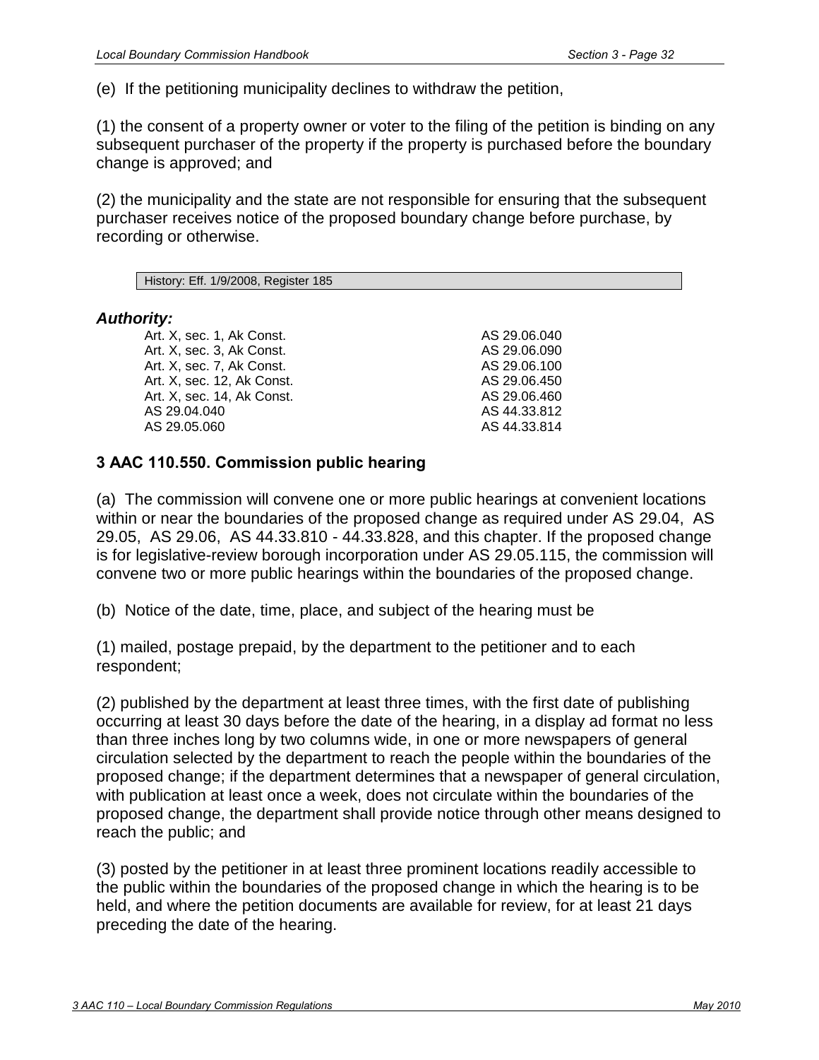(e) If the petitioning municipality declines to withdraw the petition,

(1) the consent of a property owner or voter to the filing of the petition is binding on any subsequent purchaser of the property if the property is purchased before the boundary change is approved; and

(2) the municipality and the state are not responsible for ensuring that the subsequent purchaser receives notice of the proposed boundary change before purchase, by recording or otherwise.

History: Eff. 1/9/2008, Register 185

***Authority:***

| | |
|---|---|
| Art. X, sec. 1, Ak Const. | AS 29.06.040 |
| Art. X, sec. 3, Ak Const. | AS 29.06.090 |
| Art. X, sec. 7, Ak Const. | AS 29.06.100 |
| Art. X, sec. 12, Ak Const. | AS 29.06.450 |
| Art. X, sec. 14, Ak Const. | AS 29.06.460 |
| AS 29.04.040 | AS 44.33.812 |
| AS 29.05.060 | AS 44.33.814 |

### 3 AAC 110.550. Commission public hearing

(a) The commission will convene one or more public hearings at convenient locations within or near the boundaries of the proposed change as required under AS 29.04, AS 29.05, AS 29.06, AS 44.33.810 - 44.33.828, and this chapter. If the proposed change is for legislative-review borough incorporation under AS 29.05.115, the commission will convene two or more public hearings within the boundaries of the proposed change.

(b) Notice of the date, time, place, and subject of the hearing must be

(1) mailed, postage prepaid, by the department to the petitioner and to each respondent;

(2) published by the department at least three times, with the first date of publishing occurring at least 30 days before the date of the hearing, in a display ad format no less than three inches long by two columns wide, in one or more newspapers of general circulation selected by the department to reach the people within the boundaries of the proposed change; if the department determines that a newspaper of general circulation, with publication at least once a week, does not circulate within the boundaries of the proposed change, the department shall provide notice through other means designed to reach the public; and

(3) posted by the petitioner in at least three prominent locations readily accessible to the public within the boundaries of the proposed change in which the hearing is to be held, and where the petition documents are available for review, for at least 21 days preceding the date of the hearing.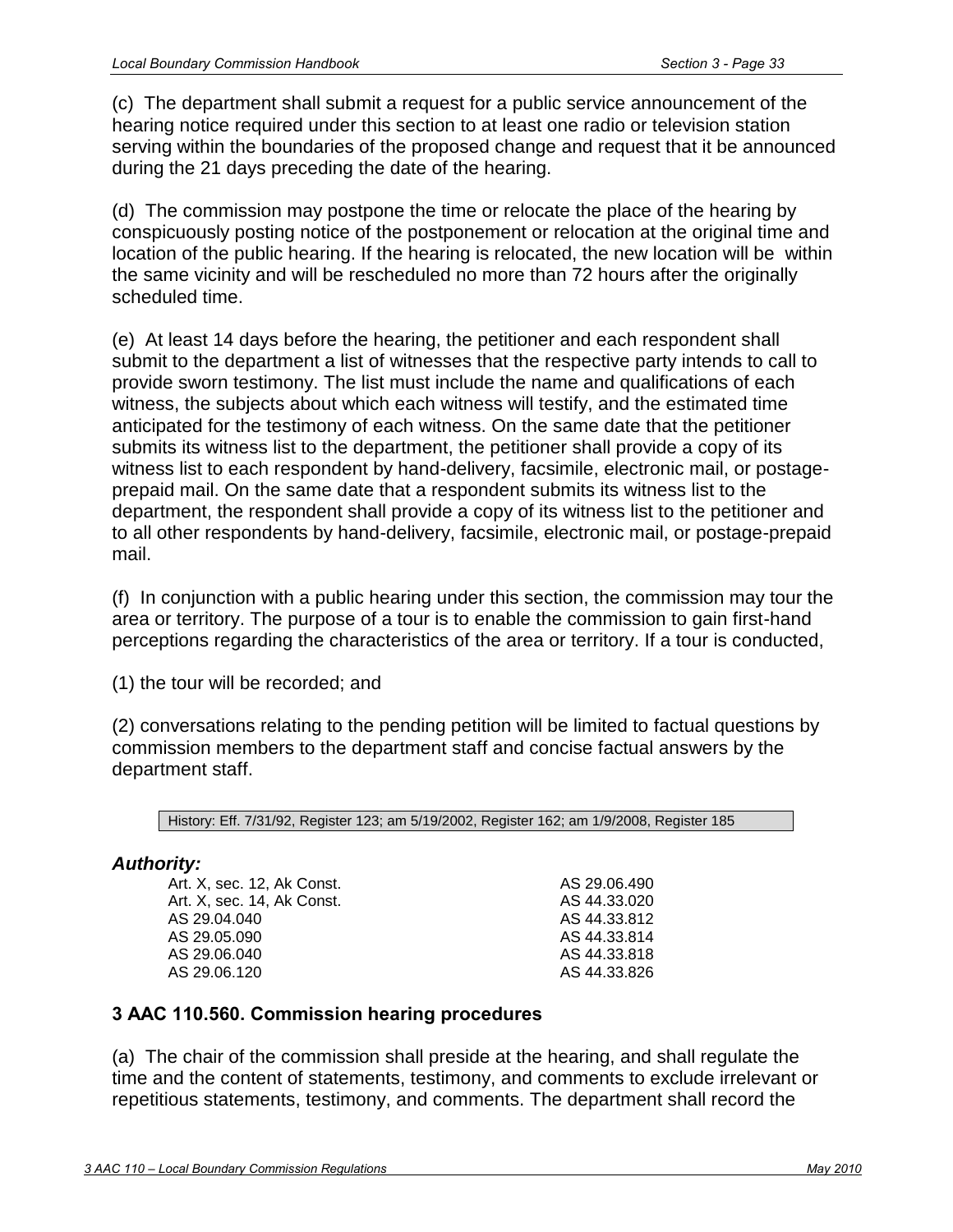(c) The department shall submit a request for a public service announcement of the hearing notice required under this section to at least one radio or television station serving within the boundaries of the proposed change and request that it be announced during the 21 days preceding the date of the hearing.

(d) The commission may postpone the time or relocate the place of the hearing by conspicuously posting notice of the postponement or relocation at the original time and location of the public hearing. If the hearing is relocated, the new location will be within the same vicinity and will be rescheduled no more than 72 hours after the originally scheduled time.

(e) At least 14 days before the hearing, the petitioner and each respondent shall submit to the department a list of witnesses that the respective party intends to call to provide sworn testimony. The list must include the name and qualifications of each witness, the subjects about which each witness will testify, and the estimated time anticipated for the testimony of each witness. On the same date that the petitioner submits its witness list to the department, the petitioner shall provide a copy of its witness list to each respondent by hand-delivery, facsimile, electronic mail, or postage-prepaid mail. On the same date that a respondent submits its witness list to the department, the respondent shall provide a copy of its witness list to the petitioner and to all other respondents by hand-delivery, facsimile, electronic mail, or postage-prepaid mail.

(f) In conjunction with a public hearing under this section, the commission may tour the area or territory. The purpose of a tour is to enable the commission to gain first-hand perceptions regarding the characteristics of the area or territory. If a tour is conducted,

(1) the tour will be recorded; and

(2) conversations relating to the pending petition will be limited to factual questions by commission members to the department staff and concise factual answers by the department staff.

History: Eff. 7/31/92, Register 123; am 5/19/2002, Register 162; am 1/9/2008, Register 185

***Authority:***

Art. X, sec. 12, Ak Const.
Art. X, sec. 14, Ak Const.
AS 29.04.040
AS 29.05.090
AS 29.06.040
AS 29.06.120
AS 29.06.490
AS 44.33.020
AS 44.33.812
AS 44.33.814
AS 44.33.818
AS 44.33.826

### 3 AAC 110.560. Commission hearing procedures

(a) The chair of the commission shall preside at the hearing, and shall regulate the time and the content of statements, testimony, and comments to exclude irrelevant or repetitious statements, testimony, and comments. The department shall record the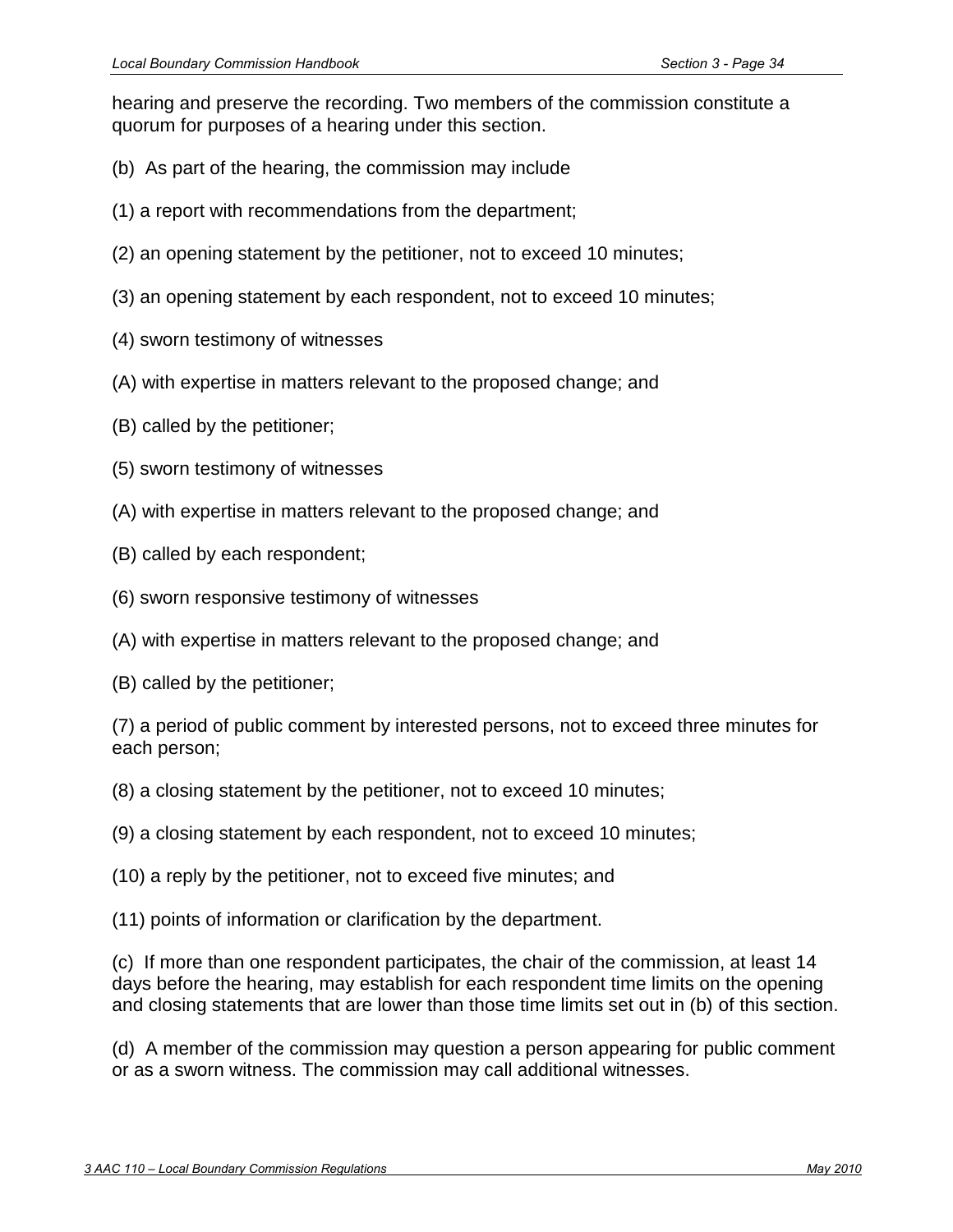hearing and preserve the recording. Two members of the commission constitute a quorum for purposes of a hearing under this section.

(b) As part of the hearing, the commission may include

(1) a report with recommendations from the department;

(2) an opening statement by the petitioner, not to exceed 10 minutes;

(3) an opening statement by each respondent, not to exceed 10 minutes;

(4) sworn testimony of witnesses

(A) with expertise in matters relevant to the proposed change; and

(B) called by the petitioner;

(5) sworn testimony of witnesses

(A) with expertise in matters relevant to the proposed change; and

(B) called by each respondent;

(6) sworn responsive testimony of witnesses

(A) with expertise in matters relevant to the proposed change; and

(B) called by the petitioner;

(7) a period of public comment by interested persons, not to exceed three minutes for each person;

(8) a closing statement by the petitioner, not to exceed 10 minutes;

(9) a closing statement by each respondent, not to exceed 10 minutes;

(10) a reply by the petitioner, not to exceed five minutes; and

(11) points of information or clarification by the department.

(c) If more than one respondent participates, the chair of the commission, at least 14 days before the hearing, may establish for each respondent time limits on the opening and closing statements that are lower than those time limits set out in (b) of this section.

(d) A member of the commission may question a person appearing for public comment or as a sworn witness. The commission may call additional witnesses.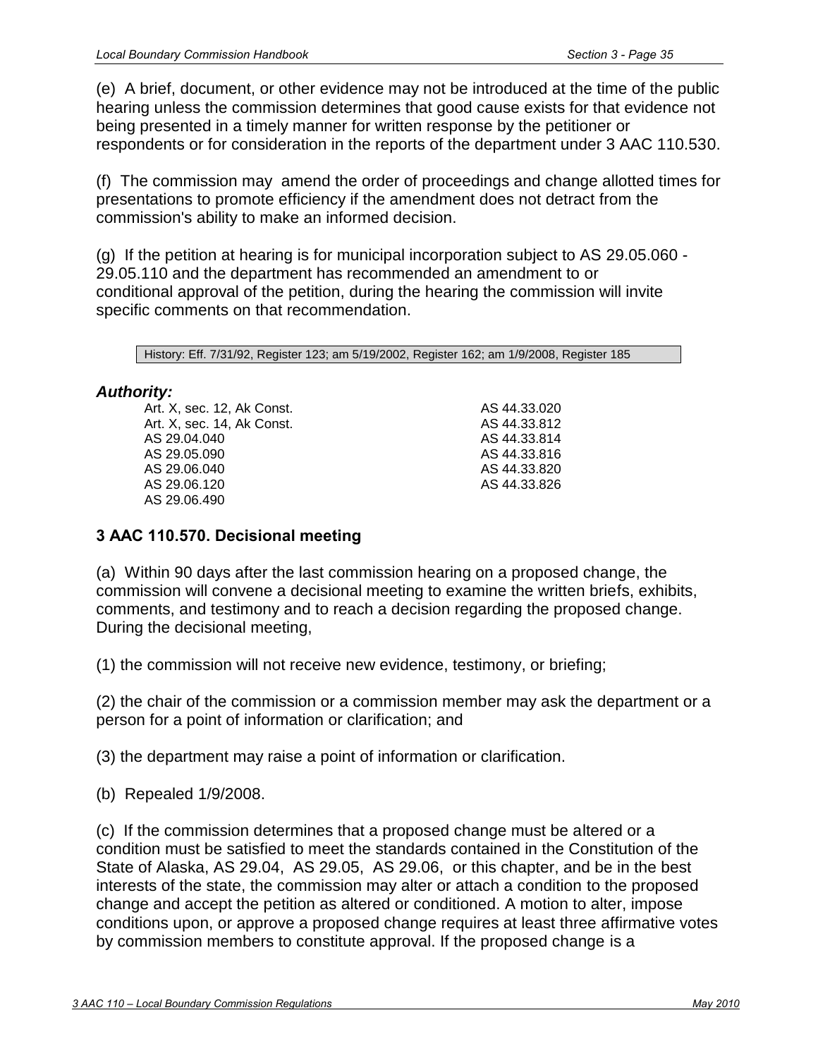(e) A brief, document, or other evidence may not be introduced at the time of the public hearing unless the commission determines that good cause exists for that evidence not being presented in a timely manner for written response by the petitioner or respondents or for consideration in the reports of the department under 3 AAC 110.530.

(f) The commission may amend the order of proceedings and change allotted times for presentations to promote efficiency if the amendment does not detract from the commission's ability to make an informed decision.

(g) If the petition at hearing is for municipal incorporation subject to AS 29.05.060 - 29.05.110 and the department has recommended an amendment to or conditional approval of the petition, during the hearing the commission will invite specific comments on that recommendation.

History: Eff. 7/31/92, Register 123; am 5/19/2002, Register 162; am 1/9/2008, Register 185

***Authority:***

Art. X, sec. 12, Ak Const.
Art. X, sec. 14, Ak Const.
AS 29.04.040
AS 29.05.090
AS 29.06.040
AS 29.06.120
AS 29.06.490
AS 44.33.020
AS 44.33.812
AS 44.33.814
AS 44.33.816
AS 44.33.820
AS 44.33.826

### 3 AAC 110.570. Decisional meeting

(a) Within 90 days after the last commission hearing on a proposed change, the commission will convene a decisional meeting to examine the written briefs, exhibits, comments, and testimony and to reach a decision regarding the proposed change. During the decisional meeting,

(1) the commission will not receive new evidence, testimony, or briefing;

(2) the chair of the commission or a commission member may ask the department or a person for a point of information or clarification; and

(3) the department may raise a point of information or clarification.

(b) Repealed 1/9/2008.

(c) If the commission determines that a proposed change must be altered or a condition must be satisfied to meet the standards contained in the Constitution of the State of Alaska, AS 29.04, AS 29.05, AS 29.06, or this chapter, and be in the best interests of the state, the commission may alter or attach a condition to the proposed change and accept the petition as altered or conditioned. A motion to alter, impose conditions upon, or approve a proposed change requires at least three affirmative votes by commission members to constitute approval. If the proposed change is a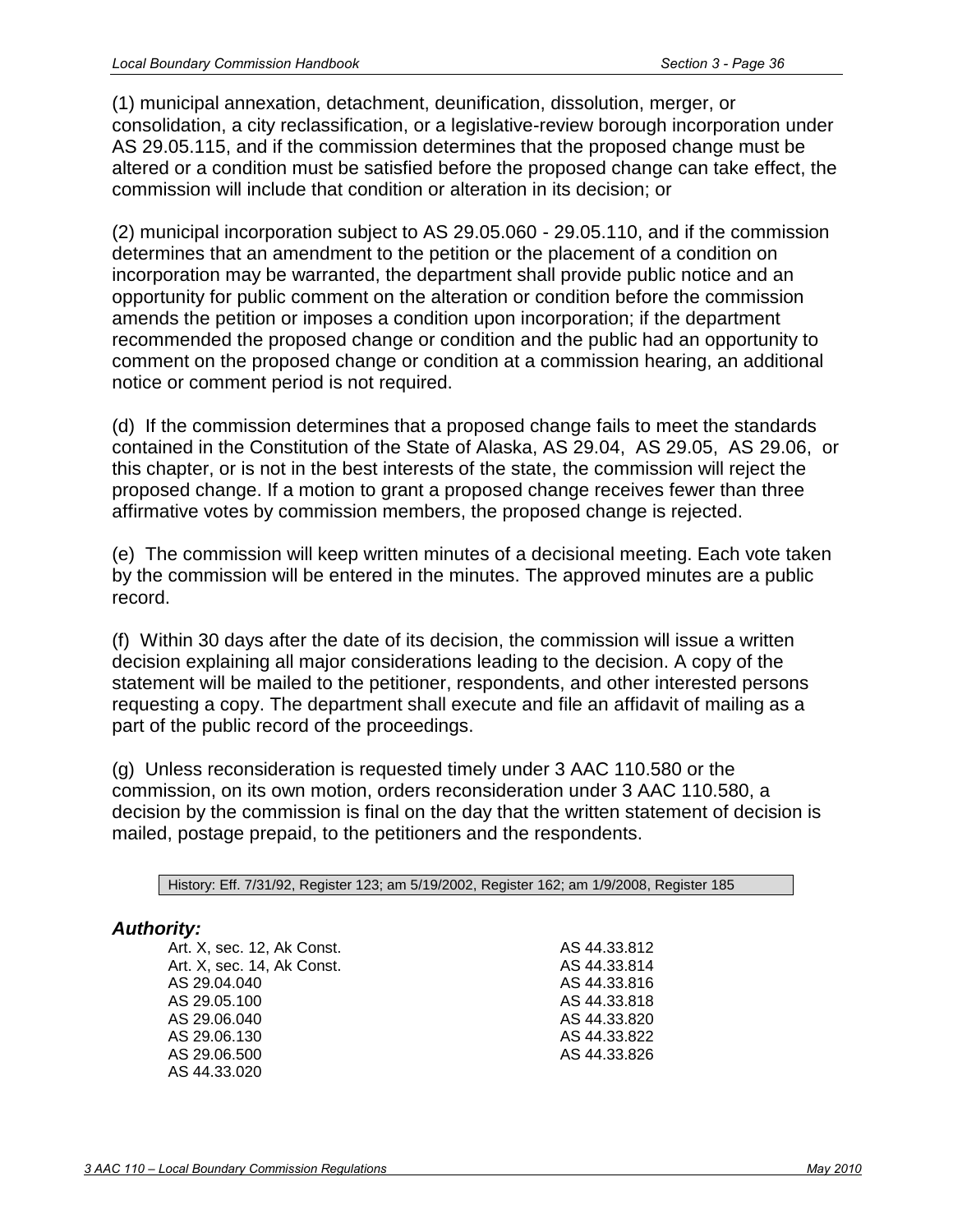(1) municipal annexation, detachment, deunification, dissolution, merger, or consolidation, a city reclassification, or a legislative-review borough incorporation under AS 29.05.115, and if the commission determines that the proposed change must be altered or a condition must be satisfied before the proposed change can take effect, the commission will include that condition or alteration in its decision; or

(2) municipal incorporation subject to AS 29.05.060 - 29.05.110, and if the commission determines that an amendment to the petition or the placement of a condition on incorporation may be warranted, the department shall provide public notice and an opportunity for public comment on the alteration or condition before the commission amends the petition or imposes a condition upon incorporation; if the department recommended the proposed change or condition and the public had an opportunity to comment on the proposed change or condition at a commission hearing, an additional notice or comment period is not required.

(d) If the commission determines that a proposed change fails to meet the standards contained in the Constitution of the State of Alaska, AS 29.04, AS 29.05, AS 29.06, or this chapter, or is not in the best interests of the state, the commission will reject the proposed change. If a motion to grant a proposed change receives fewer than three affirmative votes by commission members, the proposed change is rejected.

(e) The commission will keep written minutes of a decisional meeting. Each vote taken by the commission will be entered in the minutes. The approved minutes are a public record.

(f) Within 30 days after the date of its decision, the commission will issue a written decision explaining all major considerations leading to the decision. A copy of the statement will be mailed to the petitioner, respondents, and other interested persons requesting a copy. The department shall execute and file an affidavit of mailing as a part of the public record of the proceedings.

(g) Unless reconsideration is requested timely under 3 AAC 110.580 or the commission, on its own motion, orders reconsideration under 3 AAC 110.580, a decision by the commission is final on the day that the written statement of decision is mailed, postage prepaid, to the petitioners and the respondents.

History: Eff. 7/31/92, Register 123; am 5/19/2002, Register 162; am 1/9/2008, Register 185

***Authority:***

Art. X, sec. 12, Ak Const.
Art. X, sec. 14, Ak Const.
AS 29.04.040
AS 29.05.100
AS 29.06.040
AS 29.06.130
AS 29.06.500
AS 44.33.020
AS 44.33.812
AS 44.33.814
AS 44.33.816
AS 44.33.818
AS 44.33.820
AS 44.33.822
AS 44.33.826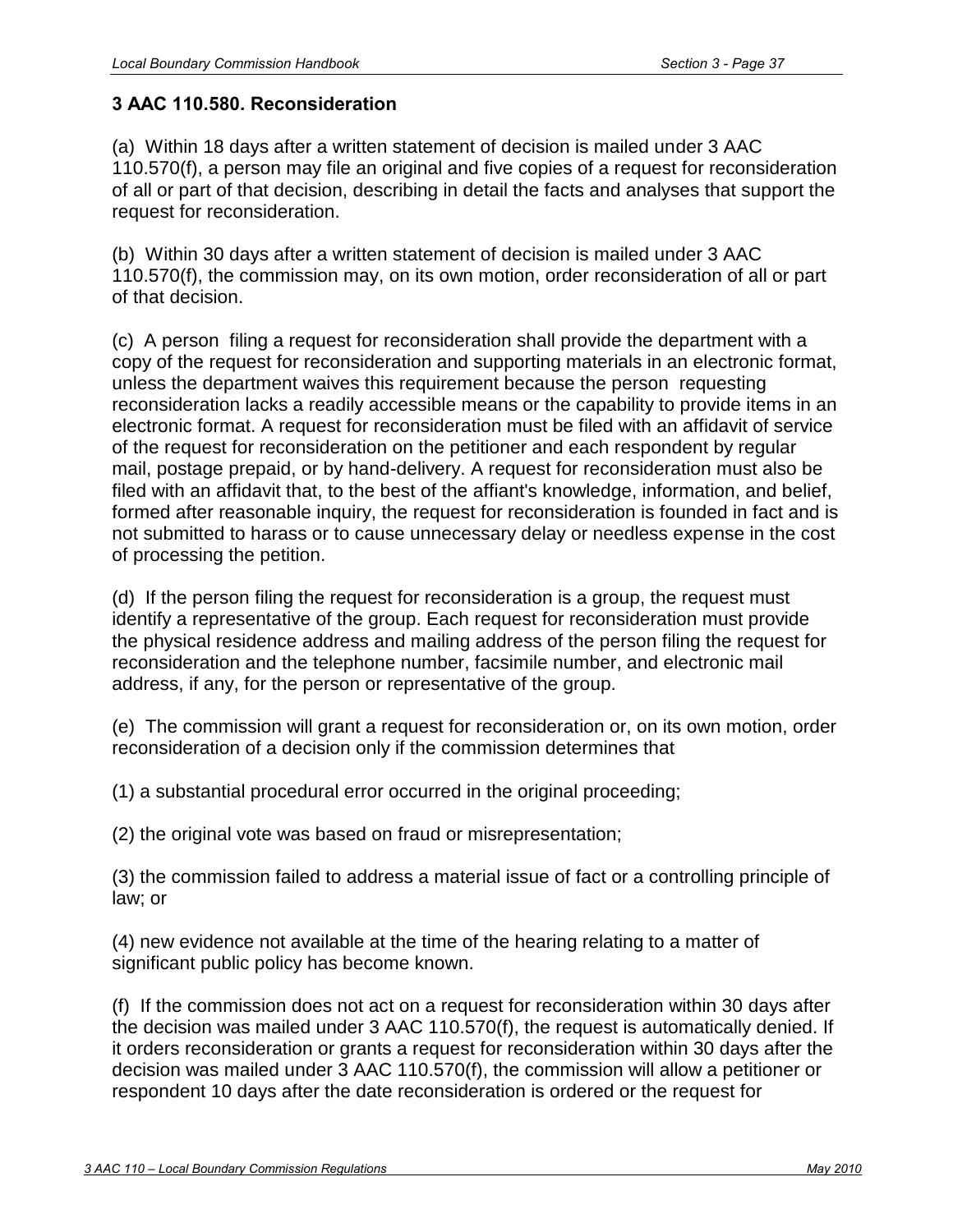### 3 AAC 110.580. Reconsideration

(a) Within 18 days after a written statement of decision is mailed under 3 AAC 110.570(f), a person may file an original and five copies of a request for reconsideration of all or part of that decision, describing in detail the facts and analyses that support the request for reconsideration.

(b) Within 30 days after a written statement of decision is mailed under 3 AAC 110.570(f), the commission may, on its own motion, order reconsideration of all or part of that decision.

(c) A person filing a request for reconsideration shall provide the department with a copy of the request for reconsideration and supporting materials in an electronic format, unless the department waives this requirement because the person requesting reconsideration lacks a readily accessible means or the capability to provide items in an electronic format. A request for reconsideration must be filed with an affidavit of service of the request for reconsideration on the petitioner and each respondent by regular mail, postage prepaid, or by hand-delivery. A request for reconsideration must also be filed with an affidavit that, to the best of the affiant's knowledge, information, and belief, formed after reasonable inquiry, the request for reconsideration is founded in fact and is not submitted to harass or to cause unnecessary delay or needless expense in the cost of processing the petition.

(d) If the person filing the request for reconsideration is a group, the request must identify a representative of the group. Each request for reconsideration must provide the physical residence address and mailing address of the person filing the request for reconsideration and the telephone number, facsimile number, and electronic mail address, if any, for the person or representative of the group.

(e) The commission will grant a request for reconsideration or, on its own motion, order reconsideration of a decision only if the commission determines that

(1) a substantial procedural error occurred in the original proceeding;

(2) the original vote was based on fraud or misrepresentation;

(3) the commission failed to address a material issue of fact or a controlling principle of law; or

(4) new evidence not available at the time of the hearing relating to a matter of significant public policy has become known.

(f) If the commission does not act on a request for reconsideration within 30 days after the decision was mailed under 3 AAC 110.570(f), the request is automatically denied. If it orders reconsideration or grants a request for reconsideration within 30 days after the decision was mailed under 3 AAC 110.570(f), the commission will allow a petitioner or respondent 10 days after the date reconsideration is ordered or the request for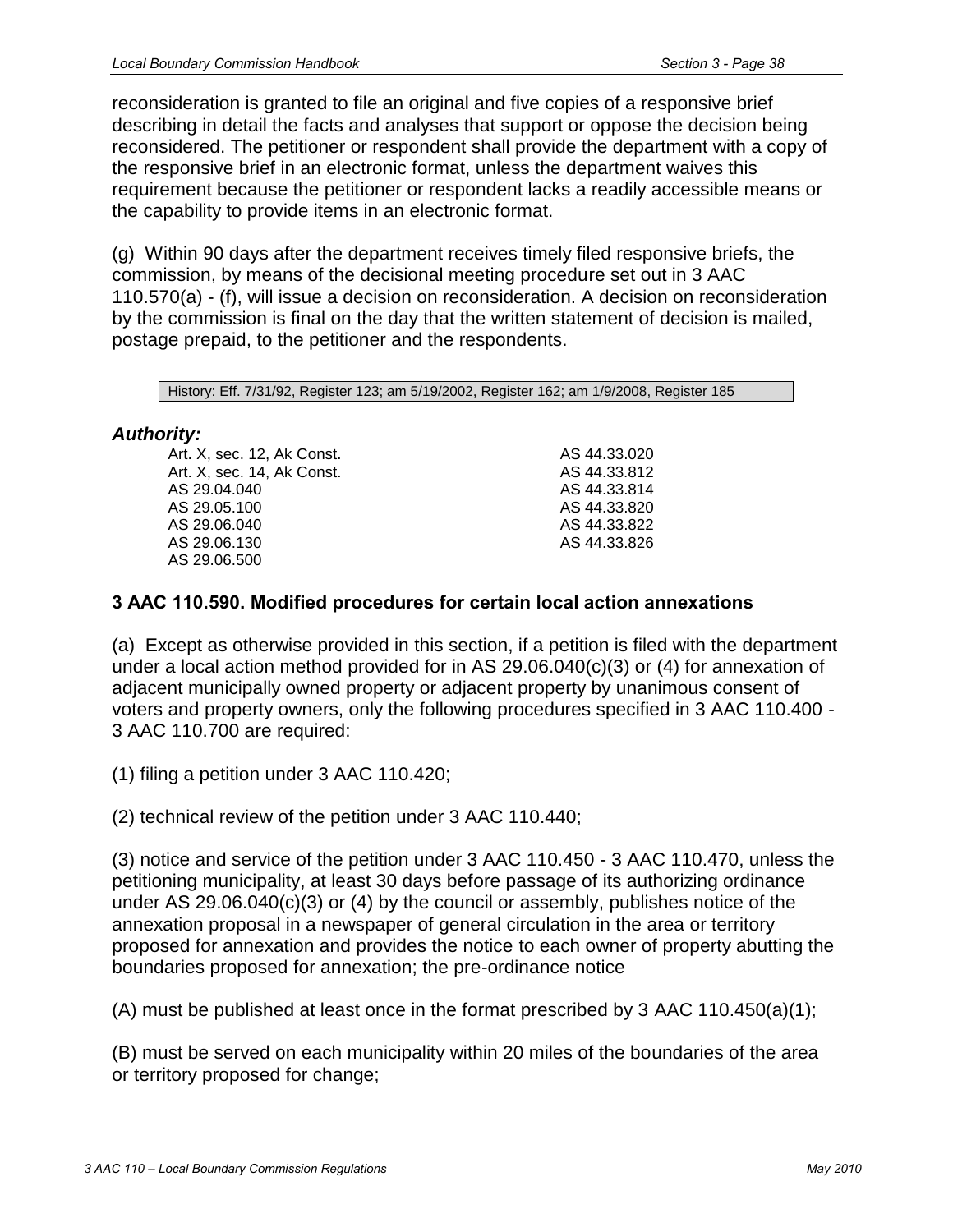reconsideration is granted to file an original and five copies of a responsive brief describing in detail the facts and analyses that support or oppose the decision being reconsidered. The petitioner or respondent shall provide the department with a copy of the responsive brief in an electronic format, unless the department waives this requirement because the petitioner or respondent lacks a readily accessible means or the capability to provide items in an electronic format.

(g) Within 90 days after the department receives timely filed responsive briefs, the commission, by means of the decisional meeting procedure set out in 3 AAC 110.570(a) - (f), will issue a decision on reconsideration. A decision on reconsideration by the commission is final on the day that the written statement of decision is mailed, postage prepaid, to the petitioner and the respondents.

History: Eff. 7/31/92, Register 123; am 5/19/2002, Register 162; am 1/9/2008, Register 185

***Authority:***

| | |
|---|---|
| Art. X, sec. 12, Ak Const. | AS 44.33.020 |
| Art. X, sec. 14, Ak Const. | AS 44.33.812 |
| AS 29.04.040 | AS 44.33.814 |
| AS 29.05.100 | AS 44.33.820 |
| AS 29.06.040 | AS 44.33.822 |
| AS 29.06.130 | AS 44.33.826 |
| AS 29.06.500 | |

### 3 AAC 110.590. Modified procedures for certain local action annexations

(a) Except as otherwise provided in this section, if a petition is filed with the department under a local action method provided for in AS 29.06.040(c)(3) or (4) for annexation of adjacent municipally owned property or adjacent property by unanimous consent of voters and property owners, only the following procedures specified in 3 AAC 110.400 - 3 AAC 110.700 are required:

(1) filing a petition under 3 AAC 110.420;

(2) technical review of the petition under 3 AAC 110.440;

(3) notice and service of the petition under 3 AAC 110.450 - 3 AAC 110.470, unless the petitioning municipality, at least 30 days before passage of its authorizing ordinance under AS 29.06.040(c)(3) or (4) by the council or assembly, publishes notice of the annexation proposal in a newspaper of general circulation in the area or territory proposed for annexation and provides the notice to each owner of property abutting the boundaries proposed for annexation; the pre-ordinance notice

(A) must be published at least once in the format prescribed by 3 AAC 110.450(a)(1);

(B) must be served on each municipality within 20 miles of the boundaries of the area or territory proposed for change;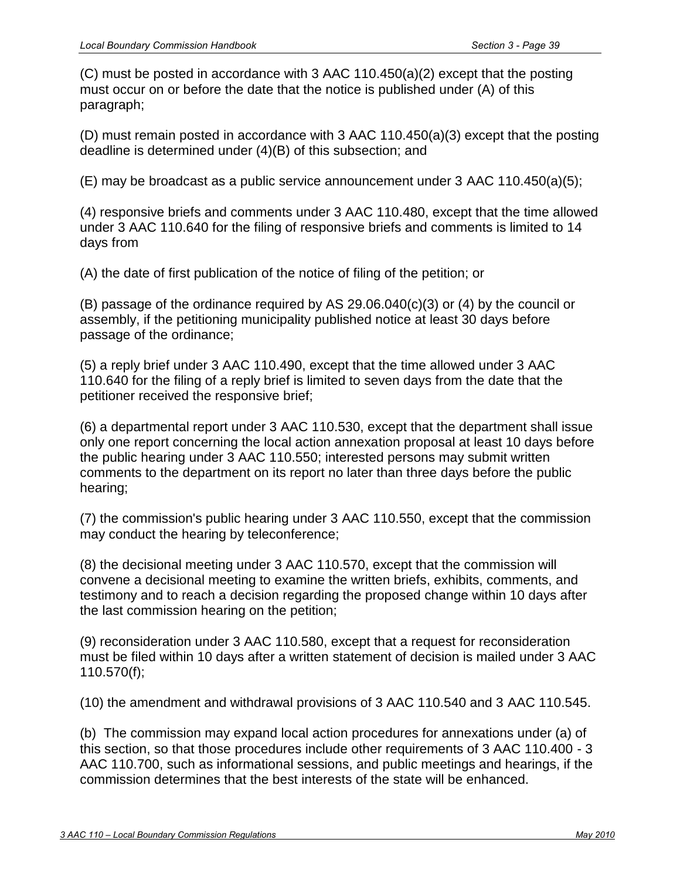(C) must be posted in accordance with 3 AAC 110.450(a)(2) except that the posting must occur on or before the date that the notice is published under (A) of this paragraph;

(D) must remain posted in accordance with 3 AAC 110.450(a)(3) except that the posting deadline is determined under (4)(B) of this subsection; and

(E) may be broadcast as a public service announcement under 3 AAC 110.450(a)(5);

(4) responsive briefs and comments under 3 AAC 110.480, except that the time allowed under 3 AAC 110.640 for the filing of responsive briefs and comments is limited to 14 days from

(A) the date of first publication of the notice of filing of the petition; or

(B) passage of the ordinance required by AS 29.06.040(c)(3) or (4) by the council or assembly, if the petitioning municipality published notice at least 30 days before passage of the ordinance;

(5) a reply brief under 3 AAC 110.490, except that the time allowed under 3 AAC 110.640 for the filing of a reply brief is limited to seven days from the date that the petitioner received the responsive brief;

(6) a departmental report under 3 AAC 110.530, except that the department shall issue only one report concerning the local action annexation proposal at least 10 days before the public hearing under 3 AAC 110.550; interested persons may submit written comments to the department on its report no later than three days before the public hearing;

(7) the commission's public hearing under 3 AAC 110.550, except that the commission may conduct the hearing by teleconference;

(8) the decisional meeting under 3 AAC 110.570, except that the commission will convene a decisional meeting to examine the written briefs, exhibits, comments, and testimony and to reach a decision regarding the proposed change within 10 days after the last commission hearing on the petition;

(9) reconsideration under 3 AAC 110.580, except that a request for reconsideration must be filed within 10 days after a written statement of decision is mailed under 3 AAC 110.570(f);

(10) the amendment and withdrawal provisions of 3 AAC 110.540 and 3 AAC 110.545.

(b) The commission may expand local action procedures for annexations under (a) of this section, so that those procedures include other requirements of 3 AAC 110.400 - 3 AAC 110.700, such as informational sessions, and public meetings and hearings, if the commission determines that the best interests of the state will be enhanced.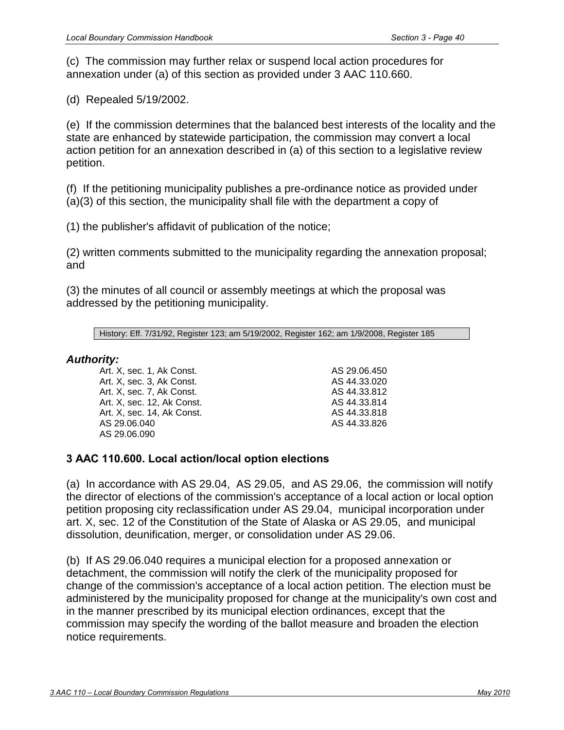(c) The commission may further relax or suspend local action procedures for annexation under (a) of this section as provided under 3 AAC 110.660.

(d) Repealed 5/19/2002.

(e) If the commission determines that the balanced best interests of the locality and the state are enhanced by statewide participation, the commission may convert a local action petition for an annexation described in (a) of this section to a legislative review petition.

(f) If the petitioning municipality publishes a pre-ordinance notice as provided under (a)(3) of this section, the municipality shall file with the department a copy of

(1) the publisher's affidavit of publication of the notice;

(2) written comments submitted to the municipality regarding the annexation proposal; and

(3) the minutes of all council or assembly meetings at which the proposal was addressed by the petitioning municipality.

History: Eff. 7/31/92, Register 123; am 5/19/2002, Register 162; am 1/9/2008, Register 185

***Authority:***

| | |
|---|---|
| Art. X, sec. 1, Ak Const. | AS 29.06.450 |
| Art. X, sec. 3, Ak Const. | AS 44.33.020 |
| Art. X, sec. 7, Ak Const. | AS 44.33.812 |
| Art. X, sec. 12, Ak Const. | AS 44.33.814 |
| Art. X, sec. 14, Ak Const. | AS 44.33.818 |
| AS 29.06.040 | AS 44.33.826 |
| AS 29.06.090 | |

### 3 AAC 110.600. Local action/local option elections

(a) In accordance with AS 29.04, AS 29.05, and AS 29.06, the commission will notify the director of elections of the commission's acceptance of a local action or local option petition proposing city reclassification under AS 29.04, municipal incorporation under art. X, sec. 12 of the Constitution of the State of Alaska or AS 29.05, and municipal dissolution, deunification, merger, or consolidation under AS 29.06.

(b) If AS 29.06.040 requires a municipal election for a proposed annexation or detachment, the commission will notify the clerk of the municipality proposed for change of the commission's acceptance of a local action petition. The election must be administered by the municipality proposed for change at the municipality's own cost and in the manner prescribed by its municipal election ordinances, except that the commission may specify the wording of the ballot measure and broaden the election notice requirements.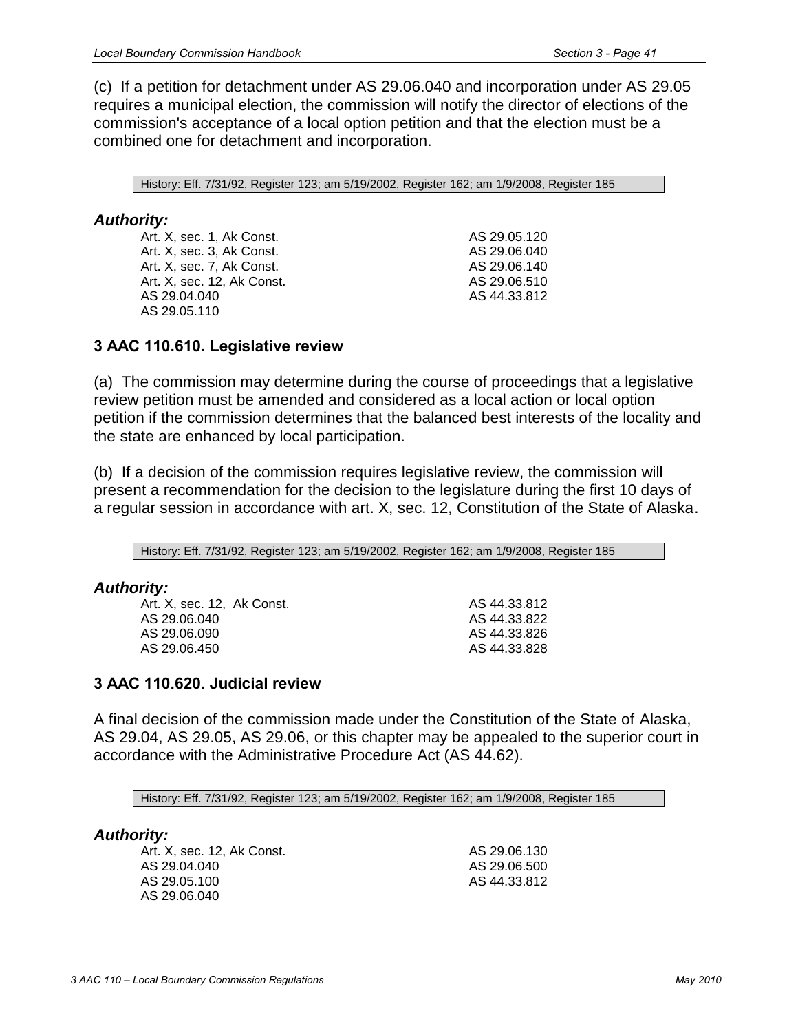(c) If a petition for detachment under AS 29.06.040 and incorporation under AS 29.05 requires a municipal election, the commission will notify the director of elections of the commission's acceptance of a local option petition and that the election must be a combined one for detachment and incorporation.

History: Eff. 7/31/92, Register 123; am 5/19/2002, Register 162; am 1/9/2008, Register 185

***Authority:***

Art. X, sec. 1, Ak Const.
Art. X, sec. 3, Ak Const.
Art. X, sec. 7, Ak Const.
Art. X, sec. 12, Ak Const.
AS 29.04.040
AS 29.05.110
AS 29.05.120
AS 29.06.040
AS 29.06.140
AS 29.06.510
AS 44.33.812

### 3 AAC 110.610. Legislative review

(a) The commission may determine during the course of proceedings that a legislative review petition must be amended and considered as a local action or local option petition if the commission determines that the balanced best interests of the locality and the state are enhanced by local participation.

(b) If a decision of the commission requires legislative review, the commission will present a recommendation for the decision to the legislature during the first 10 days of a regular session in accordance with art. X, sec. 12, Constitution of the State of Alaska.

History: Eff. 7/31/92, Register 123; am 5/19/2002, Register 162; am 1/9/2008, Register 185

***Authority:***

Art. X, sec. 12, Ak Const.
AS 29.06.040
AS 29.06.090
AS 29.06.450
AS 44.33.812
AS 44.33.822
AS 44.33.826
AS 44.33.828

### 3 AAC 110.620. Judicial review

A final decision of the commission made under the Constitution of the State of Alaska, AS 29.04, AS 29.05, AS 29.06, or this chapter may be appealed to the superior court in accordance with the Administrative Procedure Act (AS 44.62).

History: Eff. 7/31/92, Register 123; am 5/19/2002, Register 162; am 1/9/2008, Register 185

***Authority:***

Art. X, sec. 12, Ak Const.
AS 29.04.040
AS 29.05.100
AS 29.06.040
AS 29.06.130
AS 29.06.500
AS 44.33.812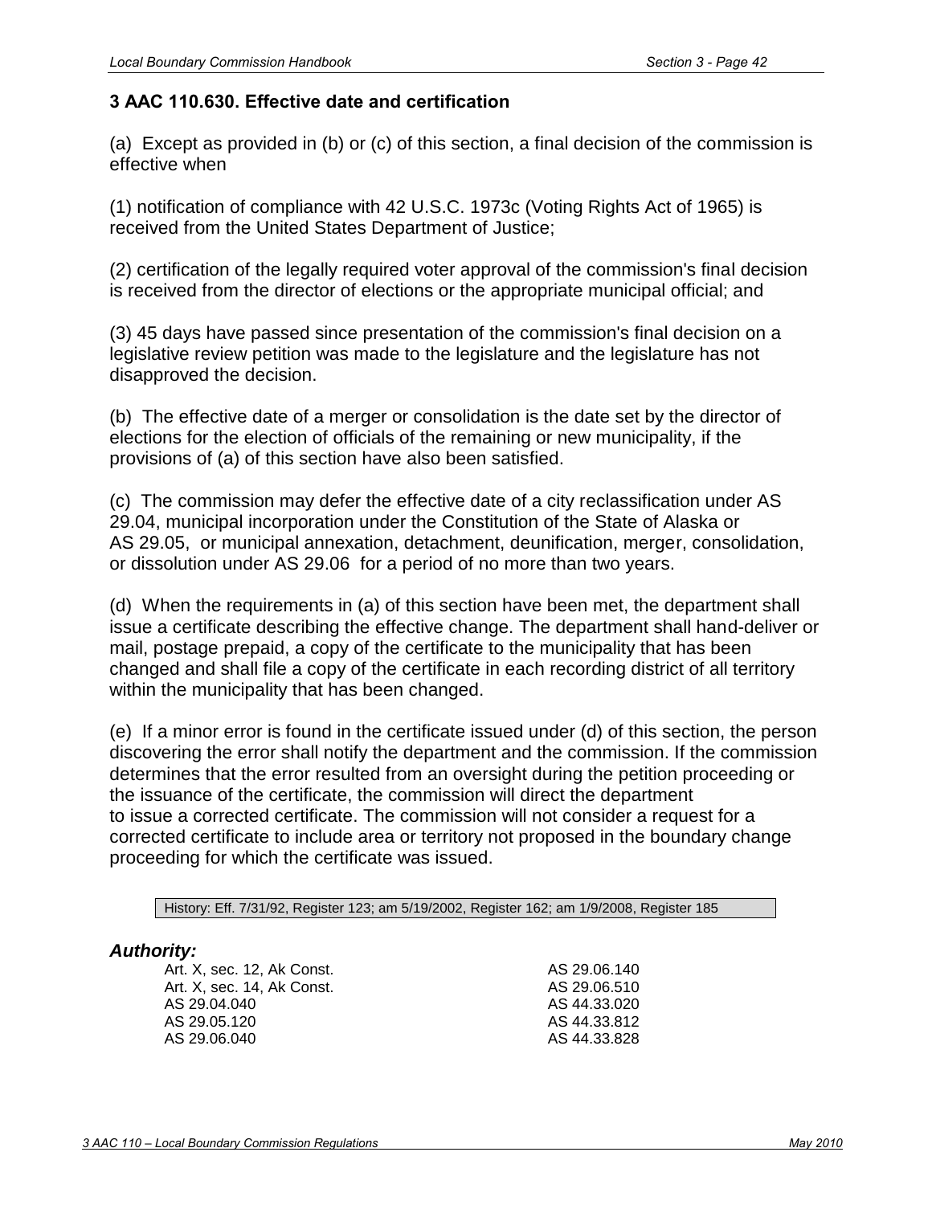### 3 AAC 110.630. Effective date and certification

(a) Except as provided in (b) or (c) of this section, a final decision of the commission is effective when

(1) notification of compliance with 42 U.S.C. 1973c (Voting Rights Act of 1965) is received from the United States Department of Justice;

(2) certification of the legally required voter approval of the commission's final decision is received from the director of elections or the appropriate municipal official; and

(3) 45 days have passed since presentation of the commission's final decision on a legislative review petition was made to the legislature and the legislature has not disapproved the decision.

(b) The effective date of a merger or consolidation is the date set by the director of elections for the election of officials of the remaining or new municipality, if the provisions of (a) of this section have also been satisfied.

(c) The commission may defer the effective date of a city reclassification under AS 29.04, municipal incorporation under the Constitution of the State of Alaska or AS 29.05, or municipal annexation, detachment, deunification, merger, consolidation, or dissolution under AS 29.06 for a period of no more than two years.

(d) When the requirements in (a) of this section have been met, the department shall issue a certificate describing the effective change. The department shall hand-deliver or mail, postage prepaid, a copy of the certificate to the municipality that has been changed and shall file a copy of the certificate in each recording district of all territory within the municipality that has been changed.

(e) If a minor error is found in the certificate issued under (d) of this section, the person discovering the error shall notify the department and the commission. If the commission determines that the error resulted from an oversight during the petition proceeding or the issuance of the certificate, the commission will direct the department to issue a corrected certificate. The commission will not consider a request for a corrected certificate to include area or territory not proposed in the boundary change proceeding for which the certificate was issued.

History: Eff. 7/31/92, Register 123; am 5/19/2002, Register 162; am 1/9/2008, Register 185

***Authority:***

| | |
|---|---|
| Art. X, sec. 12, Ak Const. | AS 29.06.140 |
| Art. X, sec. 14, Ak Const. | AS 29.06.510 |
| AS 29.04.040 | AS 44.33.020 |
| AS 29.05.120 | AS 44.33.812 |
| AS 29.06.040 | AS 44.33.828 |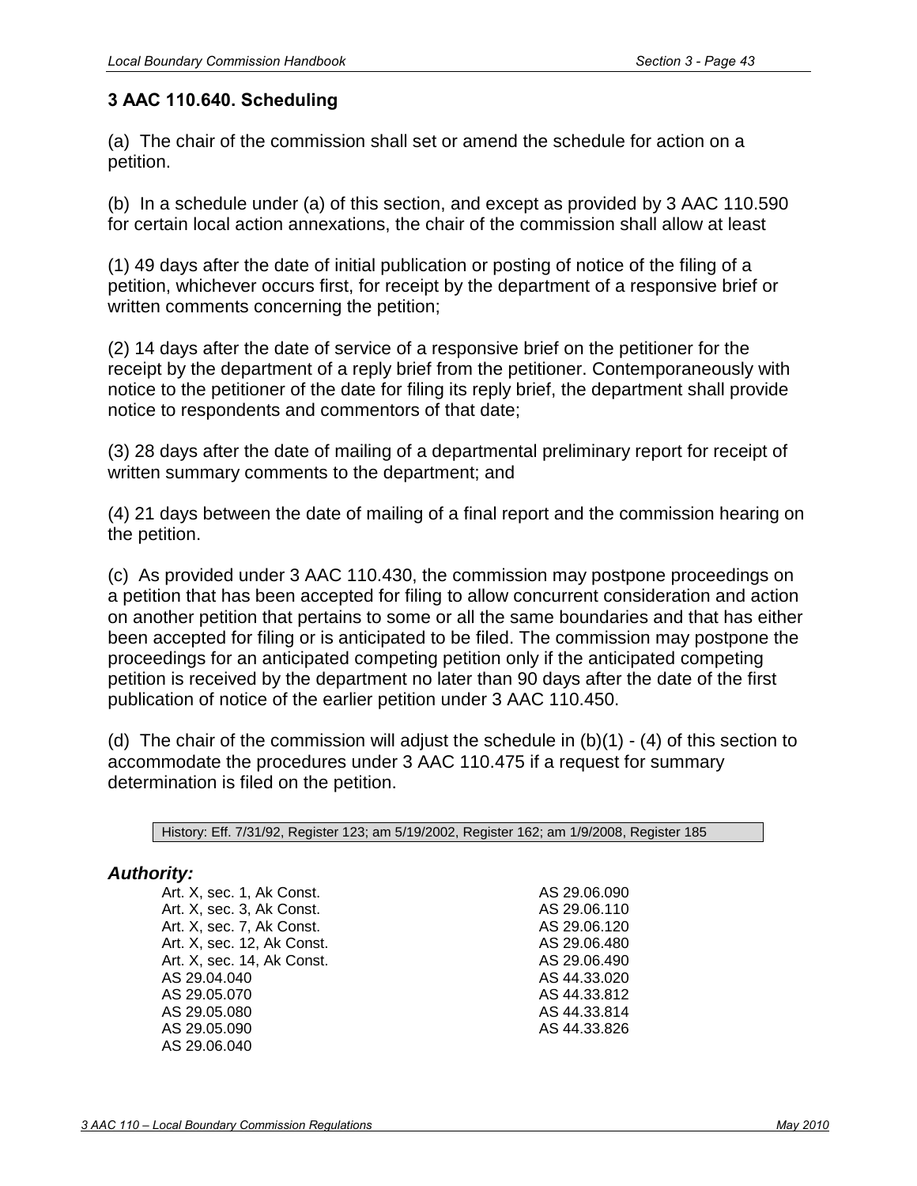### 3 AAC 110.640. Scheduling

(a) The chair of the commission shall set or amend the schedule for action on a petition.

(b) In a schedule under (a) of this section, and except as provided by 3 AAC 110.590 for certain local action annexations, the chair of the commission shall allow at least

(1) 49 days after the date of initial publication or posting of notice of the filing of a petition, whichever occurs first, for receipt by the department of a responsive brief or written comments concerning the petition;

(2) 14 days after the date of service of a responsive brief on the petitioner for the receipt by the department of a reply brief from the petitioner. Contemporaneously with notice to the petitioner of the date for filing its reply brief, the department shall provide notice to respondents and commentors of that date;

(3) 28 days after the date of mailing of a departmental preliminary report for receipt of written summary comments to the department; and

(4) 21 days between the date of mailing of a final report and the commission hearing on the petition.

(c) As provided under 3 AAC 110.430, the commission may postpone proceedings on a petition that has been accepted for filing to allow concurrent consideration and action on another petition that pertains to some or all the same boundaries and that has either been accepted for filing or is anticipated to be filed. The commission may postpone the proceedings for an anticipated competing petition only if the anticipated competing petition is received by the department no later than 90 days after the date of the first publication of notice of the earlier petition under 3 AAC 110.450.

(d) The chair of the commission will adjust the schedule in (b)(1) - (4) of this section to accommodate the procedures under 3 AAC 110.475 if a request for summary determination is filed on the petition.

History: Eff. 7/31/92, Register 123; am 5/19/2002, Register 162; am 1/9/2008, Register 185

***Authority:***

Art. X, sec. 1, Ak Const.
Art. X, sec. 3, Ak Const.
Art. X, sec. 7, Ak Const.
Art. X, sec. 12, Ak Const.
Art. X, sec. 14, Ak Const.
AS 29.04.040
AS 29.05.070
AS 29.05.080
AS 29.05.090
AS 29.06.040
AS 29.06.090
AS 29.06.110
AS 29.06.120
AS 29.06.480
AS 29.06.490
AS 44.33.020
AS 44.33.812
AS 44.33.814
AS 44.33.826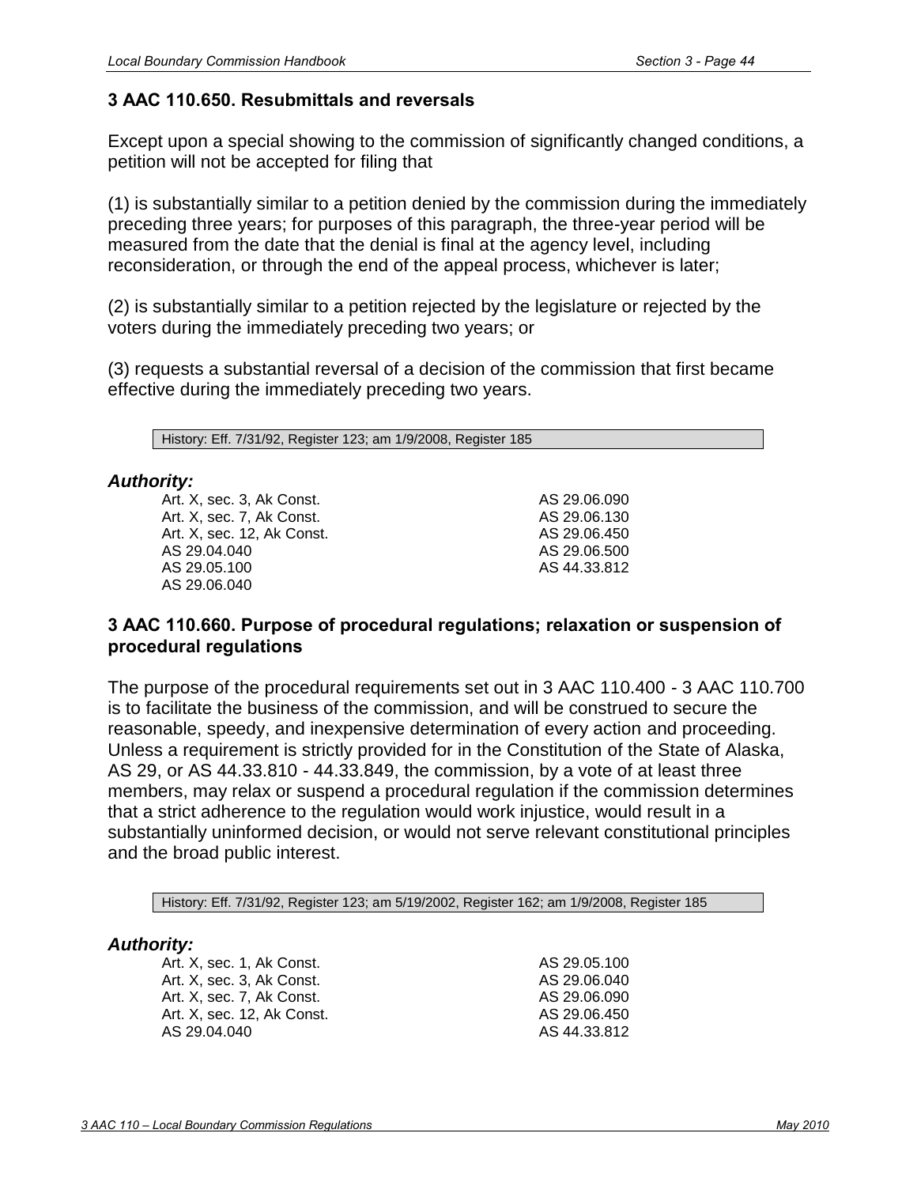### 3 AAC 110.650. Resubmittals and reversals

Except upon a special showing to the commission of significantly changed conditions, a petition will not be accepted for filing that

(1) is substantially similar to a petition denied by the commission during the immediately preceding three years; for purposes of this paragraph, the three-year period will be measured from the date that the denial is final at the agency level, including reconsideration, or through the end of the appeal process, whichever is later;

(2) is substantially similar to a petition rejected by the legislature or rejected by the voters during the immediately preceding two years; or

(3) requests a substantial reversal of a decision of the commission that first became effective during the immediately preceding two years.

History: Eff. 7/31/92, Register 123; am 1/9/2008, Register 185

***Authority:***

| | |
|---|---|
| Art. X, sec. 3, Ak Const. | AS 29.06.090 |
| Art. X, sec. 7, Ak Const. | AS 29.06.130 |
| Art. X, sec. 12, Ak Const. | AS 29.06.450 |
| AS 29.04.040 | AS 29.06.500 |
| AS 29.05.100 | AS 44.33.812 |
| AS 29.06.040 | |

### 3 AAC 110.660. Purpose of procedural regulations; relaxation or suspension of procedural regulations

The purpose of the procedural requirements set out in 3 AAC 110.400 - 3 AAC 110.700 is to facilitate the business of the commission, and will be construed to secure the reasonable, speedy, and inexpensive determination of every action and proceeding. Unless a requirement is strictly provided for in the Constitution of the State of Alaska, AS 29, or AS 44.33.810 - 44.33.849, the commission, by a vote of at least three members, may relax or suspend a procedural regulation if the commission determines that a strict adherence to the regulation would work injustice, would result in a substantially uninformed decision, or would not serve relevant constitutional principles and the broad public interest.

History: Eff. 7/31/92, Register 123; am 5/19/2002, Register 162; am 1/9/2008, Register 185

***Authority:***

| | |
|---|---|
| Art. X, sec. 1, Ak Const. | AS 29.05.100 |
| Art. X, sec. 3, Ak Const. | AS 29.06.040 |
| Art. X, sec. 7, Ak Const. | AS 29.06.090 |
| Art. X, sec. 12, Ak Const. | AS 29.06.450 |
| AS 29.04.040 | AS 44.33.812 |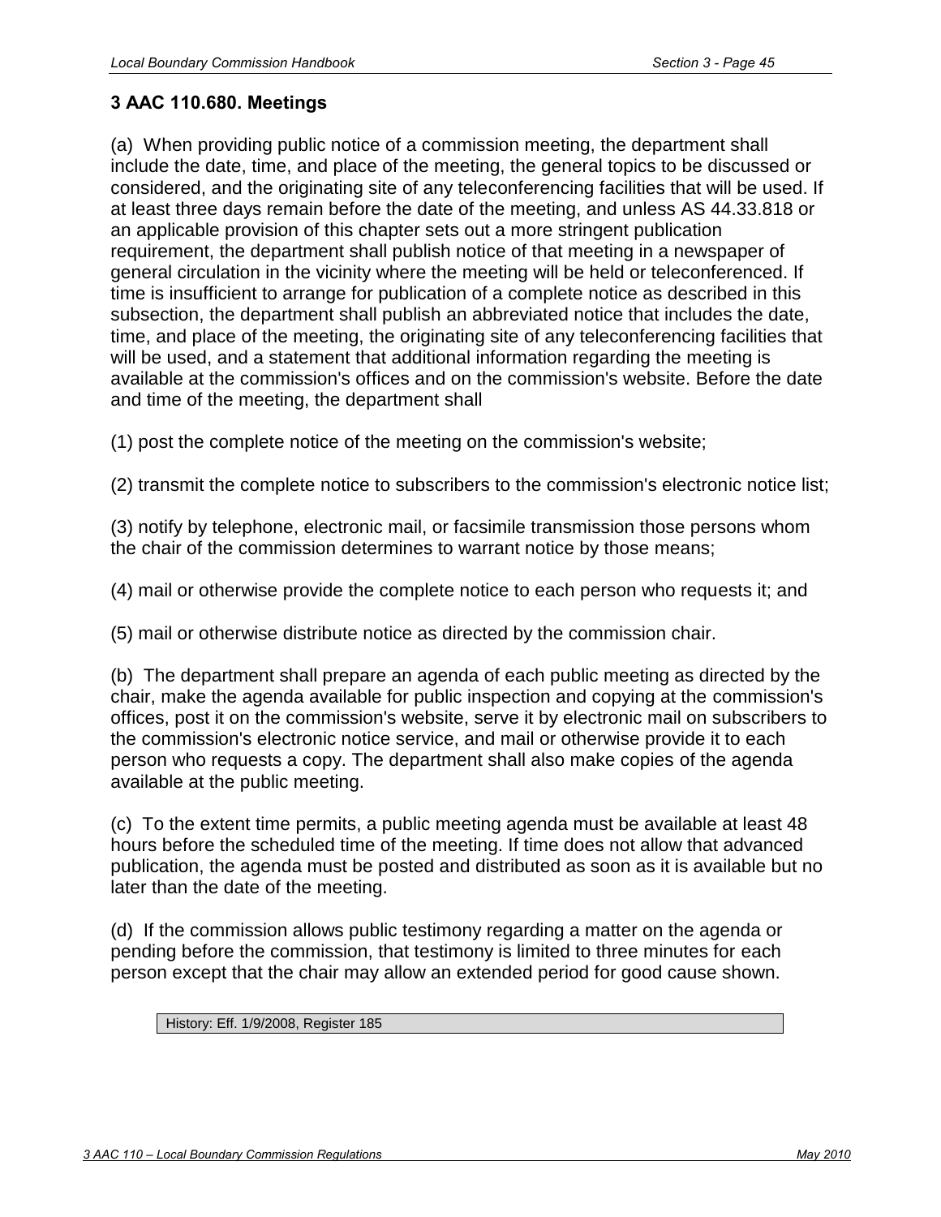### 3 AAC 110.680. Meetings

(a) When providing public notice of a commission meeting, the department shall include the date, time, and place of the meeting, the general topics to be discussed or considered, and the originating site of any teleconferencing facilities that will be used. If at least three days remain before the date of the meeting, and unless AS 44.33.818 or an applicable provision of this chapter sets out a more stringent publication requirement, the department shall publish notice of that meeting in a newspaper of general circulation in the vicinity where the meeting will be held or teleconferenced. If time is insufficient to arrange for publication of a complete notice as described in this subsection, the department shall publish an abbreviated notice that includes the date, time, and place of the meeting, the originating site of any teleconferencing facilities that will be used, and a statement that additional information regarding the meeting is available at the commission's offices and on the commission's website. Before the date and time of the meeting, the department shall

(1) post the complete notice of the meeting on the commission's website;

(2) transmit the complete notice to subscribers to the commission's electronic notice list;

(3) notify by telephone, electronic mail, or facsimile transmission those persons whom the chair of the commission determines to warrant notice by those means;

(4) mail or otherwise provide the complete notice to each person who requests it; and

(5) mail or otherwise distribute notice as directed by the commission chair.

(b) The department shall prepare an agenda of each public meeting as directed by the chair, make the agenda available for public inspection and copying at the commission's offices, post it on the commission's website, serve it by electronic mail on subscribers to the commission's electronic notice service, and mail or otherwise provide it to each person who requests a copy. The department shall also make copies of the agenda available at the public meeting.

(c) To the extent time permits, a public meeting agenda must be available at least 48 hours before the scheduled time of the meeting. If time does not allow that advanced publication, the agenda must be posted and distributed as soon as it is available but no later than the date of the meeting.

(d) If the commission allows public testimony regarding a matter on the agenda or pending before the commission, that testimony is limited to three minutes for each person except that the chair may allow an extended period for good cause shown.

History: Eff. 1/9/2008, Register 185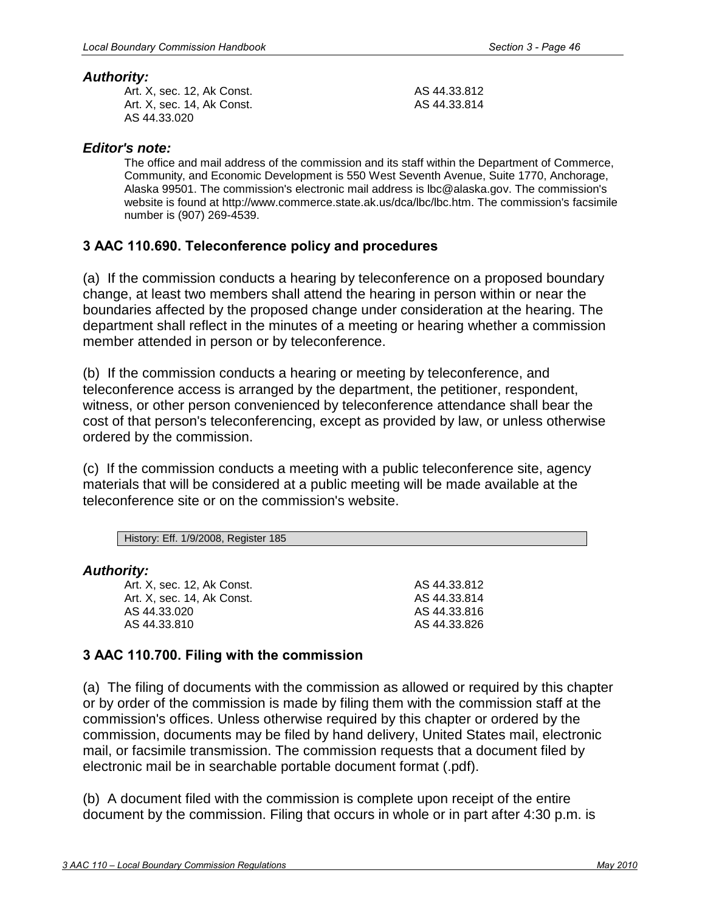***Authority:***

Art. X, sec. 12, Ak Const.
Art. X, sec. 14, Ak Const.
AS 44.33.020
AS 44.33.812
AS 44.33.814

***Editor's note:***

The office and mail address of the commission and its staff within the Department of Commerce, Community, and Economic Development is 550 West Seventh Avenue, Suite 1770, Anchorage, Alaska 99501. The commission's electronic mail address is lbc@alaska.gov. The commission's website is found at http://www.commerce.state.ak.us/dca/lbc/lbc.htm. The commission's facsimile number is (907) 269-4539.

### 3 AAC 110.690. Teleconference policy and procedures

(a) If the commission conducts a hearing by teleconference on a proposed boundary change, at least two members shall attend the hearing in person within or near the boundaries affected by the proposed change under consideration at the hearing. The department shall reflect in the minutes of a meeting or hearing whether a commission member attended in person or by teleconference.

(b) If the commission conducts a hearing or meeting by teleconference, and teleconference access is arranged by the department, the petitioner, respondent, witness, or other person convenienced by teleconference attendance shall bear the cost of that person's teleconferencing, except as provided by law, or unless otherwise ordered by the commission.

(c) If the commission conducts a meeting with a public teleconference site, agency materials that will be considered at a public meeting will be made available at the teleconference site or on the commission's website.

History: Eff. 1/9/2008, Register 185

***Authority:***

Art. X, sec. 12, Ak Const.
Art. X, sec. 14, Ak Const.
AS 44.33.020
AS 44.33.810
AS 44.33.812
AS 44.33.814
AS 44.33.816
AS 44.33.826

### 3 AAC 110.700. Filing with the commission

(a) The filing of documents with the commission as allowed or required by this chapter or by order of the commission is made by filing them with the commission staff at the commission's offices. Unless otherwise required by this chapter or ordered by the commission, documents may be filed by hand delivery, United States mail, electronic mail, or facsimile transmission. The commission requests that a document filed by electronic mail be in searchable portable document format (.pdf).

(b) A document filed with the commission is complete upon receipt of the entire document by the commission. Filing that occurs in whole or in part after 4:30 p.m. is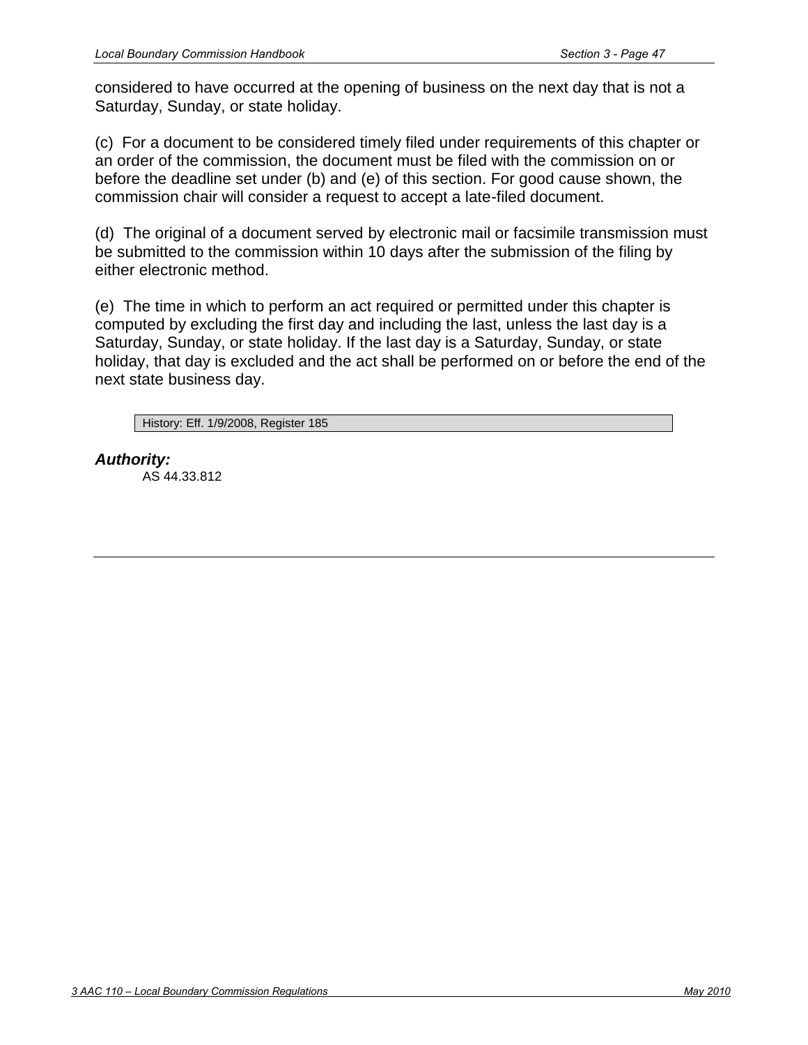considered to have occurred at the opening of business on the next day that is not a Saturday, Sunday, or state holiday.

(c) For a document to be considered timely filed under requirements of this chapter or an order of the commission, the document must be filed with the commission on or before the deadline set under (b) and (e) of this section. For good cause shown, the commission chair will consider a request to accept a late-filed document.

(d) The original of a document served by electronic mail or facsimile transmission must be submitted to the commission within 10 days after the submission of the filing by either electronic method.

(e) The time in which to perform an act required or permitted under this chapter is computed by excluding the first day and including the last, unless the last day is a Saturday, Sunday, or state holiday. If the last day is a Saturday, Sunday, or state holiday, that day is excluded and the act shall be performed on or before the end of the next state business day.

History: Eff. 1/9/2008, Register 185

***Authority:***

AS 44.33.812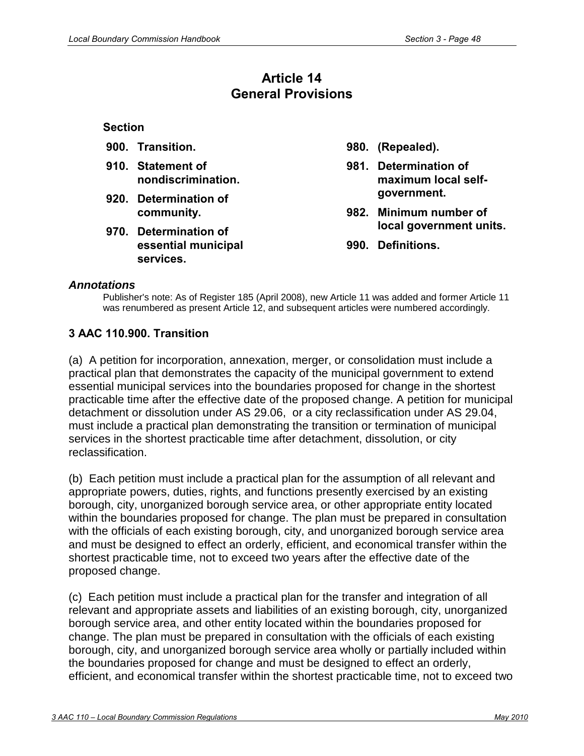# Article 14
# General Provisions

**Section**

**900. Transition.**

**910. Statement of nondiscrimination.**

**920. Determination of community.**

**970. Determination of essential municipal services.**

**980. (Repealed).**

**981. Determination of maximum local self-government.**

**982. Minimum number of local government units.**

**990. Definitions.**

***Annotations***

Publisher's note: As of Register 185 (April 2008), new Article 11 was added and former Article 11 was renumbered as present Article 12, and subsequent articles were numbered accordingly.

### 3 AAC 110.900. Transition

(a) A petition for incorporation, annexation, merger, or consolidation must include a practical plan that demonstrates the capacity of the municipal government to extend essential municipal services into the boundaries proposed for change in the shortest practicable time after the effective date of the proposed change. A petition for municipal detachment or dissolution under AS 29.06, or a city reclassification under AS 29.04, must include a practical plan demonstrating the transition or termination of municipal services in the shortest practicable time after detachment, dissolution, or city reclassification.

(b) Each petition must include a practical plan for the assumption of all relevant and appropriate powers, duties, rights, and functions presently exercised by an existing borough, city, unorganized borough service area, or other appropriate entity located within the boundaries proposed for change. The plan must be prepared in consultation with the officials of each existing borough, city, and unorganized borough service area and must be designed to effect an orderly, efficient, and economical transfer within the shortest practicable time, not to exceed two years after the effective date of the proposed change.

(c) Each petition must include a practical plan for the transfer and integration of all relevant and appropriate assets and liabilities of an existing borough, city, unorganized borough service area, and other entity located within the boundaries proposed for change. The plan must be prepared in consultation with the officials of each existing borough, city, and unorganized borough service area wholly or partially included within the boundaries proposed for change and must be designed to effect an orderly, efficient, and economical transfer within the shortest practicable time, not to exceed two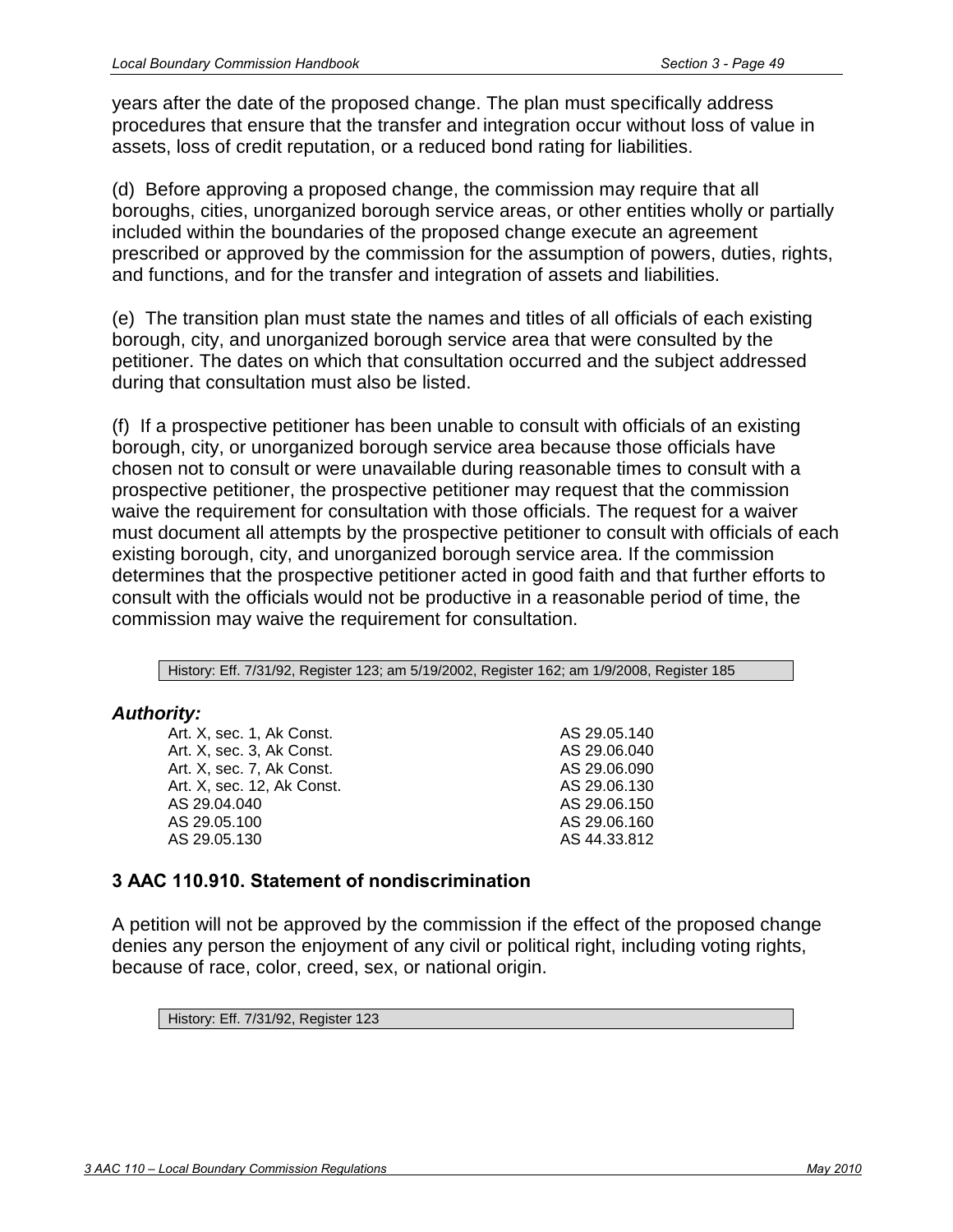years after the date of the proposed change. The plan must specifically address procedures that ensure that the transfer and integration occur without loss of value in assets, loss of credit reputation, or a reduced bond rating for liabilities.

(d) Before approving a proposed change, the commission may require that all boroughs, cities, unorganized borough service areas, or other entities wholly or partially included within the boundaries of the proposed change execute an agreement prescribed or approved by the commission for the assumption of powers, duties, rights, and functions, and for the transfer and integration of assets and liabilities.

(e) The transition plan must state the names and titles of all officials of each existing borough, city, and unorganized borough service area that were consulted by the petitioner. The dates on which that consultation occurred and the subject addressed during that consultation must also be listed.

(f) If a prospective petitioner has been unable to consult with officials of an existing borough, city, or unorganized borough service area because those officials have chosen not to consult or were unavailable during reasonable times to consult with a prospective petitioner, the prospective petitioner may request that the commission waive the requirement for consultation with those officials. The request for a waiver must document all attempts by the prospective petitioner to consult with officials of each existing borough, city, and unorganized borough service area. If the commission determines that the prospective petitioner acted in good faith and that further efforts to consult with the officials would not be productive in a reasonable period of time, the commission may waive the requirement for consultation.

History: Eff. 7/31/92, Register 123; am 5/19/2002, Register 162; am 1/9/2008, Register 185

***Authority:***

| | |
|---|---|
| Art. X, sec. 1, Ak Const. | AS 29.05.140 |
| Art. X, sec. 3, Ak Const. | AS 29.06.040 |
| Art. X, sec. 7, Ak Const. | AS 29.06.090 |
| Art. X, sec. 12, Ak Const. | AS 29.06.130 |
| AS 29.04.040 | AS 29.06.150 |
| AS 29.05.100 | AS 29.06.160 |
| AS 29.05.130 | AS 44.33.812 |

### 3 AAC 110.910. Statement of nondiscrimination

A petition will not be approved by the commission if the effect of the proposed change denies any person the enjoyment of any civil or political right, including voting rights, because of race, color, creed, sex, or national origin.

History: Eff. 7/31/92, Register 123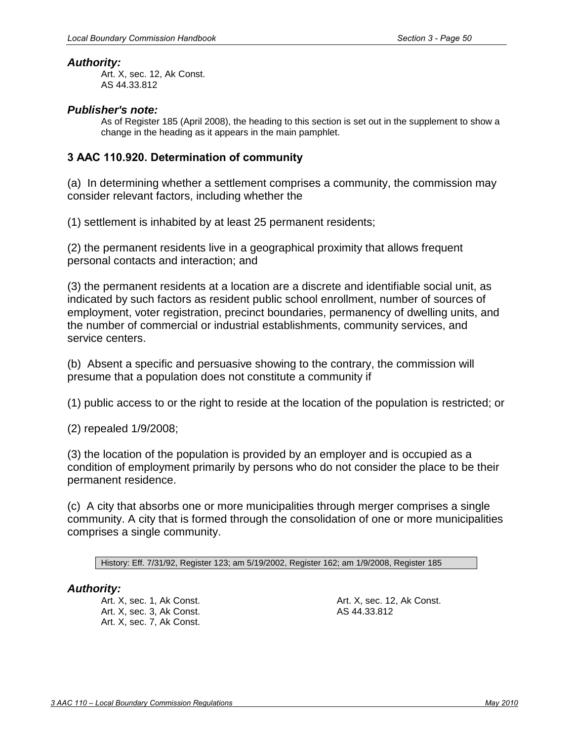***Authority:***

Art. X, sec. 12, Ak Const.
AS 44.33.812

***Publisher's note:***

As of Register 185 (April 2008), the heading to this section is set out in the supplement to show a change in the heading as it appears in the main pamphlet.

### 3 AAC 110.920. Determination of community

(a) In determining whether a settlement comprises a community, the commission may consider relevant factors, including whether the

(1) settlement is inhabited by at least 25 permanent residents;

(2) the permanent residents live in a geographical proximity that allows frequent personal contacts and interaction; and

(3) the permanent residents at a location are a discrete and identifiable social unit, as indicated by such factors as resident public school enrollment, number of sources of employment, voter registration, precinct boundaries, permanency of dwelling units, and the number of commercial or industrial establishments, community services, and service centers.

(b) Absent a specific and persuasive showing to the contrary, the commission will presume that a population does not constitute a community if

(1) public access to or the right to reside at the location of the population is restricted; or

(2) repealed 1/9/2008;

(3) the location of the population is provided by an employer and is occupied as a condition of employment primarily by persons who do not consider the place to be their permanent residence.

(c) A city that absorbs one or more municipalities through merger comprises a single community. A city that is formed through the consolidation of one or more municipalities comprises a single community.

History: Eff. 7/31/92, Register 123; am 5/19/2002, Register 162; am 1/9/2008, Register 185

***Authority:***

Art. X, sec. 1, Ak Const.
Art. X, sec. 3, Ak Const.
Art. X, sec. 7, Ak Const.
Art. X, sec. 12, Ak Const.
AS 44.33.812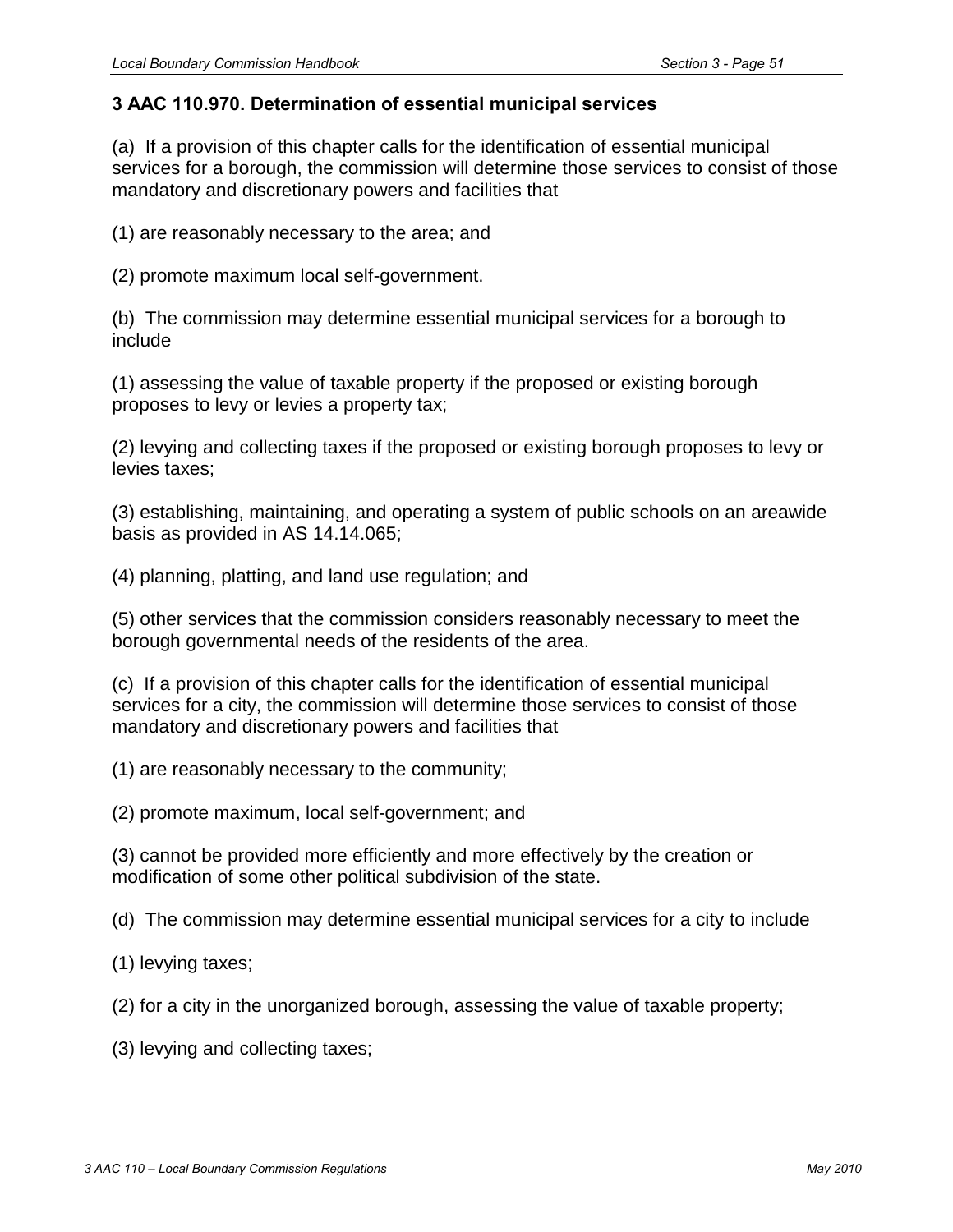### 3 AAC 110.970. Determination of essential municipal services

(a) If a provision of this chapter calls for the identification of essential municipal services for a borough, the commission will determine those services to consist of those mandatory and discretionary powers and facilities that

(1) are reasonably necessary to the area; and

(2) promote maximum local self-government.

(b) The commission may determine essential municipal services for a borough to include

(1) assessing the value of taxable property if the proposed or existing borough proposes to levy or levies a property tax;

(2) levying and collecting taxes if the proposed or existing borough proposes to levy or levies taxes;

(3) establishing, maintaining, and operating a system of public schools on an areawide basis as provided in AS 14.14.065;

(4) planning, platting, and land use regulation; and

(5) other services that the commission considers reasonably necessary to meet the borough governmental needs of the residents of the area.

(c) If a provision of this chapter calls for the identification of essential municipal services for a city, the commission will determine those services to consist of those mandatory and discretionary powers and facilities that

(1) are reasonably necessary to the community;

(2) promote maximum, local self-government; and

(3) cannot be provided more efficiently and more effectively by the creation or modification of some other political subdivision of the state.

(d) The commission may determine essential municipal services for a city to include

(1) levying taxes;

(2) for a city in the unorganized borough, assessing the value of taxable property;

(3) levying and collecting taxes;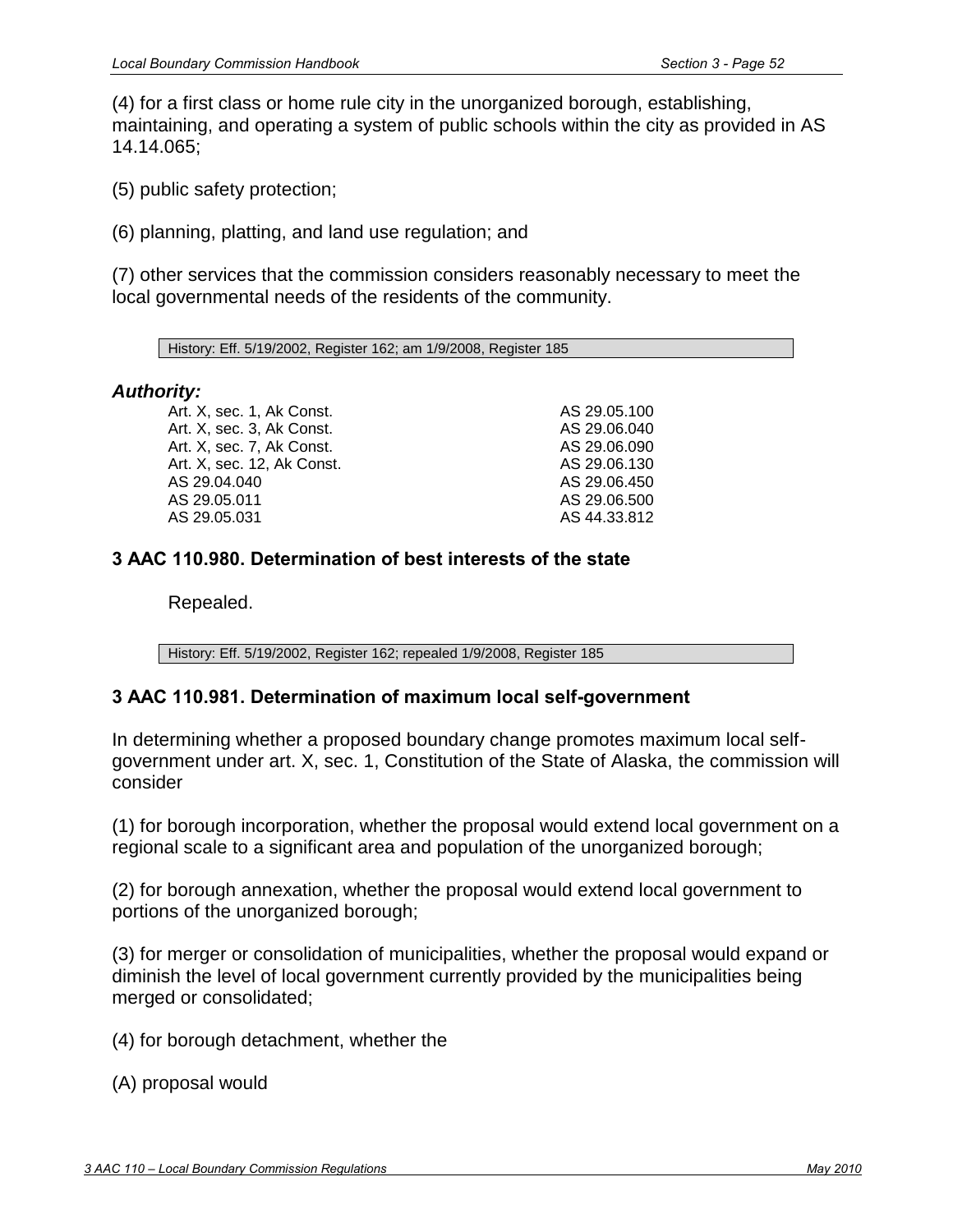(4) for a first class or home rule city in the unorganized borough, establishing, maintaining, and operating a system of public schools within the city as provided in AS 14.14.065;

(5) public safety protection;

(6) planning, platting, and land use regulation; and

(7) other services that the commission considers reasonably necessary to meet the local governmental needs of the residents of the community.

History: Eff. 5/19/2002, Register 162; am 1/9/2008, Register 185

***Authority:***

| | |
|---|---|
| Art. X, sec. 1, Ak Const. | AS 29.05.100 |
| Art. X, sec. 3, Ak Const. | AS 29.06.040 |
| Art. X, sec. 7, Ak Const. | AS 29.06.090 |
| Art. X, sec. 12, Ak Const. | AS 29.06.130 |
| AS 29.04.040 | AS 29.06.450 |
| AS 29.05.011 | AS 29.06.500 |
| AS 29.05.031 | AS 44.33.812 |

### 3 AAC 110.980. Determination of best interests of the state

Repealed.

History: Eff. 5/19/2002, Register 162; repealed 1/9/2008, Register 185

### 3 AAC 110.981. Determination of maximum local self-government

In determining whether a proposed boundary change promotes maximum local self-government under art. X, sec. 1, Constitution of the State of Alaska, the commission will consider

(1) for borough incorporation, whether the proposal would extend local government on a regional scale to a significant area and population of the unorganized borough;

(2) for borough annexation, whether the proposal would extend local government to portions of the unorganized borough;

(3) for merger or consolidation of municipalities, whether the proposal would expand or diminish the level of local government currently provided by the municipalities being merged or consolidated;

(4) for borough detachment, whether the

(A) proposal would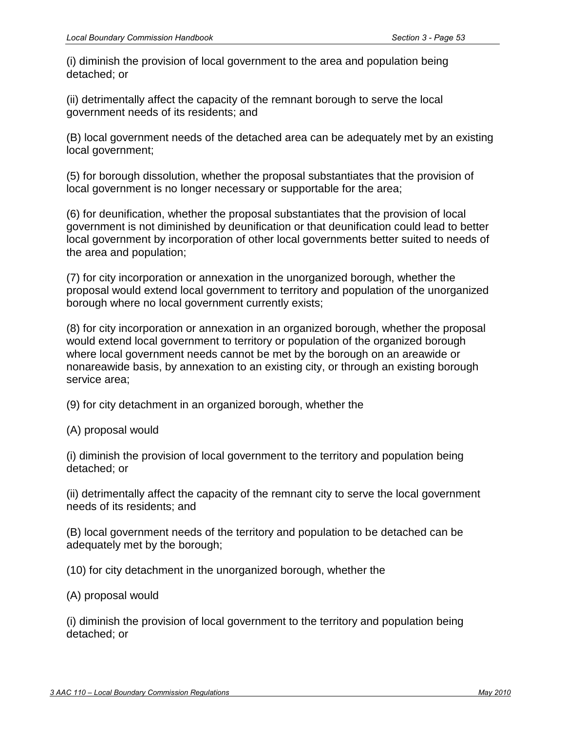(i) diminish the provision of local government to the area and population being detached; or

(ii) detrimentally affect the capacity of the remnant borough to serve the local government needs of its residents; and

(B) local government needs of the detached area can be adequately met by an existing local government;

(5) for borough dissolution, whether the proposal substantiates that the provision of local government is no longer necessary or supportable for the area;

(6) for deunification, whether the proposal substantiates that the provision of local government is not diminished by deunification or that deunification could lead to better local government by incorporation of other local governments better suited to needs of the area and population;

(7) for city incorporation or annexation in the unorganized borough, whether the proposal would extend local government to territory and population of the unorganized borough where no local government currently exists;

(8) for city incorporation or annexation in an organized borough, whether the proposal would extend local government to territory or population of the organized borough where local government needs cannot be met by the borough on an areawide or nonareawide basis, by annexation to an existing city, or through an existing borough service area;

(9) for city detachment in an organized borough, whether the

(A) proposal would

(i) diminish the provision of local government to the territory and population being detached; or

(ii) detrimentally affect the capacity of the remnant city to serve the local government needs of its residents; and

(B) local government needs of the territory and population to be detached can be adequately met by the borough;

(10) for city detachment in the unorganized borough, whether the

(A) proposal would

(i) diminish the provision of local government to the territory and population being detached; or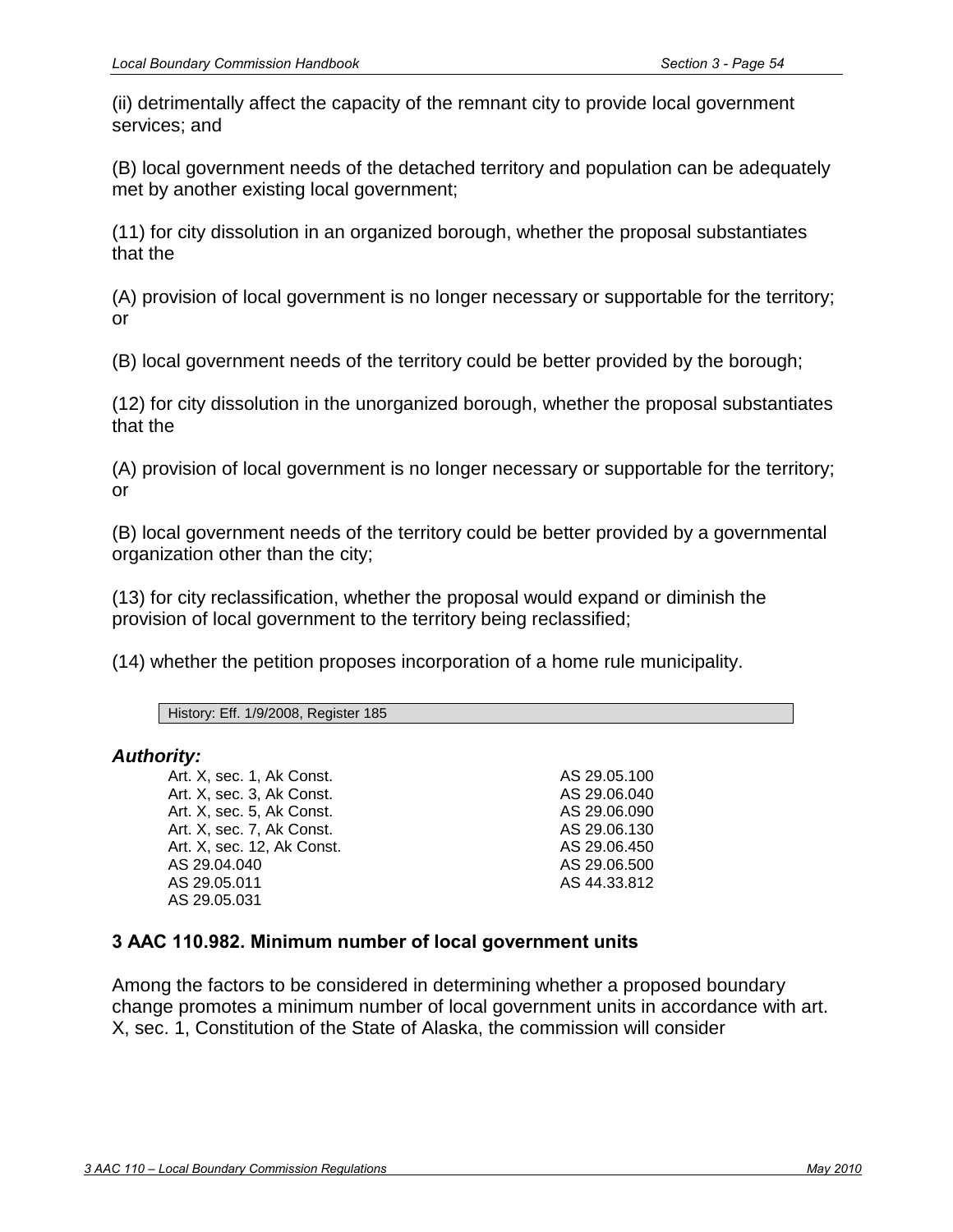(ii) detrimentally affect the capacity of the remnant city to provide local government services; and

(B) local government needs of the detached territory and population can be adequately met by another existing local government;

(11) for city dissolution in an organized borough, whether the proposal substantiates that the

(A) provision of local government is no longer necessary or supportable for the territory; or

(B) local government needs of the territory could be better provided by the borough;

(12) for city dissolution in the unorganized borough, whether the proposal substantiates that the

(A) provision of local government is no longer necessary or supportable for the territory; or

(B) local government needs of the territory could be better provided by a governmental organization other than the city;

(13) for city reclassification, whether the proposal would expand or diminish the provision of local government to the territory being reclassified;

(14) whether the petition proposes incorporation of a home rule municipality.

History: Eff. 1/9/2008, Register 185

***Authority:***

Art. X, sec. 1, Ak Const.
Art. X, sec. 3, Ak Const.
Art. X, sec. 5, Ak Const.
Art. X, sec. 7, Ak Const.
Art. X, sec. 12, Ak Const.
AS 29.04.040
AS 29.05.011
AS 29.05.031
AS 29.05.100
AS 29.06.040
AS 29.06.090
AS 29.06.130
AS 29.06.450
AS 29.06.500
AS 44.33.812

### 3 AAC 110.982. Minimum number of local government units

Among the factors to be considered in determining whether a proposed boundary change promotes a minimum number of local government units in accordance with art. X, sec. 1, Constitution of the State of Alaska, the commission will consider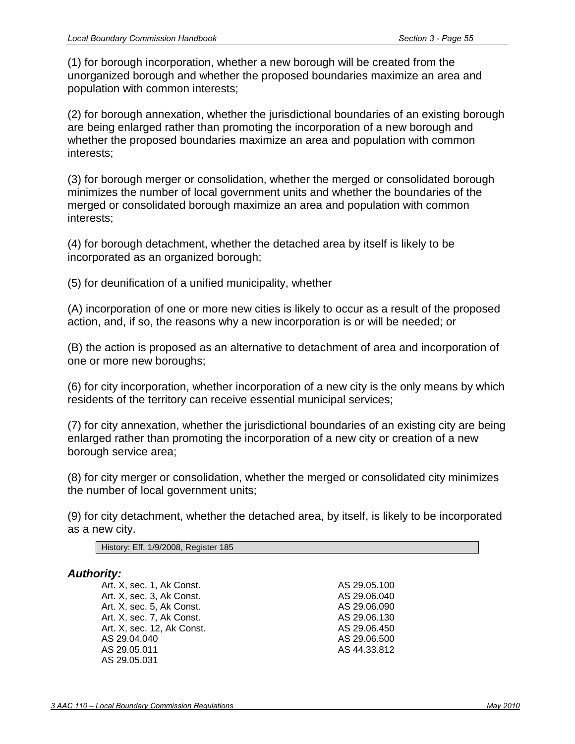(1) for borough incorporation, whether a new borough will be created from the unorganized borough and whether the proposed boundaries maximize an area and population with common interests;

(2) for borough annexation, whether the jurisdictional boundaries of an existing borough are being enlarged rather than promoting the incorporation of a new borough and whether the proposed boundaries maximize an area and population with common interests;

(3) for borough merger or consolidation, whether the merged or consolidated borough minimizes the number of local government units and whether the boundaries of the merged or consolidated borough maximize an area and population with common interests;

(4) for borough detachment, whether the detached area by itself is likely to be incorporated as an organized borough;

(5) for deunification of a unified municipality, whether

(A) incorporation of one or more new cities is likely to occur as a result of the proposed action, and, if so, the reasons why a new incorporation is or will be needed; or

(B) the action is proposed as an alternative to detachment of area and incorporation of one or more new boroughs;

(6) for city incorporation, whether incorporation of a new city is the only means by which residents of the territory can receive essential municipal services;

(7) for city annexation, whether the jurisdictional boundaries of an existing city are being enlarged rather than promoting the incorporation of a new city or creation of a new borough service area;

(8) for city merger or consolidation, whether the merged or consolidated city minimizes the number of local government units;

(9) for city detachment, whether the detached area, by itself, is likely to be incorporated as a new city.

History: Eff. 1/9/2008, Register 185

***Authority:***

Art. X, sec. 1, Ak Const.
Art. X, sec. 3, Ak Const.
Art. X, sec. 5, Ak Const.
Art. X, sec. 7, Ak Const.
Art. X, sec. 12, Ak Const.
AS 29.04.040
AS 29.05.011
AS 29.05.031
AS 29.05.100
AS 29.06.040
AS 29.06.090
AS 29.06.130
AS 29.06.450
AS 29.06.500
AS 44.33.812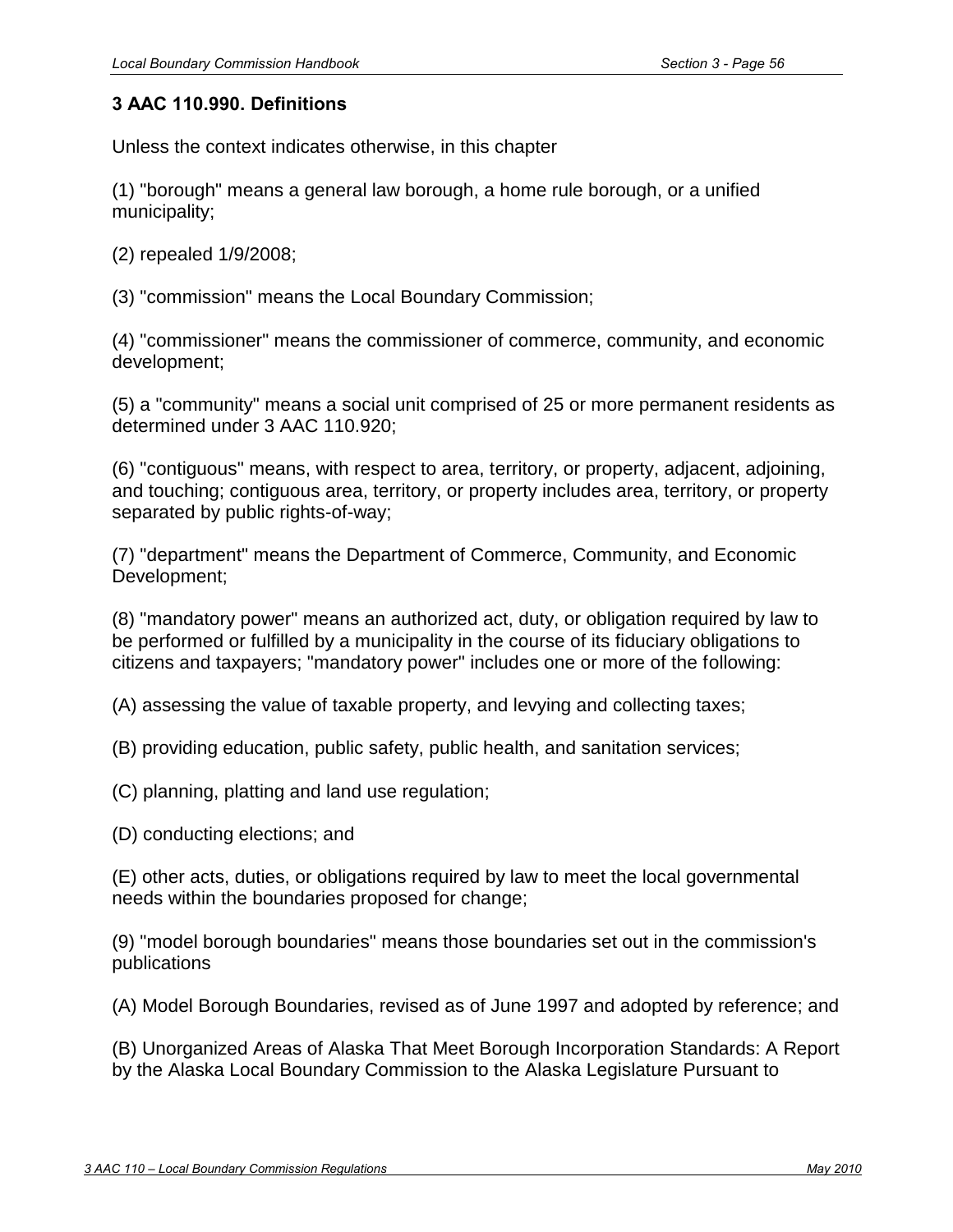### 3 AAC 110.990. Definitions

Unless the context indicates otherwise, in this chapter

(1) "borough" means a general law borough, a home rule borough, or a unified municipality;

(2) repealed 1/9/2008;

(3) "commission" means the Local Boundary Commission;

(4) "commissioner" means the commissioner of commerce, community, and economic development;

(5) a "community" means a social unit comprised of 25 or more permanent residents as determined under 3 AAC 110.920;

(6) "contiguous" means, with respect to area, territory, or property, adjacent, adjoining, and touching; contiguous area, territory, or property includes area, territory, or property separated by public rights-of-way;

(7) "department" means the Department of Commerce, Community, and Economic Development;

(8) "mandatory power" means an authorized act, duty, or obligation required by law to be performed or fulfilled by a municipality in the course of its fiduciary obligations to citizens and taxpayers; "mandatory power" includes one or more of the following:

(A) assessing the value of taxable property, and levying and collecting taxes;

(B) providing education, public safety, public health, and sanitation services;

(C) planning, platting and land use regulation;

(D) conducting elections; and

(E) other acts, duties, or obligations required by law to meet the local governmental needs within the boundaries proposed for change;

(9) "model borough boundaries" means those boundaries set out in the commission's publications

(A) Model Borough Boundaries, revised as of June 1997 and adopted by reference; and

(B) Unorganized Areas of Alaska That Meet Borough Incorporation Standards: A Report by the Alaska Local Boundary Commission to the Alaska Legislature Pursuant to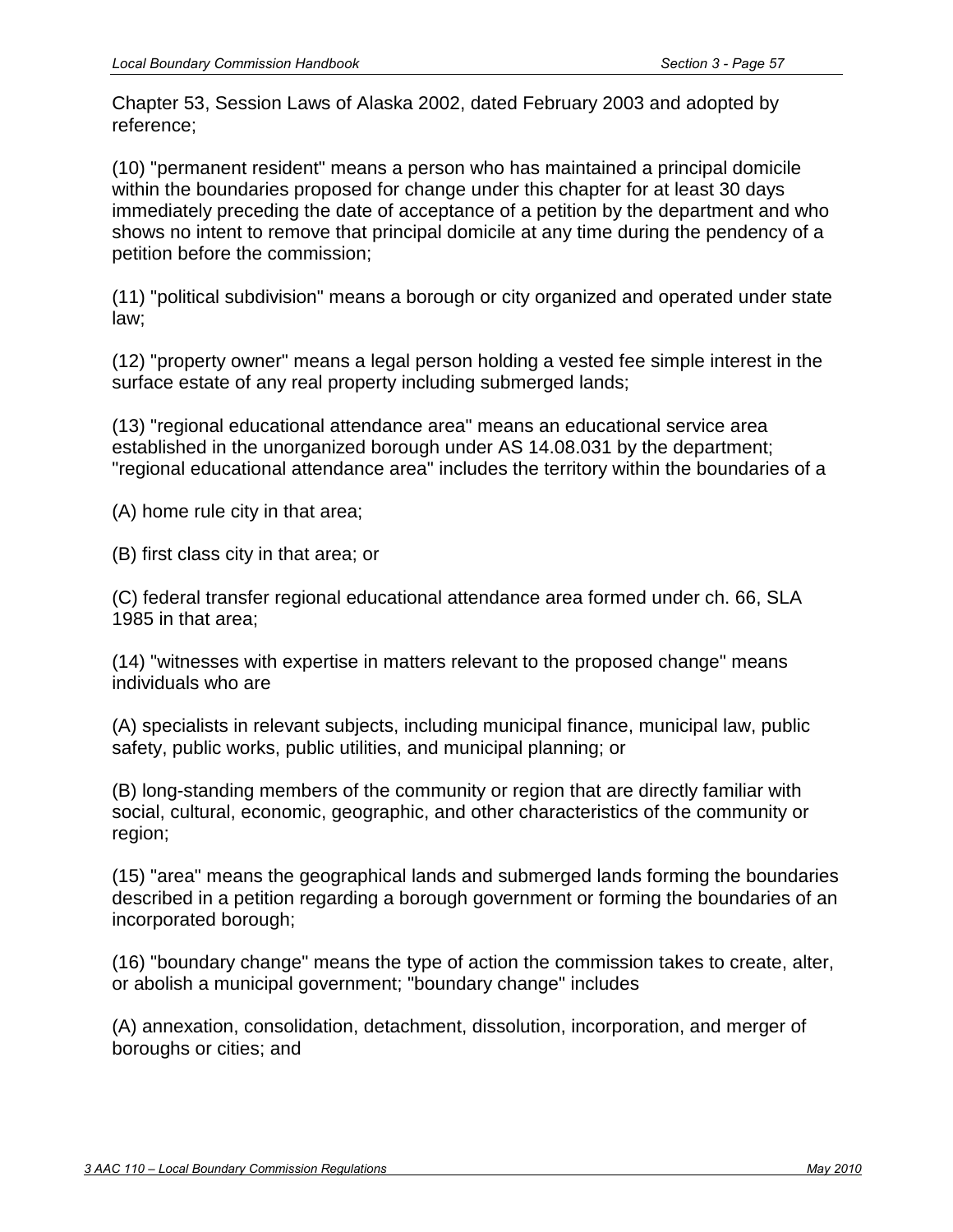Chapter 53, Session Laws of Alaska 2002, dated February 2003 and adopted by reference;

(10) "permanent resident" means a person who has maintained a principal domicile within the boundaries proposed for change under this chapter for at least 30 days immediately preceding the date of acceptance of a petition by the department and who shows no intent to remove that principal domicile at any time during the pendency of a petition before the commission;

(11) "political subdivision" means a borough or city organized and operated under state law;

(12) "property owner" means a legal person holding a vested fee simple interest in the surface estate of any real property including submerged lands;

(13) "regional educational attendance area" means an educational service area established in the unorganized borough under AS 14.08.031 by the department; "regional educational attendance area" includes the territory within the boundaries of a

(A) home rule city in that area;

(B) first class city in that area; or

(C) federal transfer regional educational attendance area formed under ch. 66, SLA 1985 in that area;

(14) "witnesses with expertise in matters relevant to the proposed change" means individuals who are

(A) specialists in relevant subjects, including municipal finance, municipal law, public safety, public works, public utilities, and municipal planning; or

(B) long-standing members of the community or region that are directly familiar with social, cultural, economic, geographic, and other characteristics of the community or region;

(15) "area" means the geographical lands and submerged lands forming the boundaries described in a petition regarding a borough government or forming the boundaries of an incorporated borough;

(16) "boundary change" means the type of action the commission takes to create, alter, or abolish a municipal government; "boundary change" includes

(A) annexation, consolidation, detachment, dissolution, incorporation, and merger of boroughs or cities; and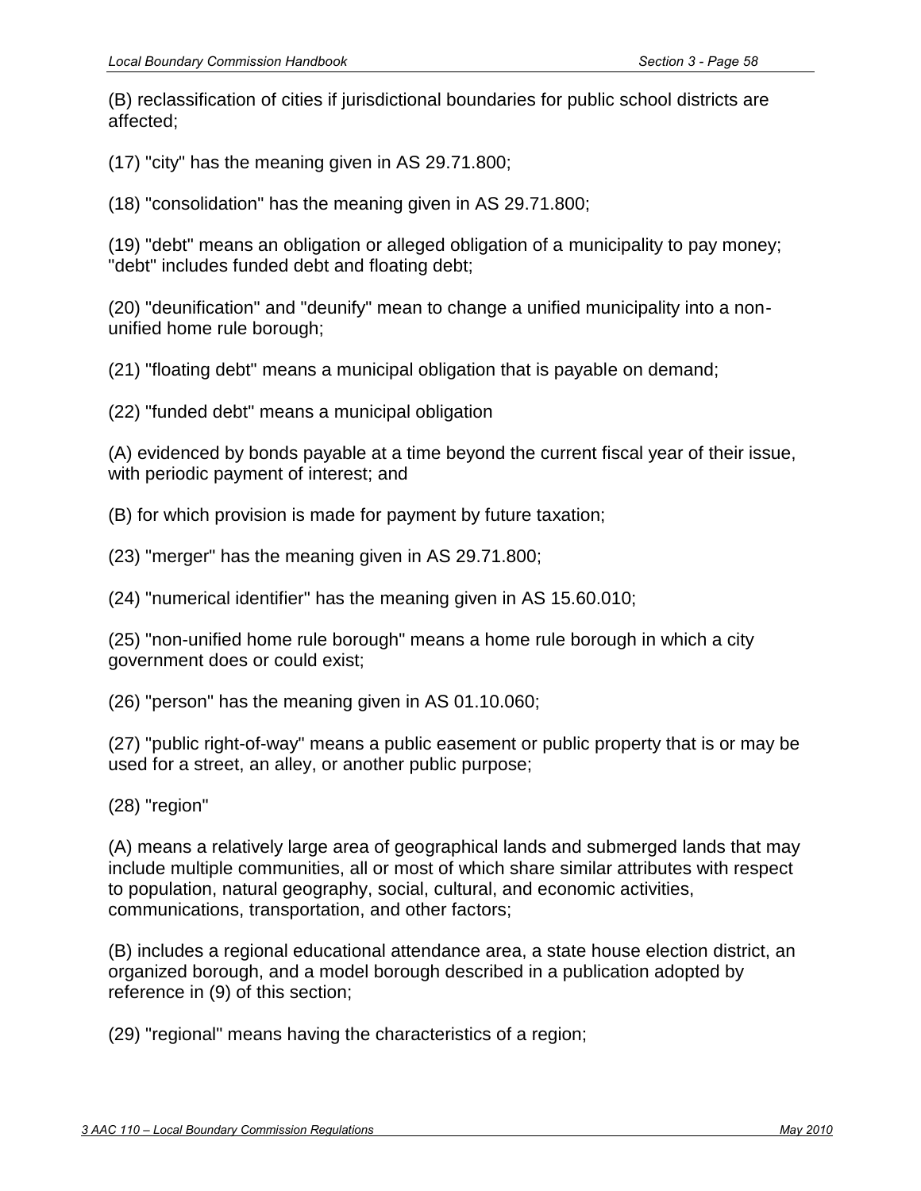(B) reclassification of cities if jurisdictional boundaries for public school districts are affected;

(17) "city" has the meaning given in AS 29.71.800;

(18) "consolidation" has the meaning given in AS 29.71.800;

(19) "debt" means an obligation or alleged obligation of a municipality to pay money; "debt" includes funded debt and floating debt;

(20) "deunification" and "deunify" mean to change a unified municipality into a non-unified home rule borough;

(21) "floating debt" means a municipal obligation that is payable on demand;

(22) "funded debt" means a municipal obligation

(A) evidenced by bonds payable at a time beyond the current fiscal year of their issue, with periodic payment of interest; and

(B) for which provision is made for payment by future taxation;

(23) "merger" has the meaning given in AS 29.71.800;

(24) "numerical identifier" has the meaning given in AS 15.60.010;

(25) "non-unified home rule borough" means a home rule borough in which a city government does or could exist;

(26) "person" has the meaning given in AS 01.10.060;

(27) "public right-of-way" means a public easement or public property that is or may be used for a street, an alley, or another public purpose;

(28) "region"

(A) means a relatively large area of geographical lands and submerged lands that may include multiple communities, all or most of which share similar attributes with respect to population, natural geography, social, cultural, and economic activities, communications, transportation, and other factors;

(B) includes a regional educational attendance area, a state house election district, an organized borough, and a model borough described in a publication adopted by reference in (9) of this section;

(29) "regional" means having the characteristics of a region;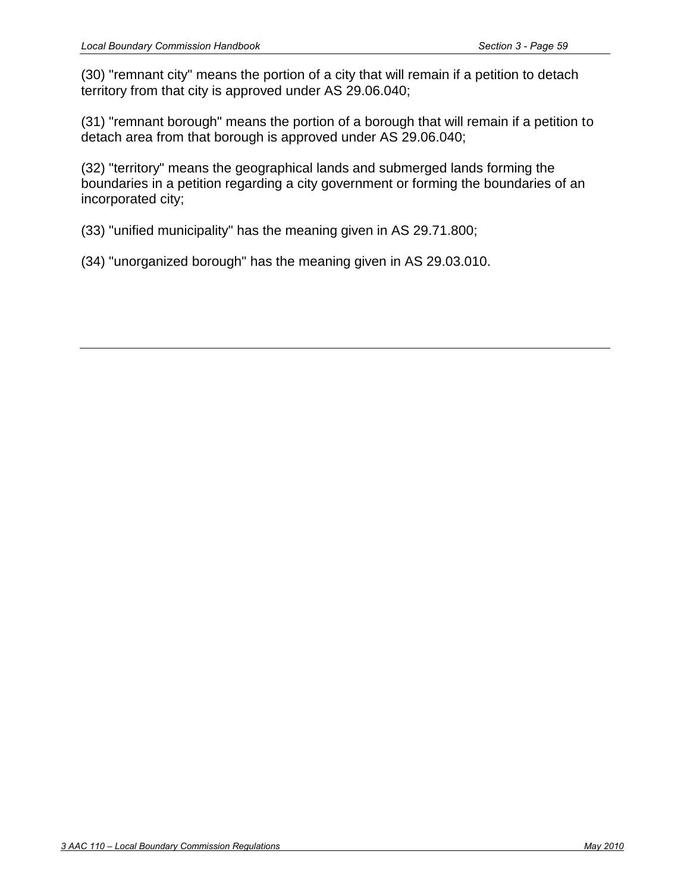(30) "remnant city" means the portion of a city that will remain if a petition to detach territory from that city is approved under AS 29.06.040;

(31) "remnant borough" means the portion of a borough that will remain if a petition to detach area from that borough is approved under AS 29.06.040;

(32) "territory" means the geographical lands and submerged lands forming the boundaries in a petition regarding a city government or forming the boundaries of an incorporated city;

(33) "unified municipality" has the meaning given in AS 29.71.800;

(34) "unorganized borough" has the meaning given in AS 29.03.010.